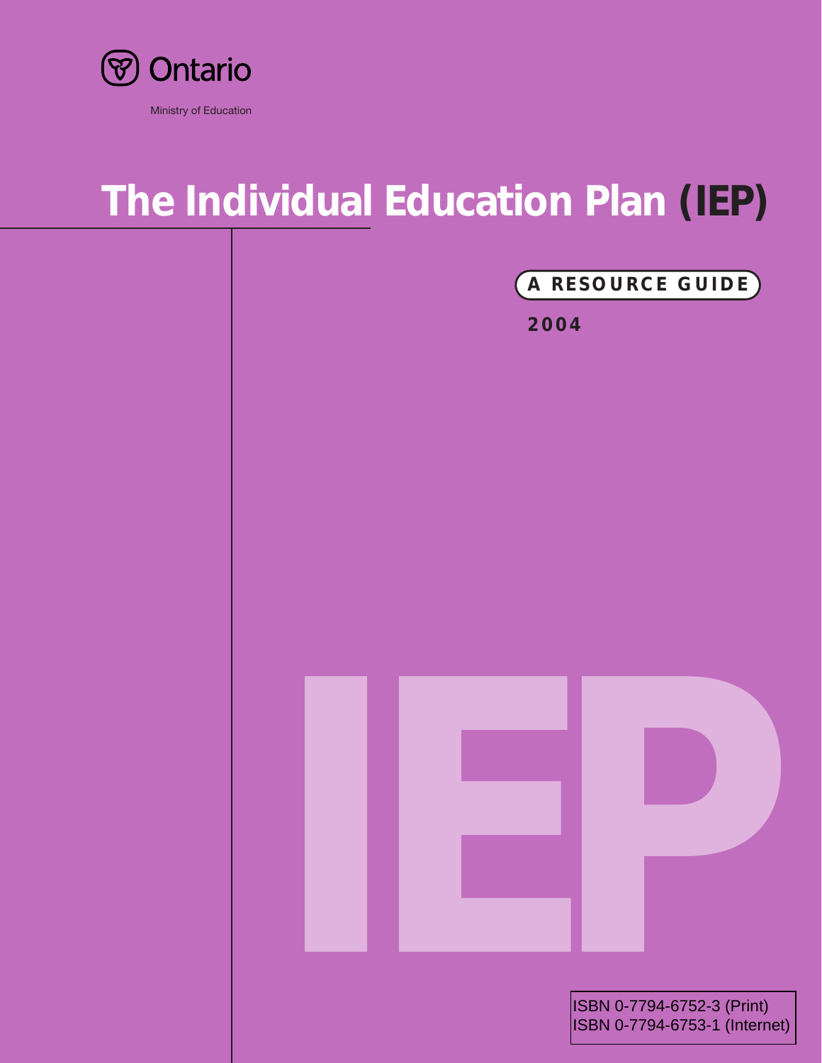Ontario

Ministry of Education

# The Individual Education Plan (IEP)

**A RESOURCE GUIDE**

**2004**

IEP

ISBN 0-7794-6752-3 (Print)
ISBN 0-7794-6753-1 (Internet)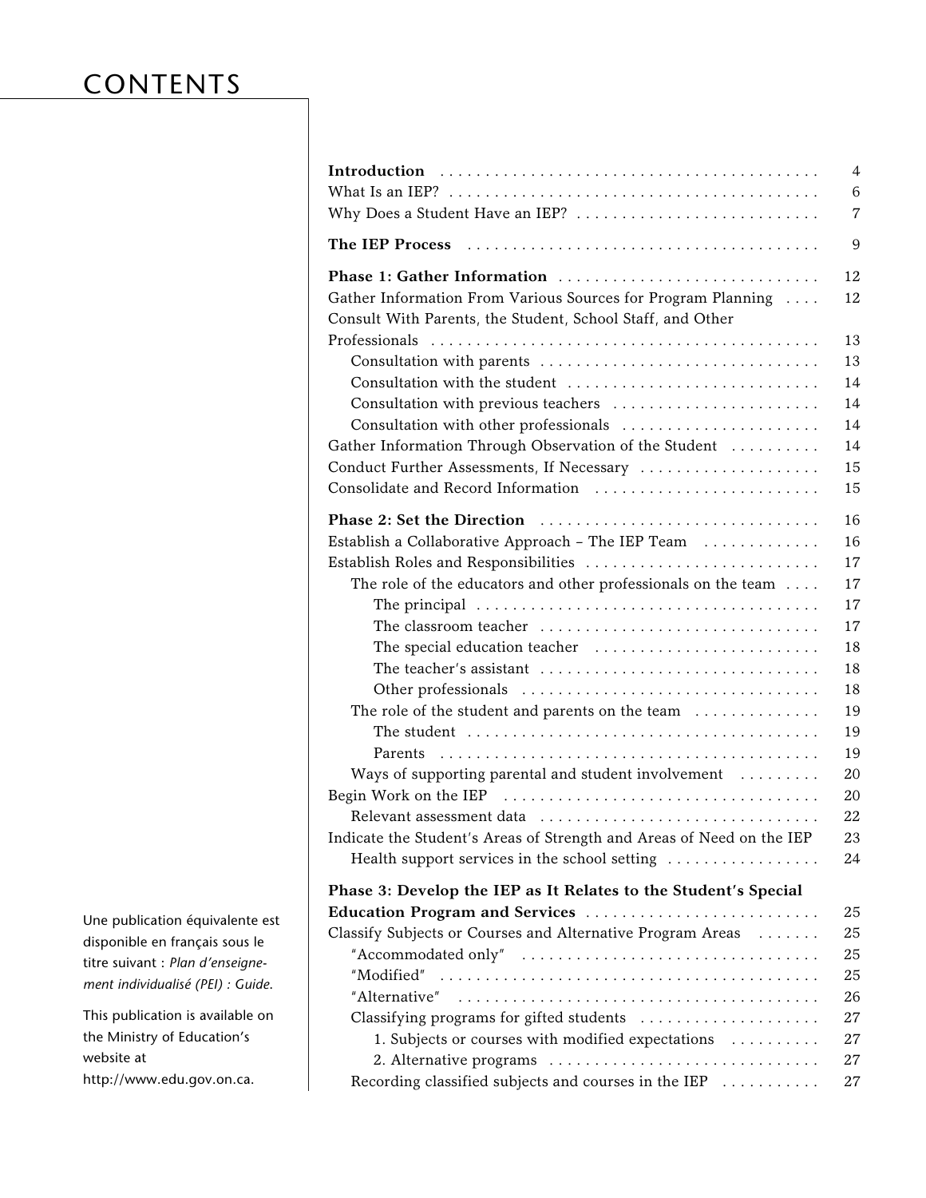# CONTENTS

| | |
|---|---|
| **Introduction** | 4 |
| What Is an IEP? | 6 |
| Why Does a Student Have an IEP? | 7 |
| **The IEP Process** | 9 |
| **Phase 1: Gather Information** | 12 |
| Gather Information From Various Sources for Program Planning | 12 |
| Consult With Parents, the Student, School Staff, and Other Professionals | 13 |
| Consultation with parents | 13 |
| Consultation with the student | 14 |
| Consultation with previous teachers | 14 |
| Consultation with other professionals | 14 |
| Gather Information Through Observation of the Student | 14 |
| Conduct Further Assessments, If Necessary | 15 |
| Consolidate and Record Information | 15 |
| **Phase 2: Set the Direction** | 16 |
| Establish a Collaborative Approach – The IEP Team | 16 |
| Establish Roles and Responsibilities | 17 |
| The role of the educators and other professionals on the team | 17 |
| The principal | 17 |
| The classroom teacher | 17 |
| The special education teacher | 18 |
| The teacher's assistant | 18 |
| Other professionals | 18 |
| The role of the student and parents on the team | 19 |
| The student | 19 |
| Parents | 19 |
| Ways of supporting parental and student involvement | 20 |
| Begin Work on the IEP | 20 |
| Relevant assessment data | 22 |
| Indicate the Student's Areas of Strength and Areas of Need on the IEP | 23 |
| Health support services in the school setting | 24 |
| **Phase 3: Develop the IEP as It Relates to the Student's Special Education Program and Services** | 25 |
| Classify Subjects or Courses and Alternative Program Areas | 25 |
| "Accommodated only" | 25 |
| "Modified" | 25 |
| "Alternative" | 26 |
| Classifying programs for gifted students | 27 |
| 1. Subjects or courses with modified expectations | 27 |
| 2. Alternative programs | 27 |
| Recording classified subjects and courses in the IEP | 27 |

Une publication équivalente est disponible en français sous le titre suivant : *Plan d'enseignement individualisé (PEI) : Guide*.

This publication is available on the Ministry of Education's website at http://www.edu.gov.on.ca.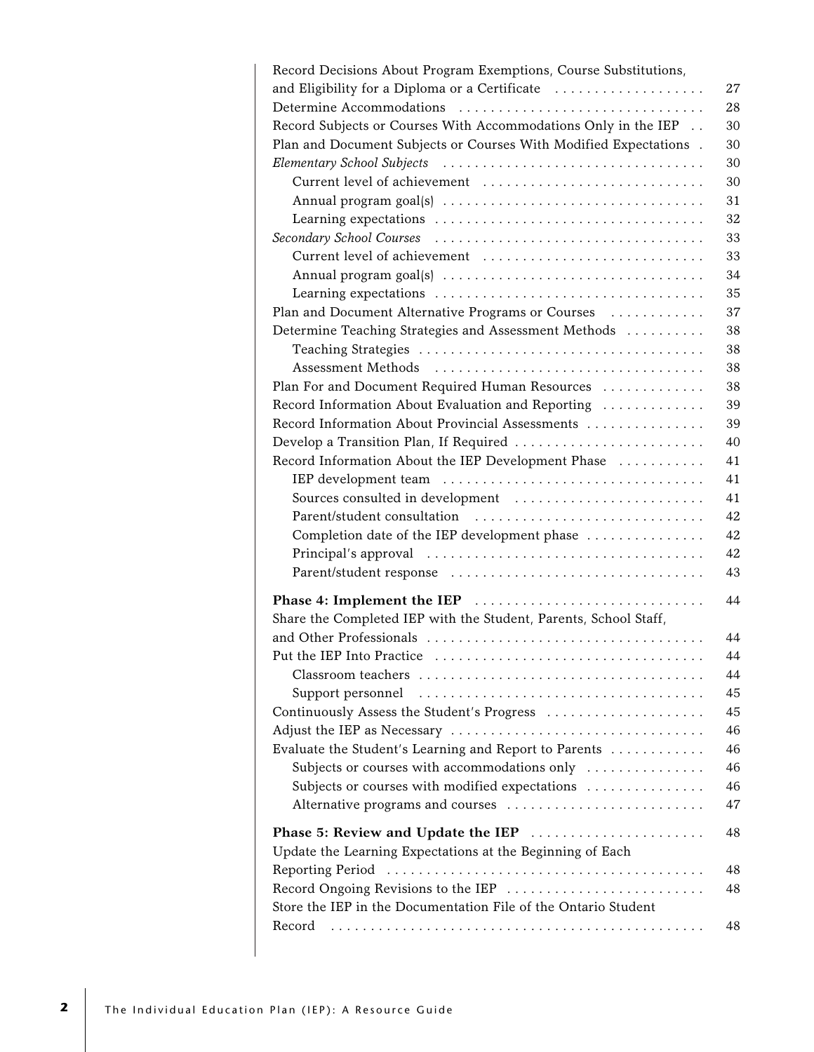Record Decisions About Program Exemptions, Course Substitutions, and Eligibility for a Diploma or a Certificate . . . . . . . . . . 27
Determine Accommodations . . . . . . . . . . 28
Record Subjects or Courses With Accommodations Only in the IEP . . 30
Plan and Document Subjects or Courses With Modified Expectations . 30
*Elementary School Subjects* . . . . . . . . . . 30
- Current level of achievement . . . . . . . . . . 30
- Annual program goal(s) . . . . . . . . . . 31
- Learning expectations . . . . . . . . . . 32

*Secondary School Courses* . . . . . . . . . . 33
- Current level of achievement . . . . . . . . . . 33
- Annual program goal(s) . . . . . . . . . . 34
- Learning expectations . . . . . . . . . . 35

Plan and Document Alternative Programs or Courses . . . . . . . . . . 37
Determine Teaching Strategies and Assessment Methods . . . . . . . . . . 38
- Teaching Strategies . . . . . . . . . . 38
- Assessment Methods . . . . . . . . . . 38

Plan For and Document Required Human Resources . . . . . . . . . . 38
Record Information About Evaluation and Reporting . . . . . . . . . . 39
Record Information About Provincial Assessments . . . . . . . . . . 39
Develop a Transition Plan, If Required . . . . . . . . . . 40
Record Information About the IEP Development Phase . . . . . . . . . . 41
- IEP development team . . . . . . . . . . 41
- Sources consulted in development . . . . . . . . . . 41
- Parent/student consultation . . . . . . . . . . 42
- Completion date of the IEP development phase . . . . . . . . . . 42
- Principal's approval . . . . . . . . . . 42
- Parent/student response . . . . . . . . . . 43

**Phase 4: Implement the IEP** . . . . . . . . . . 44
Share the Completed IEP with the Student, Parents, School Staff, and Other Professionals . . . . . . . . . . 44
Put the IEP Into Practice . . . . . . . . . . 44
- Classroom teachers . . . . . . . . . . 44
- Support personnel . . . . . . . . . . 45

Continuously Assess the Student's Progress . . . . . . . . . . 45
Adjust the IEP as Necessary . . . . . . . . . . 46
Evaluate the Student's Learning and Report to Parents . . . . . . . . . . 46
- Subjects or courses with accommodations only . . . . . . . . . . 46
- Subjects or courses with modified expectations . . . . . . . . . . 46
- Alternative programs and courses . . . . . . . . . . 47

**Phase 5: Review and Update the IEP** . . . . . . . . . . 48
Update the Learning Expectations at the Beginning of Each Reporting Period . . . . . . . . . . 48
Record Ongoing Revisions to the IEP . . . . . . . . . . 48
Store the IEP in the Documentation File of the Ontario Student Record . . . . . . . . . . 48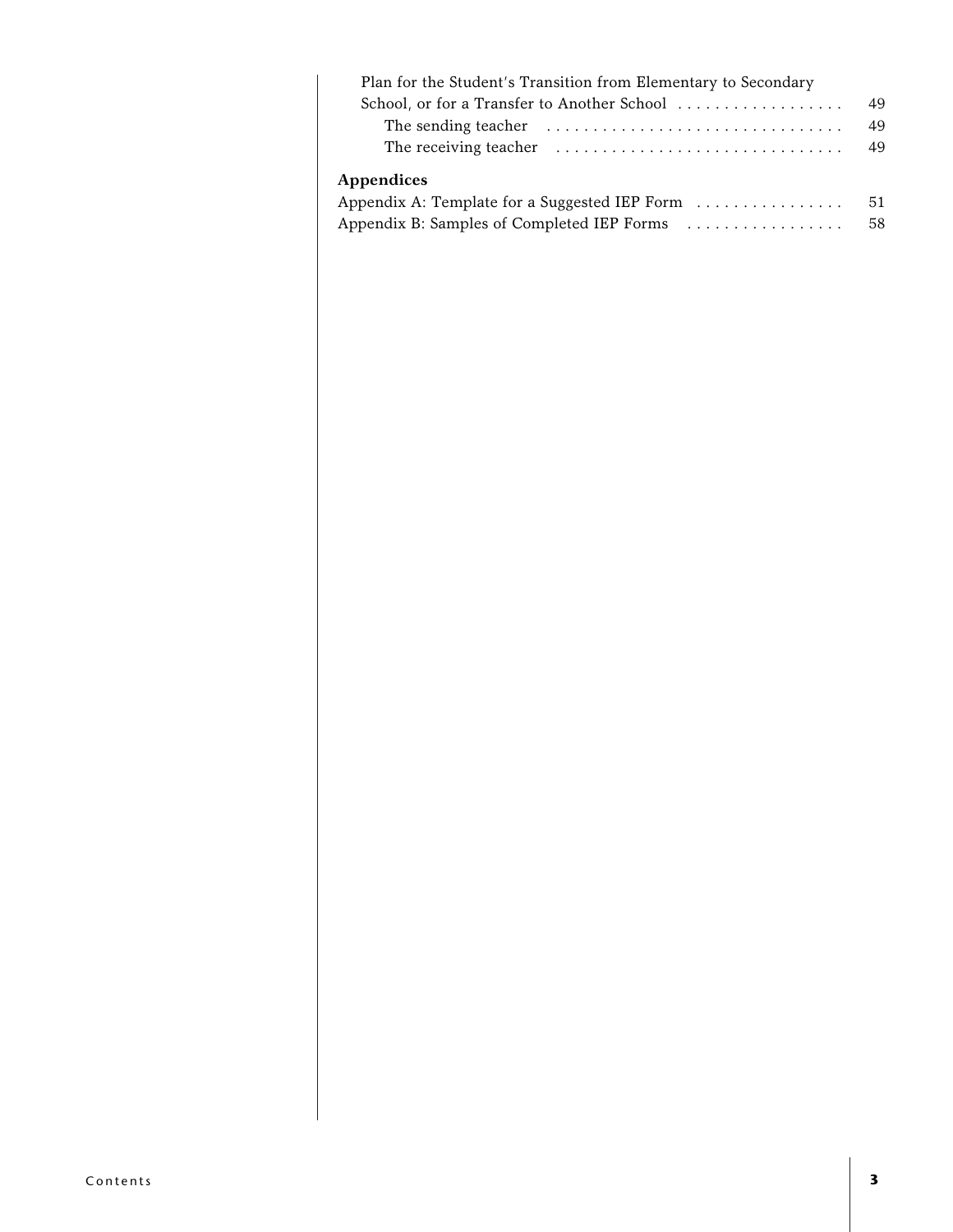Plan for the Student's Transition from Elementary to Secondary School, or for a Transfer to Another School . . . . . . . . . . . . . . . . . . 49

The sending teacher . . . . . . . . . . . . . . . . . . . . . . . . . . . . . . . . 49

The receiving teacher . . . . . . . . . . . . . . . . . . . . . . . . . . . . . . . 49

**Appendices**

Appendix A: Template for a Suggested IEP Form . . . . . . . . . . . . . . . . 51

Appendix B: Samples of Completed IEP Forms . . . . . . . . . . . . . . . . . 58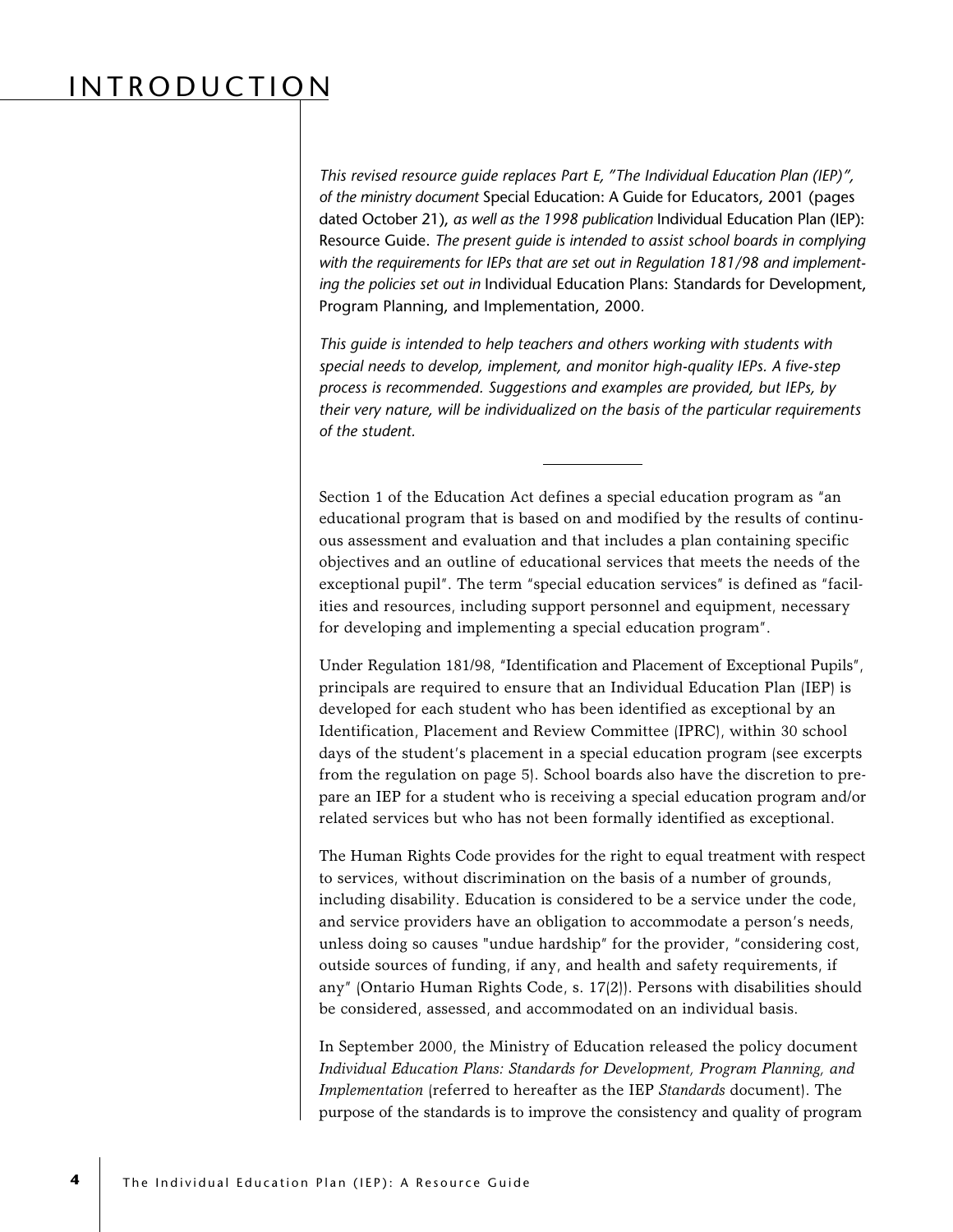# INTRODUCTION

*This revised resource guide replaces Part E, "The Individual Education Plan (IEP)", of the ministry document* Special Education: A Guide for Educators, 2001 (pages dated October 21), *as well as the 1998 publication* Individual Education Plan (IEP): Resource Guide. *The present guide is intended to assist school boards in complying with the requirements for IEPs that are set out in Regulation 181/98 and implementing the policies set out in* Individual Education Plans: Standards for Development, Program Planning, and Implementation, 2000.

*This guide is intended to help teachers and others working with students with special needs to develop, implement, and monitor high-quality IEPs. A five-step process is recommended. Suggestions and examples are provided, but IEPs, by their very nature, will be individualized on the basis of the particular requirements of the student.*

---

Section 1 of the Education Act defines a special education program as "an educational program that is based on and modified by the results of continuous assessment and evaluation and that includes a plan containing specific objectives and an outline of educational services that meets the needs of the exceptional pupil". The term "special education services" is defined as "facilities and resources, including support personnel and equipment, necessary for developing and implementing a special education program".

Under Regulation 181/98, "Identification and Placement of Exceptional Pupils", principals are required to ensure that an Individual Education Plan (IEP) is developed for each student who has been identified as exceptional by an Identification, Placement and Review Committee (IPRC), within 30 school days of the student's placement in a special education program (see excerpts from the regulation on page 5). School boards also have the discretion to prepare an IEP for a student who is receiving a special education program and/or related services but who has not been formally identified as exceptional.

The Human Rights Code provides for the right to equal treatment with respect to services, without discrimination on the basis of a number of grounds, including disability. Education is considered to be a service under the code, and service providers have an obligation to accommodate a person's needs, unless doing so causes "undue hardship" for the provider, "considering cost, outside sources of funding, if any, and health and safety requirements, if any" (Ontario Human Rights Code, s. 17(2)). Persons with disabilities should be considered, assessed, and accommodated on an individual basis.

In September 2000, the Ministry of Education released the policy document *Individual Education Plans: Standards for Development, Program Planning, and Implementation* (referred to hereafter as the IEP *Standards* document). The purpose of the standards is to improve the consistency and quality of program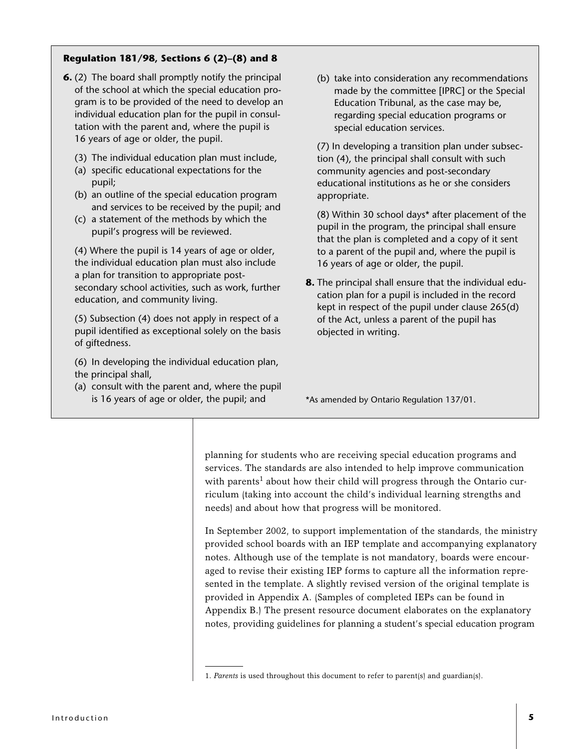**Regulation 181/98, Sections 6 (2)–(8) and 8**

**6.** (2) The board shall promptly notify the principal of the school at which the special education program is to be provided of the need to develop an individual education plan for the pupil in consultation with the parent and, where the pupil is 16 years of age or older, the pupil.

(3) The individual education plan must include,

(a) specific educational expectations for the pupil;

(b) an outline of the special education program and services to be received by the pupil; and

(c) a statement of the methods by which the pupil's progress will be reviewed.

(4) Where the pupil is 14 years of age or older, the individual education plan must also include a plan for transition to appropriate post-secondary school activities, such as work, further education, and community living.

(5) Subsection (4) does not apply in respect of a pupil identified as exceptional solely on the basis of giftedness.

(6) In developing the individual education plan, the principal shall,

(a) consult with the parent and, where the pupil is 16 years of age or older, the pupil; and

(b) take into consideration any recommendations made by the committee [IPRC] or the Special Education Tribunal, as the case may be, regarding special education programs or special education services.

(7) In developing a transition plan under subsection (4), the principal shall consult with such community agencies and post-secondary educational institutions as he or she considers appropriate.

(8) Within 30 school days* after placement of the pupil in the program, the principal shall ensure that the plan is completed and a copy of it sent to a parent of the pupil and, where the pupil is 16 years of age or older, the pupil.

**8.** The principal shall ensure that the individual education plan for a pupil is included in the record kept in respect of the pupil under clause 265(d) of the Act, unless a parent of the pupil has objected in writing.

*As amended by Ontario Regulation 137/01.

planning for students who are receiving special education programs and services. The standards are also intended to help improve communication with parents[1] about how their child will progress through the Ontario curriculum (taking into account the child's individual learning strengths and needs) and about how that progress will be monitored.

In September 2002, to support implementation of the standards, the ministry provided school boards with an IEP template and accompanying explanatory notes. Although use of the template is not mandatory, boards were encouraged to revise their existing IEP forms to capture all the information represented in the template. A slightly revised version of the original template is provided in Appendix A. (Samples of completed IEPs can be found in Appendix B.) The present resource document elaborates on the explanatory notes, providing guidelines for planning a student's special education program

1. *Parents* is used throughout this document to refer to parent(s) and guardian(s).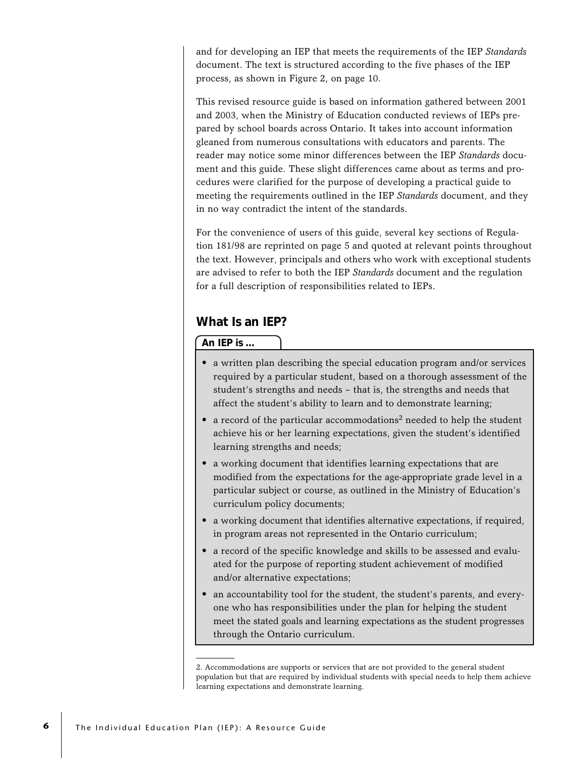and for developing an IEP that meets the requirements of the IEP *Standards* document. The text is structured according to the five phases of the IEP process, as shown in Figure 2, on page 10.

This revised resource guide is based on information gathered between 2001 and 2003, when the Ministry of Education conducted reviews of IEPs prepared by school boards across Ontario. It takes into account information gleaned from numerous consultations with educators and parents. The reader may notice some minor differences between the IEP *Standards* document and this guide. These slight differences came about as terms and procedures were clarified for the purpose of developing a practical guide to meeting the requirements outlined in the IEP *Standards* document, and they in no way contradict the intent of the standards.

For the convenience of users of this guide, several key sections of Regulation 181/98 are reprinted on page 5 and quoted at relevant points throughout the text. However, principals and others who work with exceptional students are advised to refer to both the IEP *Standards* document and the regulation for a full description of responsibilities related to IEPs.

## What Is an IEP?

**An IEP is ...**

- a written plan describing the special education program and/or services required by a particular student, based on a thorough assessment of the student's strengths and needs – that is, the strengths and needs that affect the student's ability to learn and to demonstrate learning;
- a record of the particular accommodations[2] needed to help the student achieve his or her learning expectations, given the student's identified learning strengths and needs;
- a working document that identifies learning expectations that are modified from the expectations for the age-appropriate grade level in a particular subject or course, as outlined in the Ministry of Education's curriculum policy documents;
- a working document that identifies alternative expectations, if required, in program areas not represented in the Ontario curriculum;
- a record of the specific knowledge and skills to be assessed and evaluated for the purpose of reporting student achievement of modified and/or alternative expectations;
- an accountability tool for the student, the student's parents, and everyone who has responsibilities under the plan for helping the student meet the stated goals and learning expectations as the student progresses through the Ontario curriculum.

---

2. Accommodations are supports or services that are not provided to the general student population but that are required by individual students with special needs to help them achieve learning expectations and demonstrate learning.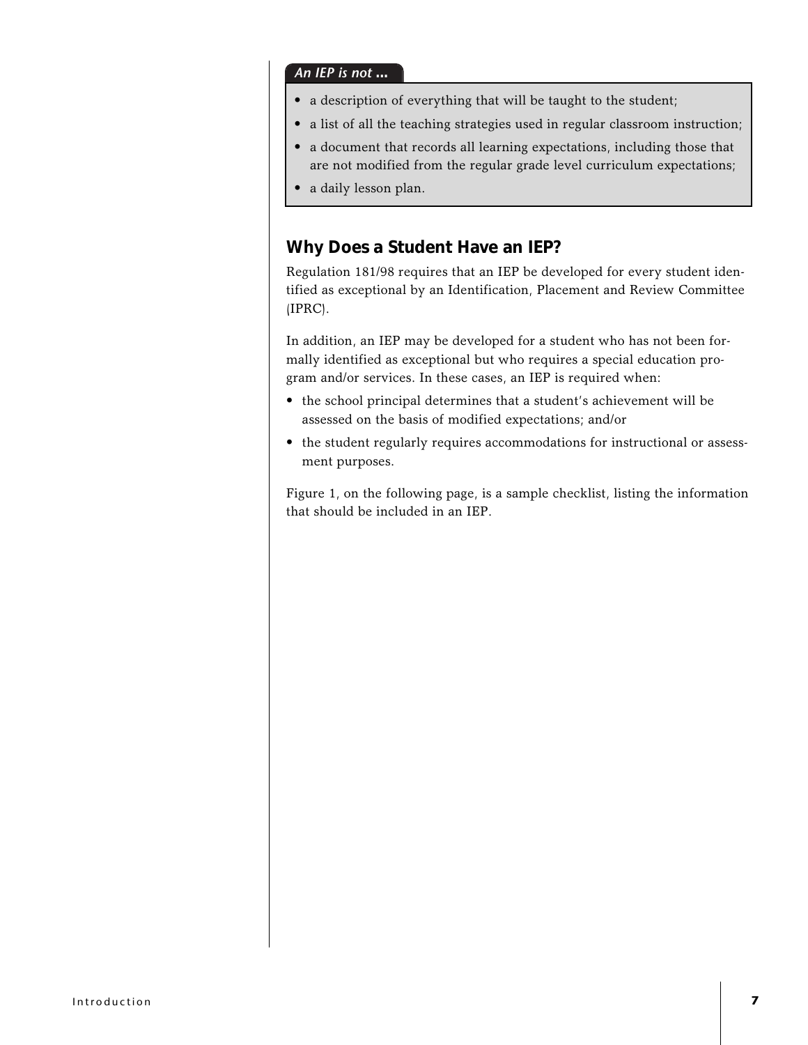*An IEP is not ...*

- a description of everything that will be taught to the student;
- a list of all the teaching strategies used in regular classroom instruction;
- a document that records all learning expectations, including those that are not modified from the regular grade level curriculum expectations;
- a daily lesson plan.

## Why Does a Student Have an IEP?

Regulation 181/98 requires that an IEP be developed for every student identified as exceptional by an Identification, Placement and Review Committee (IPRC).

In addition, an IEP may be developed for a student who has not been formally identified as exceptional but who requires a special education program and/or services. In these cases, an IEP is required when:

- the school principal determines that a student's achievement will be assessed on the basis of modified expectations; and/or
- the student regularly requires accommodations for instructional or assessment purposes.

Figure 1, on the following page, is a sample checklist, listing the information that should be included in an IEP.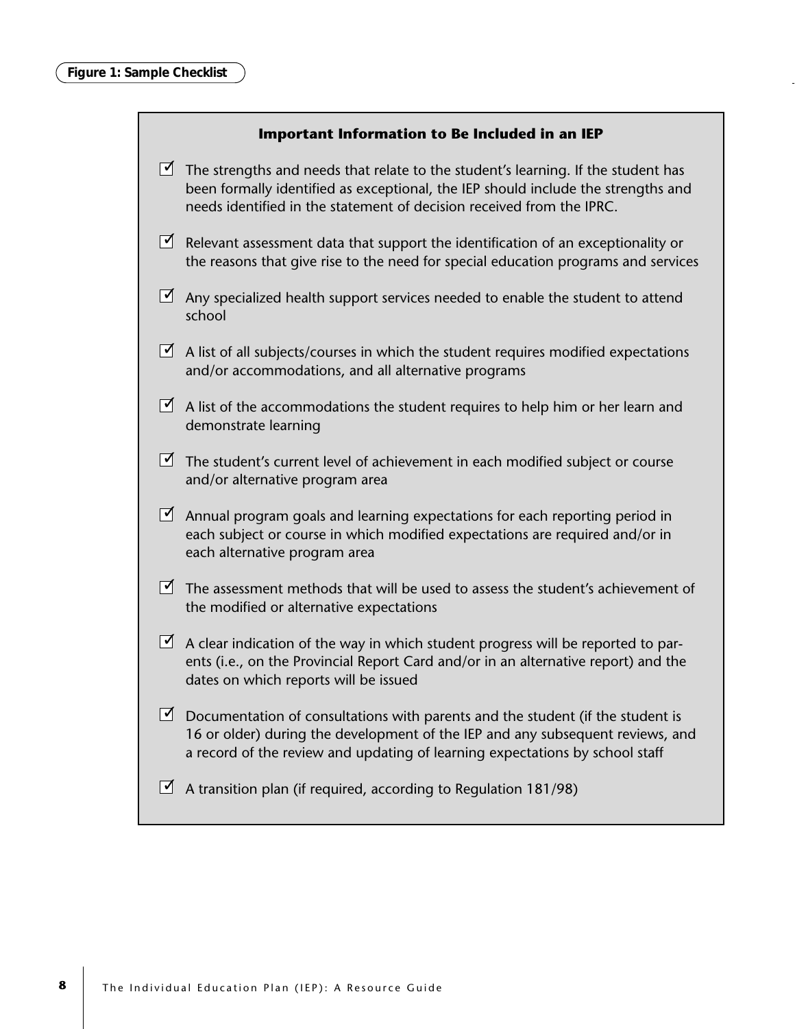**Figure 1: Sample Checklist**

### Important Information to Be Included in an IEP

- ☑ The strengths and needs that relate to the student's learning. If the student has been formally identified as exceptional, the IEP should include the strengths and needs identified in the statement of decision received from the IPRC.
- ☑ Relevant assessment data that support the identification of an exceptionality or the reasons that give rise to the need for special education programs and services
- ☑ Any specialized health support services needed to enable the student to attend school
- ☑ A list of all subjects/courses in which the student requires modified expectations and/or accommodations, and all alternative programs
- ☑ A list of the accommodations the student requires to help him or her learn and demonstrate learning
- ☑ The student's current level of achievement in each modified subject or course and/or alternative program area
- ☑ Annual program goals and learning expectations for each reporting period in each subject or course in which modified expectations are required and/or in each alternative program area
- ☑ The assessment methods that will be used to assess the student's achievement of the modified or alternative expectations
- ☑ A clear indication of the way in which student progress will be reported to parents (i.e., on the Provincial Report Card and/or in an alternative report) and the dates on which reports will be issued
- ☑ Documentation of consultations with parents and the student (if the student is 16 or older) during the development of the IEP and any subsequent reviews, and a record of the review and updating of learning expectations by school staff
- ☑ A transition plan (if required, according to Regulation 181/98)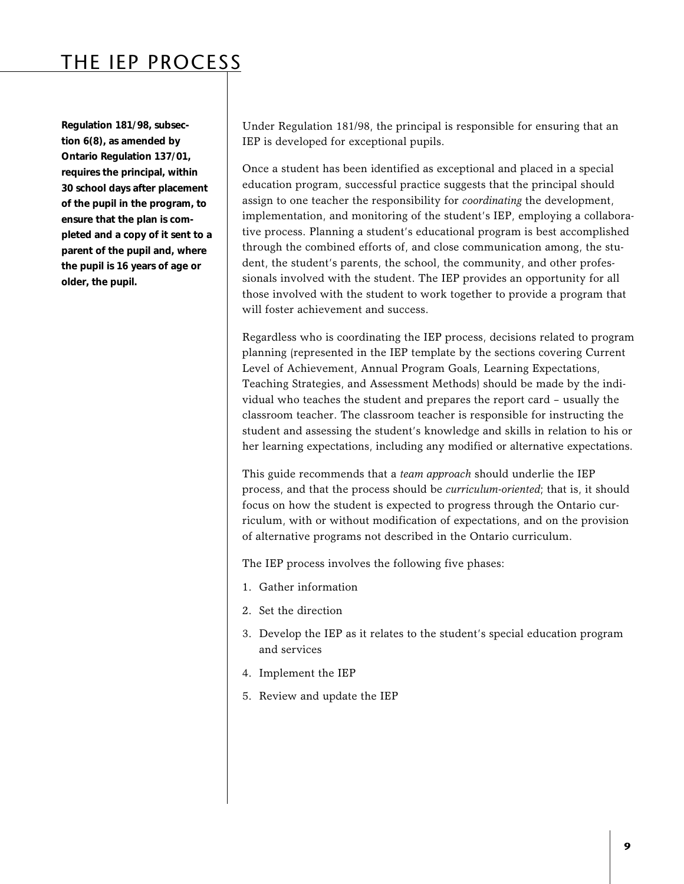# THE IEP PROCESS

**Regulation 181/98, subsection 6(8), as amended by Ontario Regulation 137/01, requires the principal, within 30 school days after placement of the pupil in the program, to ensure that the plan is completed and a copy of it sent to a parent of the pupil and, where the pupil is 16 years of age or older, the pupil.**

Under Regulation 181/98, the principal is responsible for ensuring that an IEP is developed for exceptional pupils.

Once a student has been identified as exceptional and placed in a special education program, successful practice suggests that the principal should assign to one teacher the responsibility for *coordinating* the development, implementation, and monitoring of the student's IEP, employing a collaborative process. Planning a student's educational program is best accomplished through the combined efforts of, and close communication among, the student, the student's parents, the school, the community, and other professionals involved with the student. The IEP provides an opportunity for all those involved with the student to work together to provide a program that will foster achievement and success.

Regardless who is coordinating the IEP process, decisions related to program planning (represented in the IEP template by the sections covering Current Level of Achievement, Annual Program Goals, Learning Expectations, Teaching Strategies, and Assessment Methods) should be made by the individual who teaches the student and prepares the report card – usually the classroom teacher. The classroom teacher is responsible for instructing the student and assessing the student's knowledge and skills in relation to his or her learning expectations, including any modified or alternative expectations.

This guide recommends that a *team approach* should underlie the IEP process, and that the process should be *curriculum-oriented*; that is, it should focus on how the student is expected to progress through the Ontario curriculum, with or without modification of expectations, and on the provision of alternative programs not described in the Ontario curriculum.

The IEP process involves the following five phases:

1. Gather information
2. Set the direction
3. Develop the IEP as it relates to the student's special education program and services
4. Implement the IEP
5. Review and update the IEP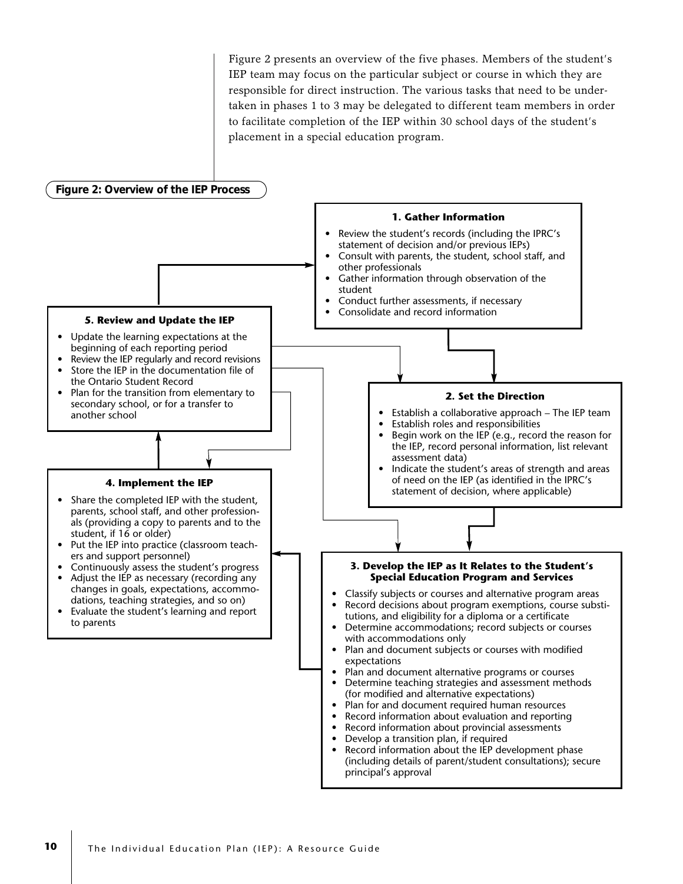Figure 2 presents an overview of the five phases. Members of the student's IEP team may focus on the particular subject or course in which they are responsible for direct instruction. The various tasks that need to be undertaken in phases 1 to 3 may be delegated to different team members in order to facilitate completion of the IEP within 30 school days of the student's placement in a special education program.

**Figure 2: Overview of the IEP Process**

**1. Gather Information**

- Review the student's records (including the IPRC's statement of decision and/or previous IEPs)
- Consult with parents, the student, school staff, and other professionals
- Gather information through observation of the student
- Conduct further assessments, if necessary
- Consolidate and record information

**2. Set the Direction**

- Establish a collaborative approach – The IEP team
- Establish roles and responsibilities
- Begin work on the IEP (e.g., record the reason for the IEP, record personal information, list relevant assessment data)
- Indicate the student's areas of strength and areas of need on the IEP (as identified in the IPRC's statement of decision, where applicable)

**3. Develop the IEP as It Relates to the Student's Special Education Program and Services**

- Classify subjects or courses and alternative program areas
- Record decisions about program exemptions, course substitutions, and eligibility for a diploma or a certificate
- Determine accommodations; record subjects or courses with accommodations only
- Plan and document subjects or courses with modified expectations
- Plan and document alternative programs or courses
- Determine teaching strategies and assessment methods (for modified and alternative expectations)
- Plan for and document required human resources
- Record information about evaluation and reporting
- Record information about provincial assessments
- Develop a transition plan, if required
- Record information about the IEP development phase (including details of parent/student consultations); secure principal's approval

**4. Implement the IEP**

- Share the completed IEP with the student, parents, school staff, and other professionals (providing a copy to parents and to the student, if 16 or older)
- Put the IEP into practice (classroom teachers and support personnel)
- Continuously assess the student's progress
- Adjust the IEP as necessary (recording any changes in goals, expectations, accommodations, teaching strategies, and so on)
- Evaluate the student's learning and report to parents

**5. Review and Update the IEP**

- Update the learning expectations at the beginning of each reporting period
- Review the IEP regularly and record revisions
- Store the IEP in the documentation file of the Ontario Student Record
- Plan for the transition from elementary to secondary school, or for a transfer to another school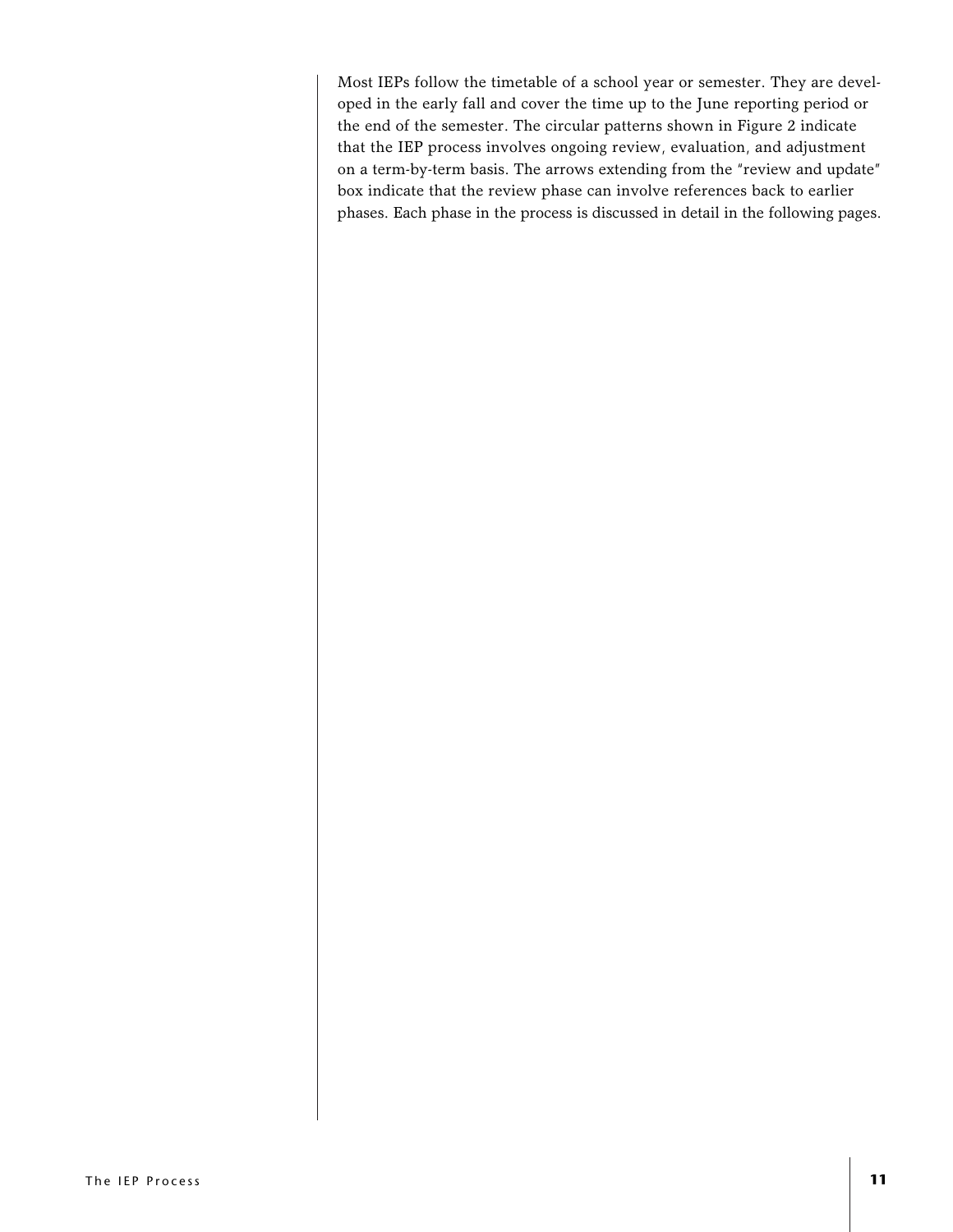Most IEPs follow the timetable of a school year or semester. They are developed in the early fall and cover the time up to the June reporting period or the end of the semester. The circular patterns shown in Figure 2 indicate that the IEP process involves ongoing review, evaluation, and adjustment on a term-by-term basis. The arrows extending from the "review and update" box indicate that the review phase can involve references back to earlier phases. Each phase in the process is discussed in detail in the following pages.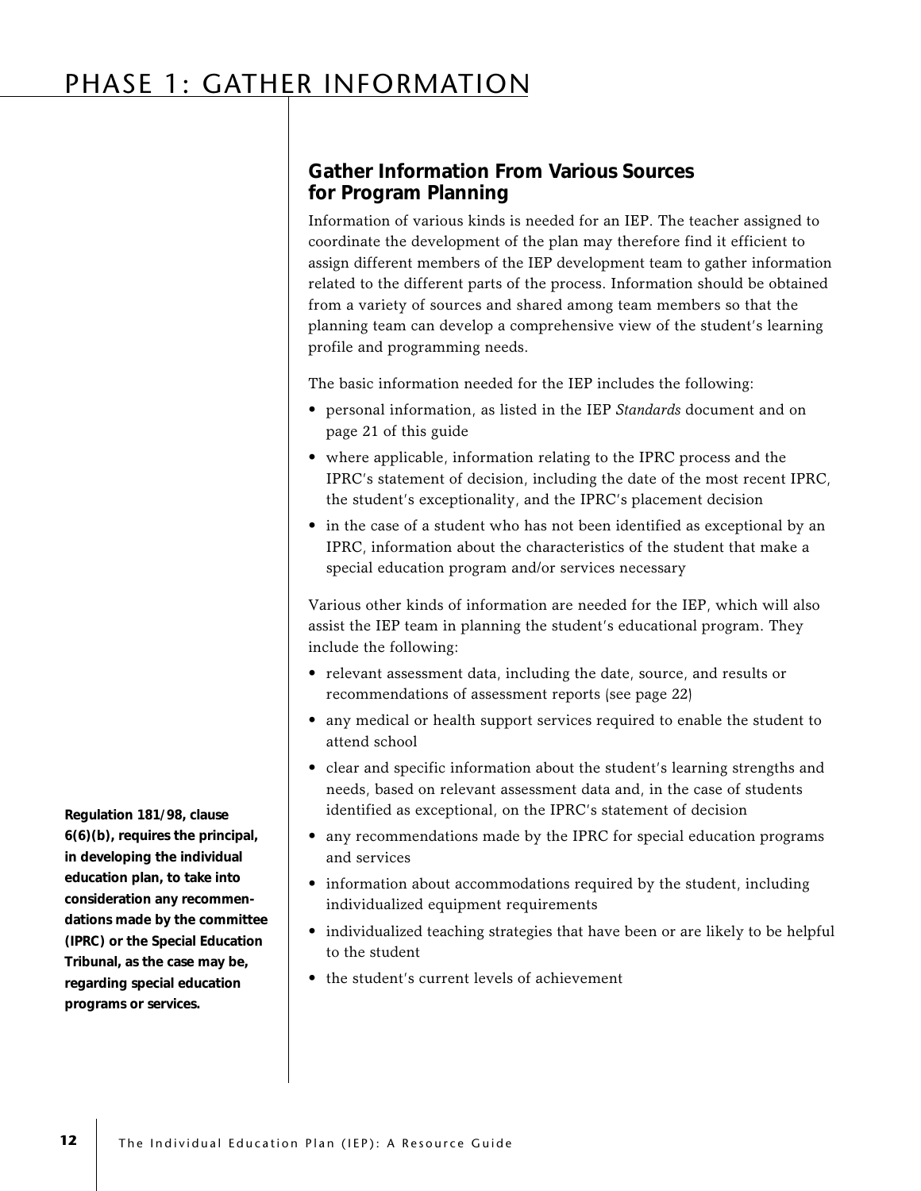# PHASE 1: GATHER INFORMATION

## Gather Information From Various Sources for Program Planning

Information of various kinds is needed for an IEP. The teacher assigned to coordinate the development of the plan may therefore find it efficient to assign different members of the IEP development team to gather information related to the different parts of the process. Information should be obtained from a variety of sources and shared among team members so that the planning team can develop a comprehensive view of the student's learning profile and programming needs.

The basic information needed for the IEP includes the following:

- personal information, as listed in the IEP *Standards* document and on page 21 of this guide
- where applicable, information relating to the IPRC process and the IPRC's statement of decision, including the date of the most recent IPRC, the student's exceptionality, and the IPRC's placement decision
- in the case of a student who has not been identified as exceptional by an IPRC, information about the characteristics of the student that make a special education program and/or services necessary

Various other kinds of information are needed for the IEP, which will also assist the IEP team in planning the student's educational program. They include the following:

- relevant assessment data, including the date, source, and results or recommendations of assessment reports (see page 22)
- any medical or health support services required to enable the student to attend school
- clear and specific information about the student's learning strengths and needs, based on relevant assessment data and, in the case of students identified as exceptional, on the IPRC's statement of decision
- any recommendations made by the IPRC for special education programs and services
- information about accommodations required by the student, including individualized equipment requirements
- individualized teaching strategies that have been or are likely to be helpful to the student
- the student's current levels of achievement

**Regulation 181/98, clause 6(6)(b), requires the principal, in developing the individual education plan, to take into consideration any recommendations made by the committee (IPRC) or the Special Education Tribunal, as the case may be, regarding special education programs or services.**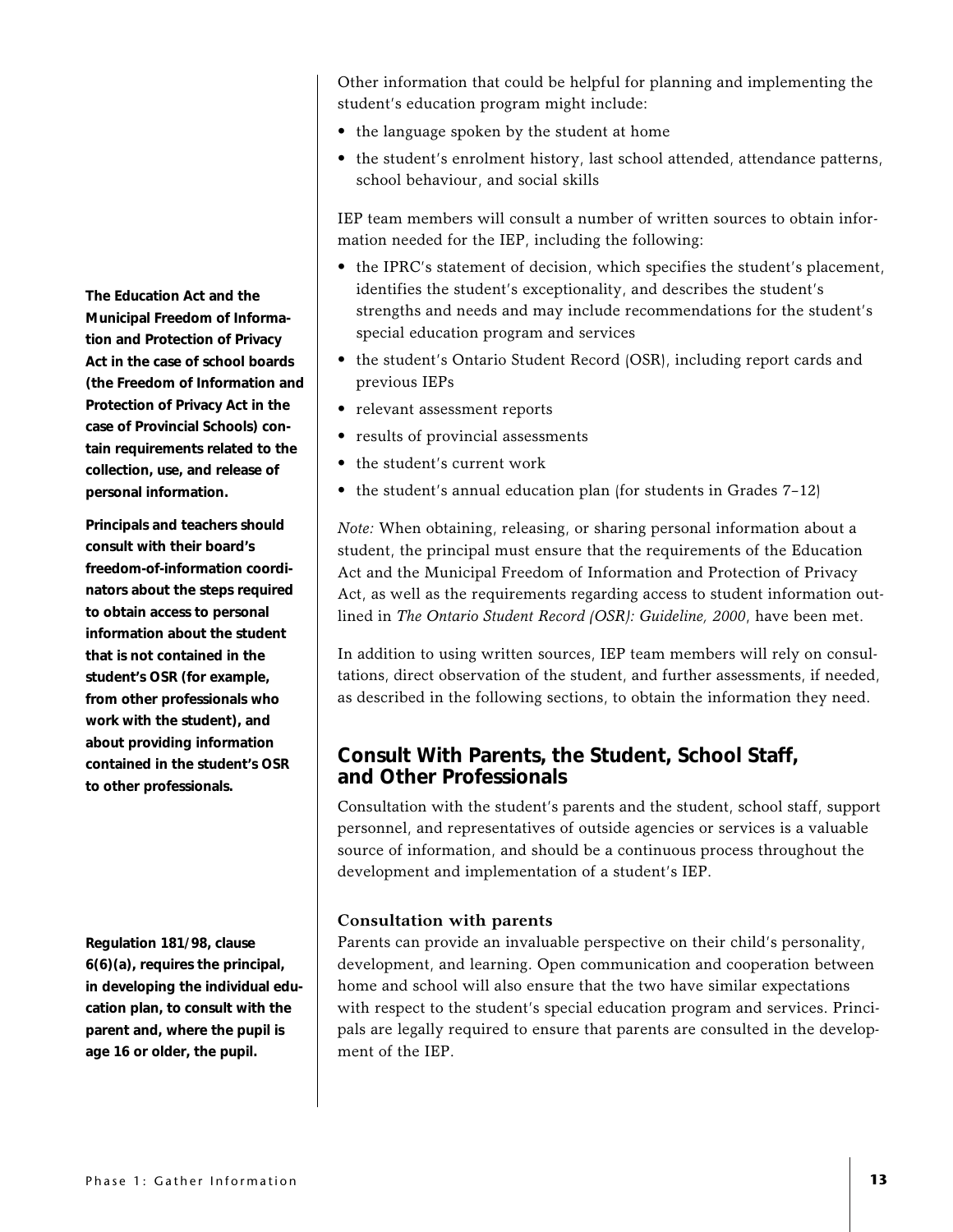Other information that could be helpful for planning and implementing the student's education program might include:

- the language spoken by the student at home
- the student's enrolment history, last school attended, attendance patterns, school behaviour, and social skills

IEP team members will consult a number of written sources to obtain information needed for the IEP, including the following:

- the IPRC's statement of decision, which specifies the student's placement, identifies the student's exceptionality, and describes the student's strengths and needs and may include recommendations for the student's special education program and services
- the student's Ontario Student Record (OSR), including report cards and previous IEPs
- relevant assessment reports
- results of provincial assessments
- the student's current work
- the student's annual education plan (for students in Grades 7–12)

**The Education Act and the Municipal Freedom of Information and Protection of Privacy Act in the case of school boards (the Freedom of Information and Protection of Privacy Act in the case of Provincial Schools) contain requirements related to the collection, use, and release of personal information.**

**Principals and teachers should consult with their board's freedom-of-information coordinators about the steps required to obtain access to personal information about the student that is not contained in the student's OSR (for example, from other professionals who work with the student), and about providing information contained in the student's OSR to other professionals.**

*Note:* When obtaining, releasing, or sharing personal information about a student, the principal must ensure that the requirements of the Education Act and the Municipal Freedom of Information and Protection of Privacy Act, as well as the requirements regarding access to student information outlined in *The Ontario Student Record (OSR): Guideline, 2000*, have been met.

In addition to using written sources, IEP team members will rely on consultations, direct observation of the student, and further assessments, if needed, as described in the following sections, to obtain the information they need.

## Consult With Parents, the Student, School Staff, and Other Professionals

Consultation with the student's parents and the student, school staff, support personnel, and representatives of outside agencies or services is a valuable source of information, and should be a continuous process throughout the development and implementation of a student's IEP.

### Consultation with parents

**Regulation 181/98, clause 6(6)(a), requires the principal, in developing the individual education plan, to consult with the parent and, where the pupil is age 16 or older, the pupil.**

Parents can provide an invaluable perspective on their child's personality, development, and learning. Open communication and cooperation between home and school will also ensure that the two have similar expectations with respect to the student's special education program and services. Principals are legally required to ensure that parents are consulted in the development of the IEP.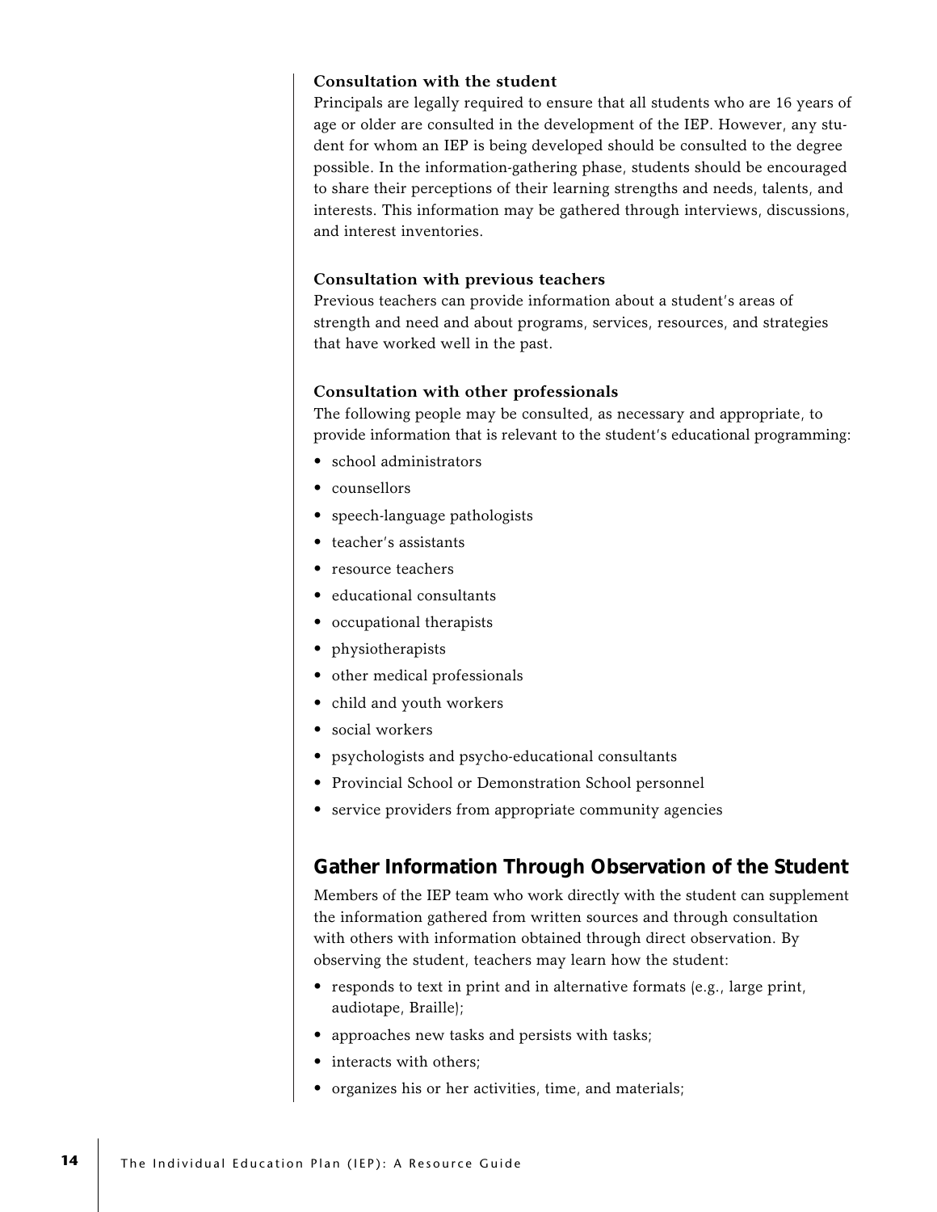#### Consultation with the student

Principals are legally required to ensure that all students who are 16 years of age or older are consulted in the development of the IEP. However, any student for whom an IEP is being developed should be consulted to the degree possible. In the information-gathering phase, students should be encouraged to share their perceptions of their learning strengths and needs, talents, and interests. This information may be gathered through interviews, discussions, and interest inventories.

#### Consultation with previous teachers

Previous teachers can provide information about a student's areas of strength and need and about programs, services, resources, and strategies that have worked well in the past.

#### Consultation with other professionals

The following people may be consulted, as necessary and appropriate, to provide information that is relevant to the student's educational programming:

- school administrators
- counsellors
- speech-language pathologists
- teacher's assistants
- resource teachers
- educational consultants
- occupational therapists
- physiotherapists
- other medical professionals
- child and youth workers
- social workers
- psychologists and psycho-educational consultants
- Provincial School or Demonstration School personnel
- service providers from appropriate community agencies

### Gather Information Through Observation of the Student

Members of the IEP team who work directly with the student can supplement the information gathered from written sources and through consultation with others with information obtained through direct observation. By observing the student, teachers may learn how the student:

- responds to text in print and in alternative formats (e.g., large print, audiotape, Braille);
- approaches new tasks and persists with tasks;
- interacts with others;
- organizes his or her activities, time, and materials;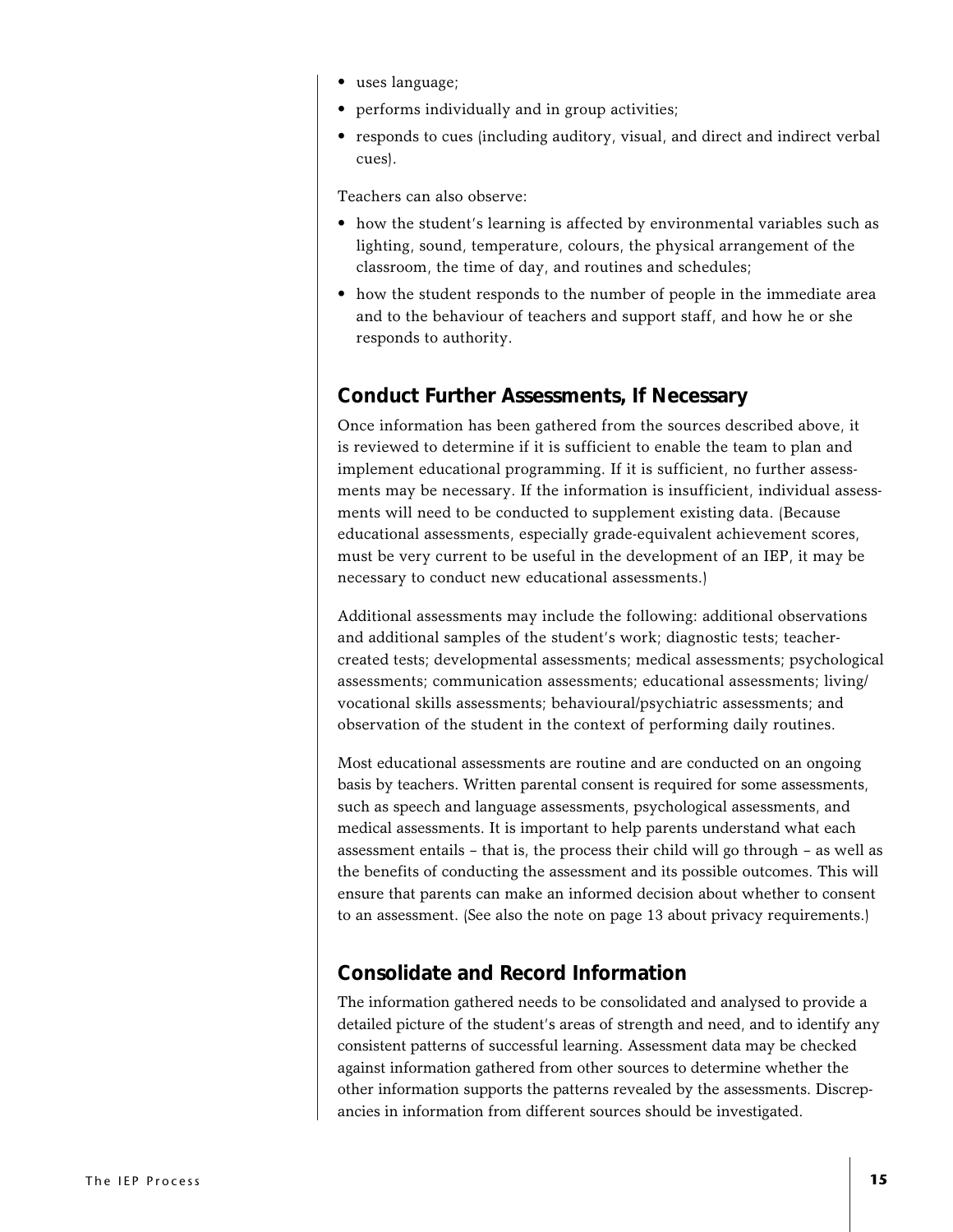- uses language;
- performs individually and in group activities;
- responds to cues (including auditory, visual, and direct and indirect verbal cues).

Teachers can also observe:

- how the student's learning is affected by environmental variables such as lighting, sound, temperature, colours, the physical arrangement of the classroom, the time of day, and routines and schedules;
- how the student responds to the number of people in the immediate area and to the behaviour of teachers and support staff, and how he or she responds to authority.

## Conduct Further Assessments, If Necessary

Once information has been gathered from the sources described above, it is reviewed to determine if it is sufficient to enable the team to plan and implement educational programming. If it is sufficient, no further assessments may be necessary. If the information is insufficient, individual assessments will need to be conducted to supplement existing data. (Because educational assessments, especially grade-equivalent achievement scores, must be very current to be useful in the development of an IEP, it may be necessary to conduct new educational assessments.)

Additional assessments may include the following: additional observations and additional samples of the student's work; diagnostic tests; teacher-created tests; developmental assessments; medical assessments; psychological assessments; communication assessments; educational assessments; living/vocational skills assessments; behavioural/psychiatric assessments; and observation of the student in the context of performing daily routines.

Most educational assessments are routine and are conducted on an ongoing basis by teachers. Written parental consent is required for some assessments, such as speech and language assessments, psychological assessments, and medical assessments. It is important to help parents understand what each assessment entails – that is, the process their child will go through – as well as the benefits of conducting the assessment and its possible outcomes. This will ensure that parents can make an informed decision about whether to consent to an assessment. (See also the note on page 13 about privacy requirements.)

## Consolidate and Record Information

The information gathered needs to be consolidated and analysed to provide a detailed picture of the student's areas of strength and need, and to identify any consistent patterns of successful learning. Assessment data may be checked against information gathered from other sources to determine whether the other information supports the patterns revealed by the assessments. Discrepancies in information from different sources should be investigated.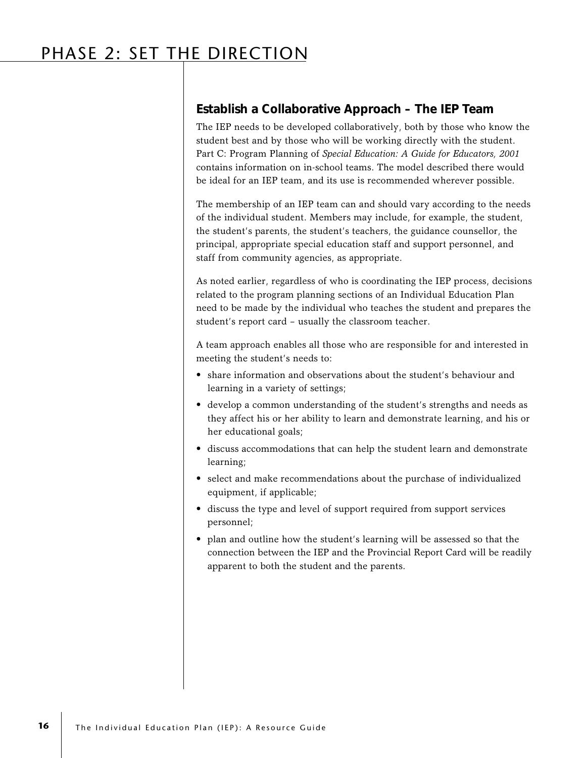# PHASE 2: SET THE DIRECTION

## Establish a Collaborative Approach – The IEP Team

The IEP needs to be developed collaboratively, both by those who know the student best and by those who will be working directly with the student. Part C: Program Planning of *Special Education: A Guide for Educators, 2001* contains information on in-school teams. The model described there would be ideal for an IEP team, and its use is recommended wherever possible.

The membership of an IEP team can and should vary according to the needs of the individual student. Members may include, for example, the student, the student's parents, the student's teachers, the guidance counsellor, the principal, appropriate special education staff and support personnel, and staff from community agencies, as appropriate.

As noted earlier, regardless of who is coordinating the IEP process, decisions related to the program planning sections of an Individual Education Plan need to be made by the individual who teaches the student and prepares the student's report card – usually the classroom teacher.

A team approach enables all those who are responsible for and interested in meeting the student's needs to:

- share information and observations about the student's behaviour and learning in a variety of settings;
- develop a common understanding of the student's strengths and needs as they affect his or her ability to learn and demonstrate learning, and his or her educational goals;
- discuss accommodations that can help the student learn and demonstrate learning;
- select and make recommendations about the purchase of individualized equipment, if applicable;
- discuss the type and level of support required from support services personnel;
- plan and outline how the student's learning will be assessed so that the connection between the IEP and the Provincial Report Card will be readily apparent to both the student and the parents.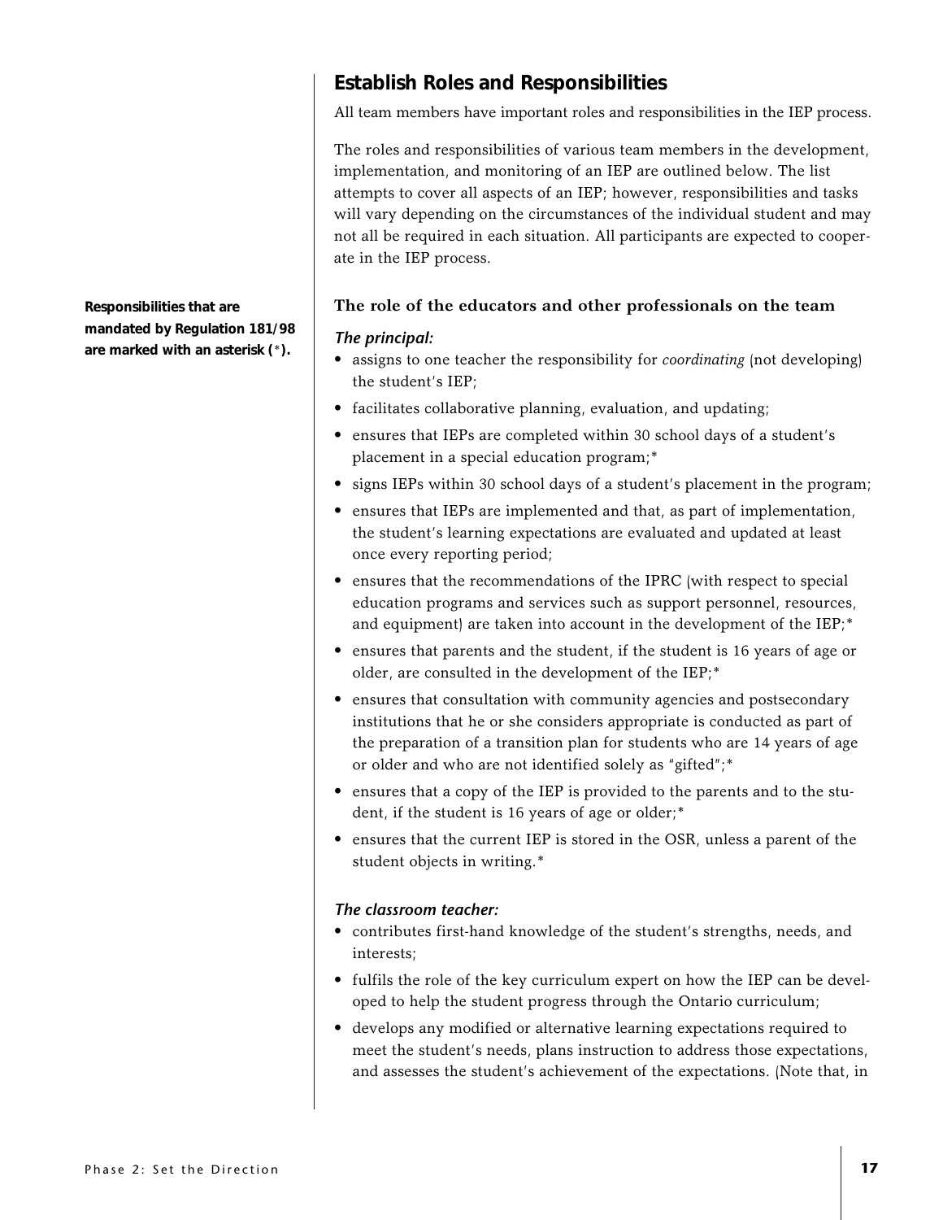## Establish Roles and Responsibilities

All team members have important roles and responsibilities in the IEP process.

The roles and responsibilities of various team members in the development, implementation, and monitoring of an IEP are outlined below. The list attempts to cover all aspects of an IEP; however, responsibilities and tasks will vary depending on the circumstances of the individual student and may not all be required in each situation. All participants are expected to cooperate in the IEP process.

**Responsibilities that are mandated by Regulation 181/98 are marked with an asterisk (*).**

### The role of the educators and other professionals on the team

#### *The principal:*

- assigns to one teacher the responsibility for *coordinating* (not developing) the student's IEP;
- facilitates collaborative planning, evaluation, and updating;
- ensures that IEPs are completed within 30 school days of a student's placement in a special education program;*
- signs IEPs within 30 school days of a student's placement in the program;
- ensures that IEPs are implemented and that, as part of implementation, the student's learning expectations are evaluated and updated at least once every reporting period;
- ensures that the recommendations of the IPRC (with respect to special education programs and services such as support personnel, resources, and equipment) are taken into account in the development of the IEP;*
- ensures that parents and the student, if the student is 16 years of age or older, are consulted in the development of the IEP;*
- ensures that consultation with community agencies and postsecondary institutions that he or she considers appropriate is conducted as part of the preparation of a transition plan for students who are 14 years of age or older and who are not identified solely as "gifted";*
- ensures that a copy of the IEP is provided to the parents and to the student, if the student is 16 years of age or older;*
- ensures that the current IEP is stored in the OSR, unless a parent of the student objects in writing.*

#### *The classroom teacher:*

- contributes first-hand knowledge of the student's strengths, needs, and interests;
- fulfils the role of the key curriculum expert on how the IEP can be developed to help the student progress through the Ontario curriculum;
- develops any modified or alternative learning expectations required to meet the student's needs, plans instruction to address those expectations, and assesses the student's achievement of the expectations. (Note that, in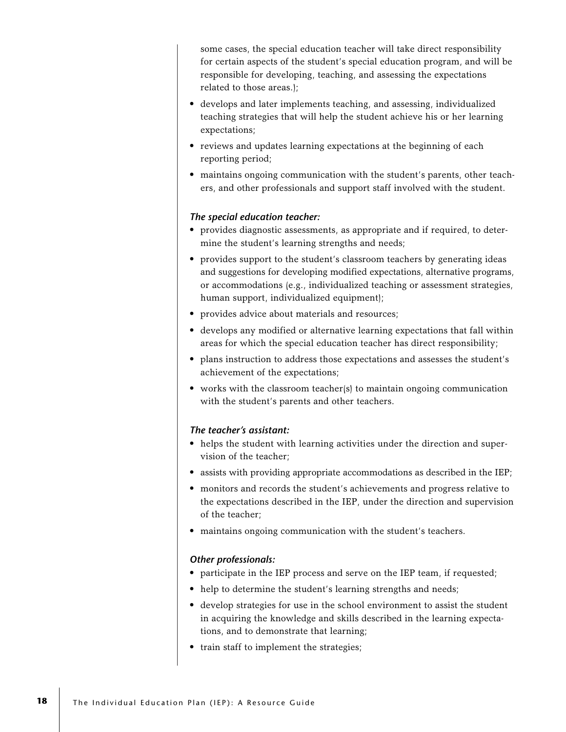some cases, the special education teacher will take direct responsibility for certain aspects of the student's special education program, and will be responsible for developing, teaching, and assessing the expectations related to those areas.);

- develops and later implements teaching, and assessing, individualized teaching strategies that will help the student achieve his or her learning expectations;
- reviews and updates learning expectations at the beginning of each reporting period;
- maintains ongoing communication with the student's parents, other teachers, and other professionals and support staff involved with the student.

***The special education teacher:***

- provides diagnostic assessments, as appropriate and if required, to determine the student's learning strengths and needs;
- provides support to the student's classroom teachers by generating ideas and suggestions for developing modified expectations, alternative programs, or accommodations (e.g., individualized teaching or assessment strategies, human support, individualized equipment);
- provides advice about materials and resources;
- develops any modified or alternative learning expectations that fall within areas for which the special education teacher has direct responsibility;
- plans instruction to address those expectations and assesses the student's achievement of the expectations;
- works with the classroom teacher(s) to maintain ongoing communication with the student's parents and other teachers.

***The teacher's assistant:***

- helps the student with learning activities under the direction and supervision of the teacher;
- assists with providing appropriate accommodations as described in the IEP;
- monitors and records the student's achievements and progress relative to the expectations described in the IEP, under the direction and supervision of the teacher;
- maintains ongoing communication with the student's teachers.

***Other professionals:***

- participate in the IEP process and serve on the IEP team, if requested;
- help to determine the student's learning strengths and needs;
- develop strategies for use in the school environment to assist the student in acquiring the knowledge and skills described in the learning expectations, and to demonstrate that learning;
- train staff to implement the strategies;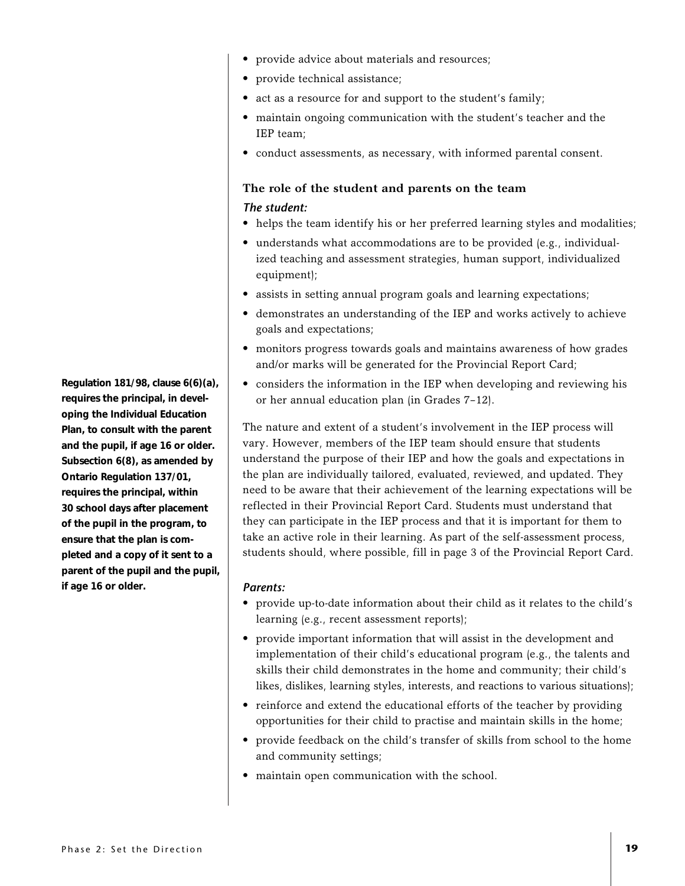- provide advice about materials and resources;
- provide technical assistance;
- act as a resource for and support to the student's family;
- maintain ongoing communication with the student's teacher and the IEP team;
- conduct assessments, as necessary, with informed parental consent.

### The role of the student and parents on the team

*The student:*

- helps the team identify his or her preferred learning styles and modalities;
- understands what accommodations are to be provided (e.g., individualized teaching and assessment strategies, human support, individualized equipment);
- assists in setting annual program goals and learning expectations;
- demonstrates an understanding of the IEP and works actively to achieve goals and expectations;
- monitors progress towards goals and maintains awareness of how grades and/or marks will be generated for the Provincial Report Card;
- considers the information in the IEP when developing and reviewing his or her annual education plan (in Grades 7–12).

**Regulation 181/98, clause 6(6)(a), requires the principal, in developing the Individual Education Plan, to consult with the parent and the pupil, if age 16 or older. Subsection 6(8), as amended by Ontario Regulation 137/01, requires the principal, within 30 school days after placement of the pupil in the program, to ensure that the plan is completed and a copy of it sent to a parent of the pupil and the pupil, if age 16 or older.**

The nature and extent of a student's involvement in the IEP process will vary. However, members of the IEP team should ensure that students understand the purpose of their IEP and how the goals and expectations in the plan are individually tailored, evaluated, reviewed, and updated. They need to be aware that their achievement of the learning expectations will be reflected in their Provincial Report Card. Students must understand that they can participate in the IEP process and that it is important for them to take an active role in their learning. As part of the self-assessment process, students should, where possible, fill in page 3 of the Provincial Report Card.

*Parents:*

- provide up-to-date information about their child as it relates to the child's learning (e.g., recent assessment reports);
- provide important information that will assist in the development and implementation of their child's educational program (e.g., the talents and skills their child demonstrates in the home and community; their child's likes, dislikes, learning styles, interests, and reactions to various situations);
- reinforce and extend the educational efforts of the teacher by providing opportunities for their child to practise and maintain skills in the home;
- provide feedback on the child's transfer of skills from school to the home and community settings;
- maintain open communication with the school.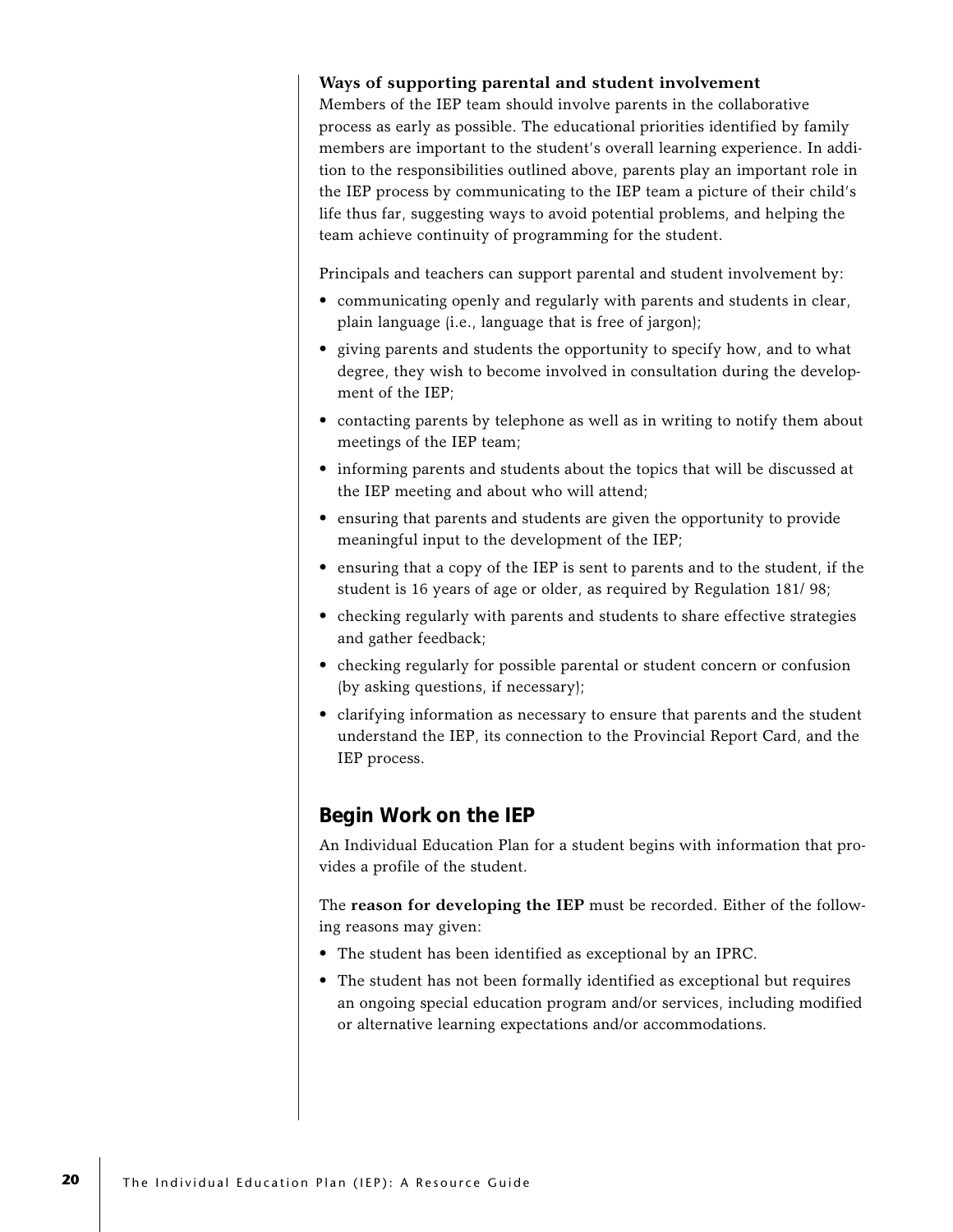**Ways of supporting parental and student involvement**

Members of the IEP team should involve parents in the collaborative process as early as possible. The educational priorities identified by family members are important to the student's overall learning experience. In addition to the responsibilities outlined above, parents play an important role in the IEP process by communicating to the IEP team a picture of their child's life thus far, suggesting ways to avoid potential problems, and helping the team achieve continuity of programming for the student.

Principals and teachers can support parental and student involvement by:

- communicating openly and regularly with parents and students in clear, plain language (i.e., language that is free of jargon);
- giving parents and students the opportunity to specify how, and to what degree, they wish to become involved in consultation during the development of the IEP;
- contacting parents by telephone as well as in writing to notify them about meetings of the IEP team;
- informing parents and students about the topics that will be discussed at the IEP meeting and about who will attend;
- ensuring that parents and students are given the opportunity to provide meaningful input to the development of the IEP;
- ensuring that a copy of the IEP is sent to parents and to the student, if the student is 16 years of age or older, as required by Regulation 181/ 98;
- checking regularly with parents and students to share effective strategies and gather feedback;
- checking regularly for possible parental or student concern or confusion (by asking questions, if necessary);
- clarifying information as necessary to ensure that parents and the student understand the IEP, its connection to the Provincial Report Card, and the IEP process.

## Begin Work on the IEP

An Individual Education Plan for a student begins with information that provides a profile of the student.

The **reason for developing the IEP** must be recorded. Either of the following reasons may given:

- The student has been identified as exceptional by an IPRC.
- The student has not been formally identified as exceptional but requires an ongoing special education program and/or services, including modified or alternative learning expectations and/or accommodations.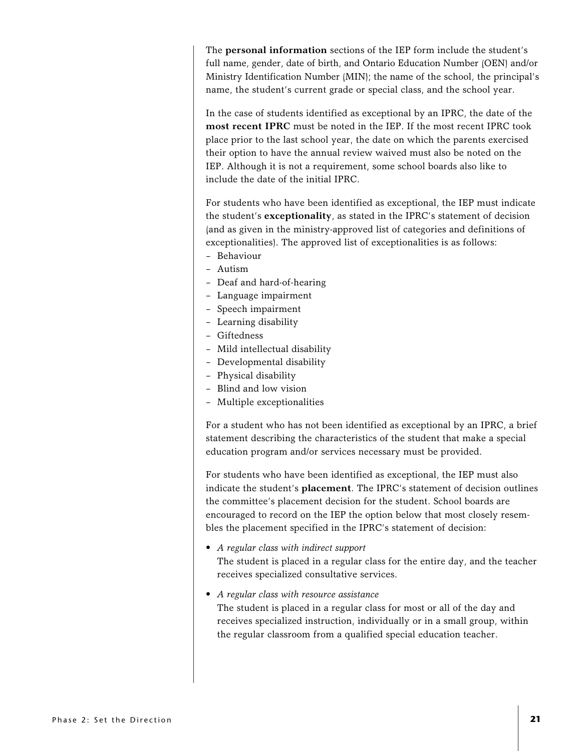The **personal information** sections of the IEP form include the student's full name, gender, date of birth, and Ontario Education Number (OEN) and/or Ministry Identification Number (MIN); the name of the school, the principal's name, the student's current grade or special class, and the school year.

In the case of students identified as exceptional by an IPRC, the date of the **most recent IPRC** must be noted in the IEP. If the most recent IPRC took place prior to the last school year, the date on which the parents exercised their option to have the annual review waived must also be noted on the IEP. Although it is not a requirement, some school boards also like to include the date of the initial IPRC.

For students who have been identified as exceptional, the IEP must indicate the student's **exceptionality**, as stated in the IPRC's statement of decision (and as given in the ministry-approved list of categories and definitions of exceptionalities). The approved list of exceptionalities is as follows:

- Behaviour
- Autism
- Deaf and hard-of-hearing
- Language impairment
- Speech impairment
- Learning disability
- Giftedness
- Mild intellectual disability
- Developmental disability
- Physical disability
- Blind and low vision
- Multiple exceptionalities

For a student who has not been identified as exceptional by an IPRC, a brief statement describing the characteristics of the student that make a special education program and/or services necessary must be provided.

For students who have been identified as exceptional, the IEP must also indicate the student's **placement**. The IPRC's statement of decision outlines the committee's placement decision for the student. School boards are encouraged to record on the IEP the option below that most closely resembles the placement specified in the IPRC's statement of decision:

- *A regular class with indirect support*
  The student is placed in a regular class for the entire day, and the teacher receives specialized consultative services.
- *A regular class with resource assistance*
  The student is placed in a regular class for most or all of the day and receives specialized instruction, individually or in a small group, within the regular classroom from a qualified special education teacher.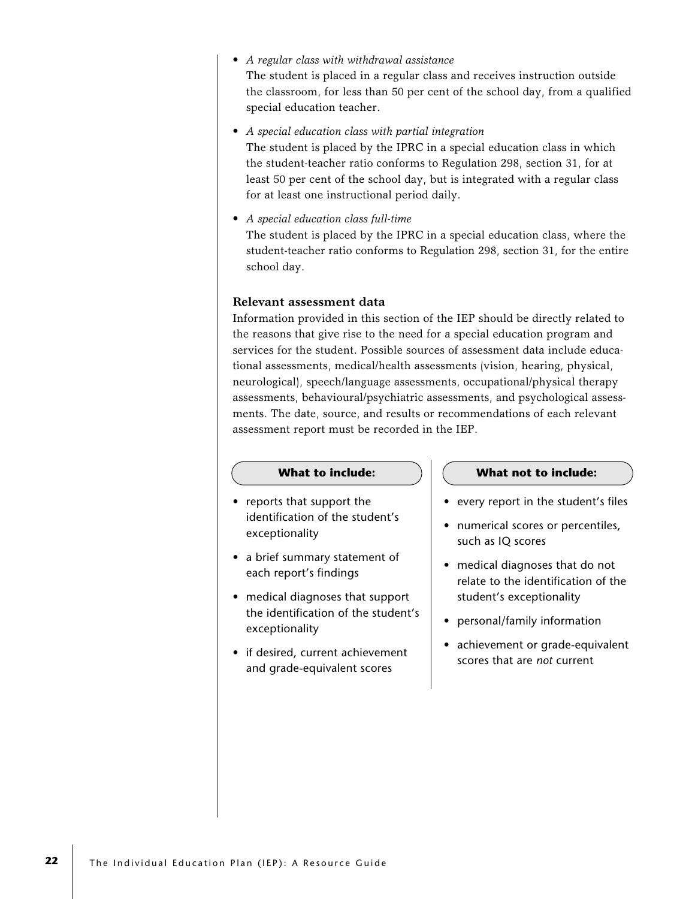- *A regular class with withdrawal assistance*
  The student is placed in a regular class and receives instruction outside the classroom, for less than 50 per cent of the school day, from a qualified special education teacher.

- *A special education class with partial integration*
  The student is placed by the IPRC in a special education class in which the student-teacher ratio conforms to Regulation 298, section 31, for at least 50 per cent of the school day, but is integrated with a regular class for at least one instructional period daily.

- *A special education class full-time*
  The student is placed by the IPRC in a special education class, where the student-teacher ratio conforms to Regulation 298, section 31, for the entire school day.

**Relevant assessment data**

Information provided in this section of the IEP should be directly related to the reasons that give rise to the need for a special education program and services for the student. Possible sources of assessment data include educational assessments, medical/health assessments (vision, hearing, physical, neurological), speech/language assessments, occupational/physical therapy assessments, behavioural/psychiatric assessments, and psychological assessments. The date, source, and results or recommendations of each relevant assessment report must be recorded in the IEP.

**What to include:**

- reports that support the identification of the student's exceptionality
- a brief summary statement of each report's findings
- medical diagnoses that support the identification of the student's exceptionality
- if desired, current achievement and grade-equivalent scores

**What not to include:**

- every report in the student's files
- numerical scores or percentiles, such as IQ scores
- medical diagnoses that do not relate to the identification of the student's exceptionality
- personal/family information
- achievement or grade-equivalent scores that are *not* current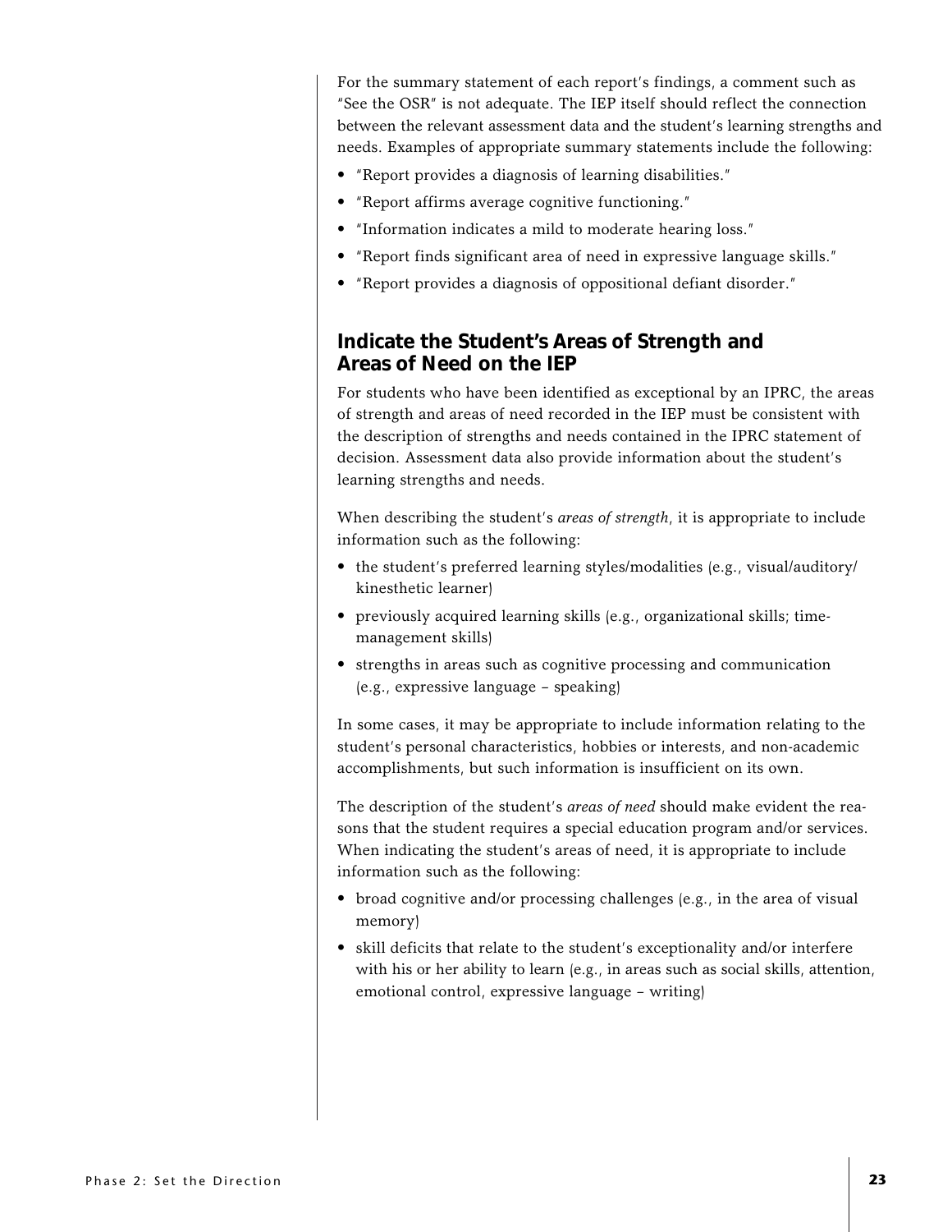For the summary statement of each report's findings, a comment such as "See the OSR" is not adequate. The IEP itself should reflect the connection between the relevant assessment data and the student's learning strengths and needs. Examples of appropriate summary statements include the following:

- "Report provides a diagnosis of learning disabilities."
- "Report affirms average cognitive functioning."
- "Information indicates a mild to moderate hearing loss."
- "Report finds significant area of need in expressive language skills."
- "Report provides a diagnosis of oppositional defiant disorder."

## Indicate the Student's Areas of Strength and Areas of Need on the IEP

For students who have been identified as exceptional by an IPRC, the areas of strength and areas of need recorded in the IEP must be consistent with the description of strengths and needs contained in the IPRC statement of decision. Assessment data also provide information about the student's learning strengths and needs.

When describing the student's *areas of strength*, it is appropriate to include information such as the following:

- the student's preferred learning styles/modalities (e.g., visual/auditory/kinesthetic learner)
- previously acquired learning skills (e.g., organizational skills; time-management skills)
- strengths in areas such as cognitive processing and communication (e.g., expressive language – speaking)

In some cases, it may be appropriate to include information relating to the student's personal characteristics, hobbies or interests, and non-academic accomplishments, but such information is insufficient on its own.

The description of the student's *areas of need* should make evident the reasons that the student requires a special education program and/or services. When indicating the student's areas of need, it is appropriate to include information such as the following:

- broad cognitive and/or processing challenges (e.g., in the area of visual memory)
- skill deficits that relate to the student's exceptionality and/or interfere with his or her ability to learn (e.g., in areas such as social skills, attention, emotional control, expressive language – writing)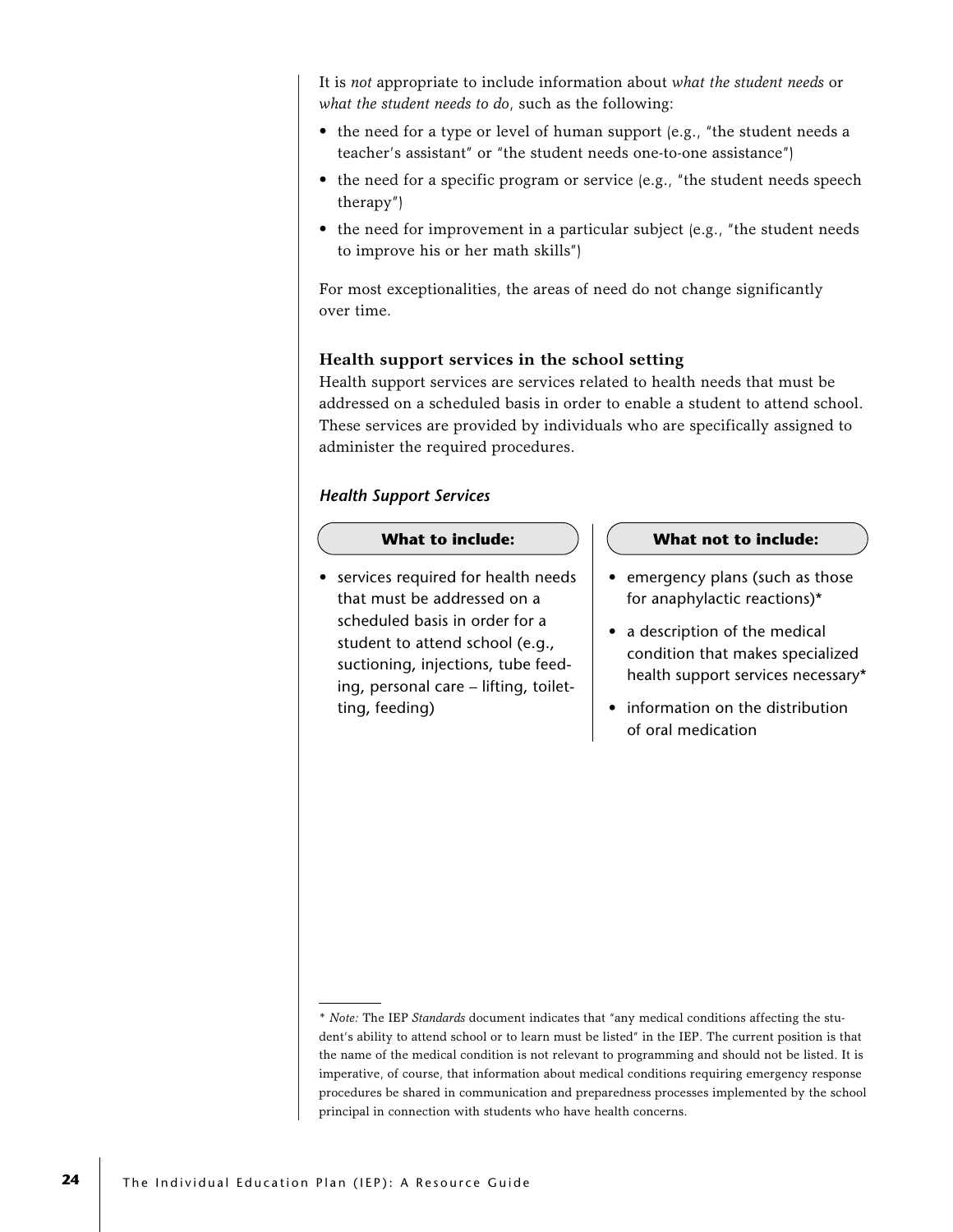It is *not* appropriate to include information about *what the student needs* or *what the student needs to do*, such as the following:

- the need for a type or level of human support (e.g., "the student needs a teacher's assistant" or "the student needs one-to-one assistance")
- the need for a specific program or service (e.g., "the student needs speech therapy")
- the need for improvement in a particular subject (e.g., "the student needs to improve his or her math skills")

For most exceptionalities, the areas of need do not change significantly over time.

### Health support services in the school setting

Health support services are services related to health needs that must be addressed on a scheduled basis in order to enable a student to attend school. These services are provided by individuals who are specifically assigned to administer the required procedures.

#### *Health Support Services*

**What to include:**

- services required for health needs that must be addressed on a scheduled basis in order for a student to attend school (e.g., suctioning, injections, tube feeding, personal care – lifting, toiletting, feeding)

**What not to include:**

- emergency plans (such as those for anaphylactic reactions)*
- a description of the medical condition that makes specialized health support services necessary*
- information on the distribution of oral medication

\* *Note:* The IEP *Standards* document indicates that "any medical conditions affecting the student's ability to attend school or to learn must be listed" in the IEP. The current position is that the name of the medical condition is not relevant to programming and should not be listed. It is imperative, of course, that information about medical conditions requiring emergency response procedures be shared in communication and preparedness processes implemented by the school principal in connection with students who have health concerns.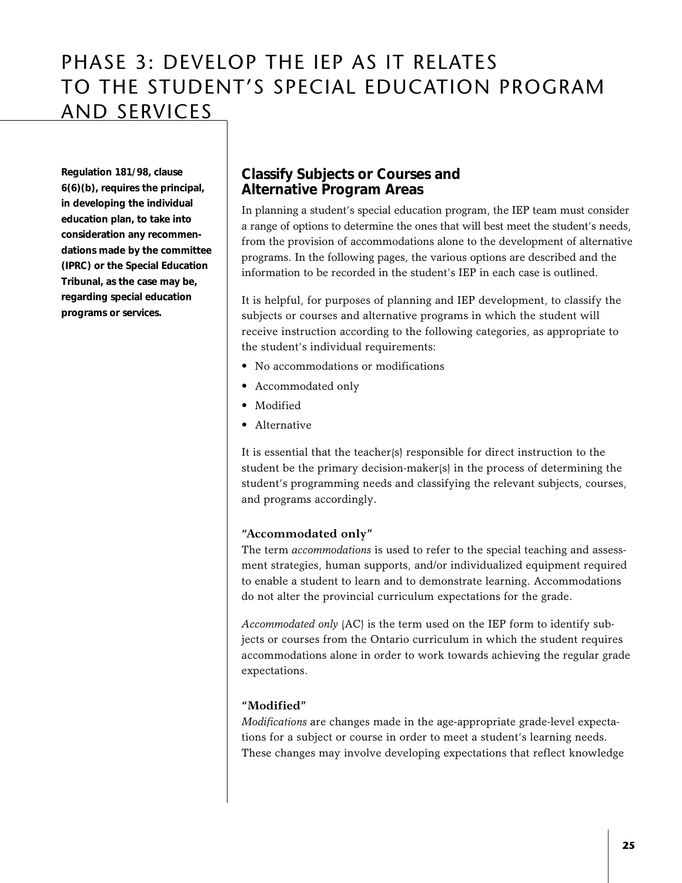# PHASE 3: DEVELOP THE IEP AS IT RELATES TO THE STUDENT'S SPECIAL EDUCATION PROGRAM AND SERVICES

**Regulation 181/98, clause 6(6)(b), requires the principal, in developing the individual education plan, to take into consideration any recommendations made by the committee (IPRC) or the Special Education Tribunal, as the case may be, regarding special education programs or services.**

## Classify Subjects or Courses and Alternative Program Areas

In planning a student's special education program, the IEP team must consider a range of options to determine the ones that will best meet the student's needs, from the provision of accommodations alone to the development of alternative programs. In the following pages, the various options are described and the information to be recorded in the student's IEP in each case is outlined.

It is helpful, for purposes of planning and IEP development, to classify the subjects or courses and alternative programs in which the student will receive instruction according to the following categories, as appropriate to the student's individual requirements:

- No accommodations or modifications
- Accommodated only
- Modified
- Alternative

It is essential that the teacher(s) responsible for direct instruction to the student be the primary decision-maker(s) in the process of determining the student's programming needs and classifying the relevant subjects, courses, and programs accordingly.

### "Accommodated only"

The term *accommodations* is used to refer to the special teaching and assessment strategies, human supports, and/or individualized equipment required to enable a student to learn and to demonstrate learning. Accommodations do not alter the provincial curriculum expectations for the grade.

*Accommodated only* (AC) is the term used on the IEP form to identify subjects or courses from the Ontario curriculum in which the student requires accommodations alone in order to work towards achieving the regular grade expectations.

### "Modified"

*Modifications* are changes made in the age-appropriate grade-level expectations for a subject or course in order to meet a student's learning needs. These changes may involve developing expectations that reflect knowledge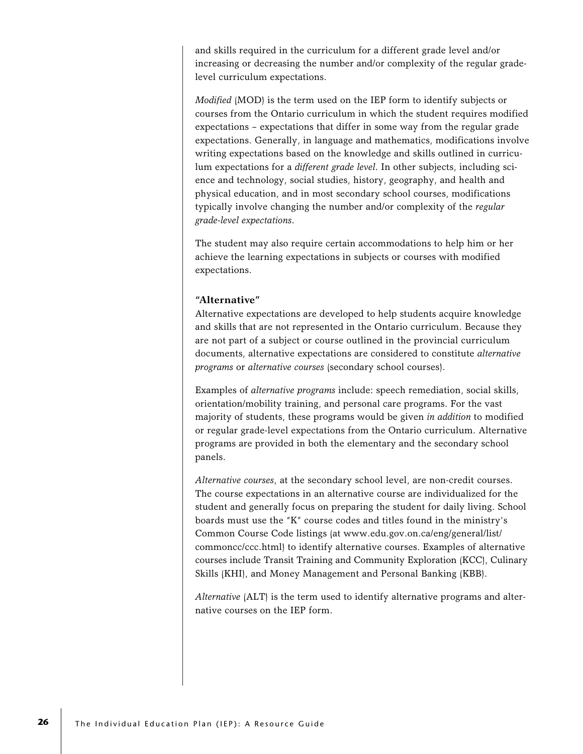and skills required in the curriculum for a different grade level and/or increasing or decreasing the number and/or complexity of the regular grade-level curriculum expectations.

*Modified* (MOD) is the term used on the IEP form to identify subjects or courses from the Ontario curriculum in which the student requires modified expectations – expectations that differ in some way from the regular grade expectations. Generally, in language and mathematics, modifications involve writing expectations based on the knowledge and skills outlined in curriculum expectations for a *different grade level*. In other subjects, including science and technology, social studies, history, geography, and health and physical education, and in most secondary school courses, modifications typically involve changing the number and/or complexity of the *regular grade-level expectations*.

The student may also require certain accommodations to help him or her achieve the learning expectations in subjects or courses with modified expectations.

**"Alternative"**

Alternative expectations are developed to help students acquire knowledge and skills that are not represented in the Ontario curriculum. Because they are not part of a subject or course outlined in the provincial curriculum documents, alternative expectations are considered to constitute *alternative programs* or *alternative courses* (secondary school courses).

Examples of *alternative programs* include: speech remediation, social skills, orientation/mobility training, and personal care programs. For the vast majority of students, these programs would be given *in addition* to modified or regular grade-level expectations from the Ontario curriculum. Alternative programs are provided in both the elementary and the secondary school panels.

*Alternative courses*, at the secondary school level, are non-credit courses. The course expectations in an alternative course are individualized for the student and generally focus on preparing the student for daily living. School boards must use the "K" course codes and titles found in the ministry's Common Course Code listings (at www.edu.gov.on.ca/eng/general/list/commoncc/ccc.html) to identify alternative courses. Examples of alternative courses include Transit Training and Community Exploration (KCC), Culinary Skills (KHI), and Money Management and Personal Banking (KBB).

*Alternative* (ALT) is the term used to identify alternative programs and alternative courses on the IEP form.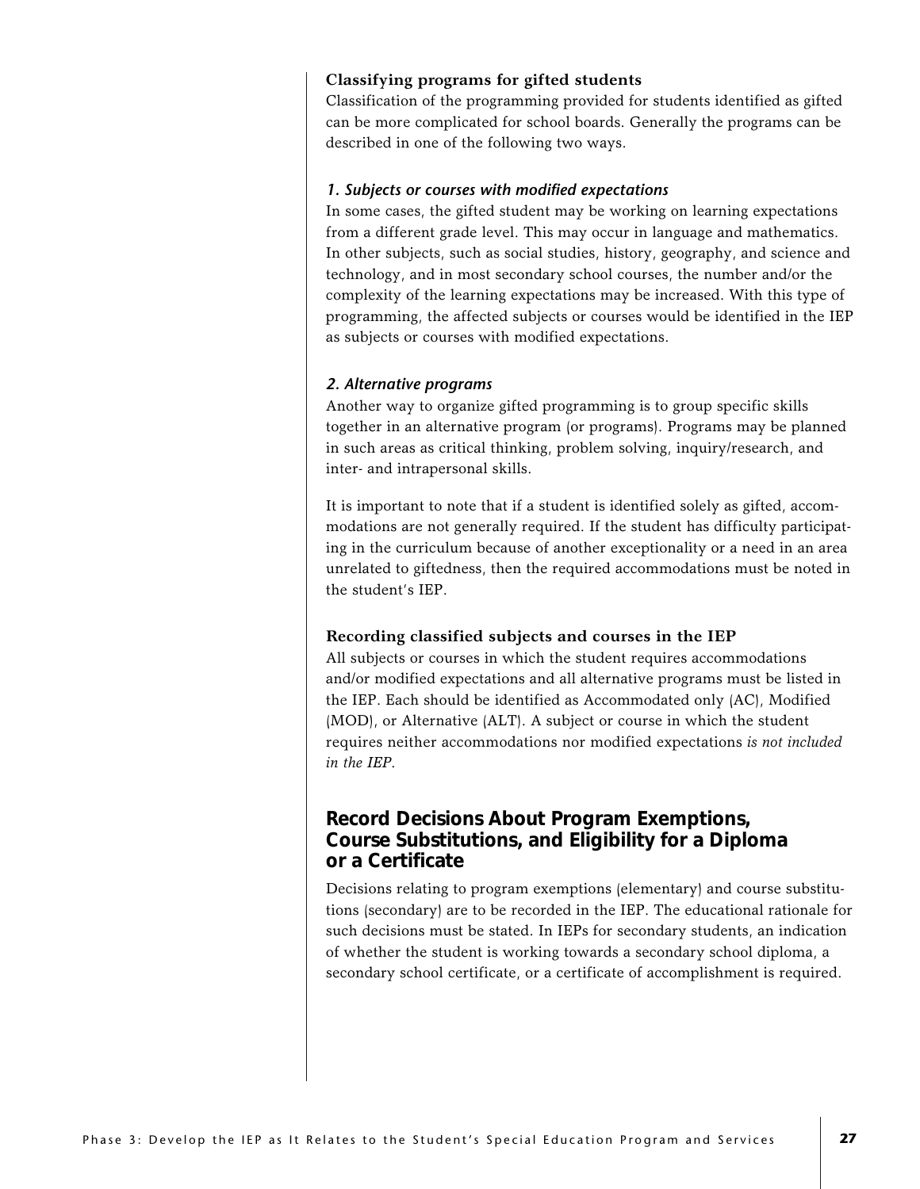### Classifying programs for gifted students

Classification of the programming provided for students identified as gifted can be more complicated for school boards. Generally the programs can be described in one of the following two ways.

#### *1. Subjects or courses with modified expectations*

In some cases, the gifted student may be working on learning expectations from a different grade level. This may occur in language and mathematics. In other subjects, such as social studies, history, geography, and science and technology, and in most secondary school courses, the number and/or the complexity of the learning expectations may be increased. With this type of programming, the affected subjects or courses would be identified in the IEP as subjects or courses with modified expectations.

#### *2. Alternative programs*

Another way to organize gifted programming is to group specific skills together in an alternative program (or programs). Programs may be planned in such areas as critical thinking, problem solving, inquiry/research, and inter- and intrapersonal skills.

It is important to note that if a student is identified solely as gifted, accommodations are not generally required. If the student has difficulty participating in the curriculum because of another exceptionality or a need in an area unrelated to giftedness, then the required accommodations must be noted in the student's IEP.

### Recording classified subjects and courses in the IEP

All subjects or courses in which the student requires accommodations and/or modified expectations and all alternative programs must be listed in the IEP. Each should be identified as Accommodated only (AC), Modified (MOD), or Alternative (ALT). A subject or course in which the student requires neither accommodations nor modified expectations *is not included in the IEP*.

## Record Decisions About Program Exemptions, Course Substitutions, and Eligibility for a Diploma or a Certificate

Decisions relating to program exemptions (elementary) and course substitutions (secondary) are to be recorded in the IEP. The educational rationale for such decisions must be stated. In IEPs for secondary students, an indication of whether the student is working towards a secondary school diploma, a secondary school certificate, or a certificate of accomplishment is required.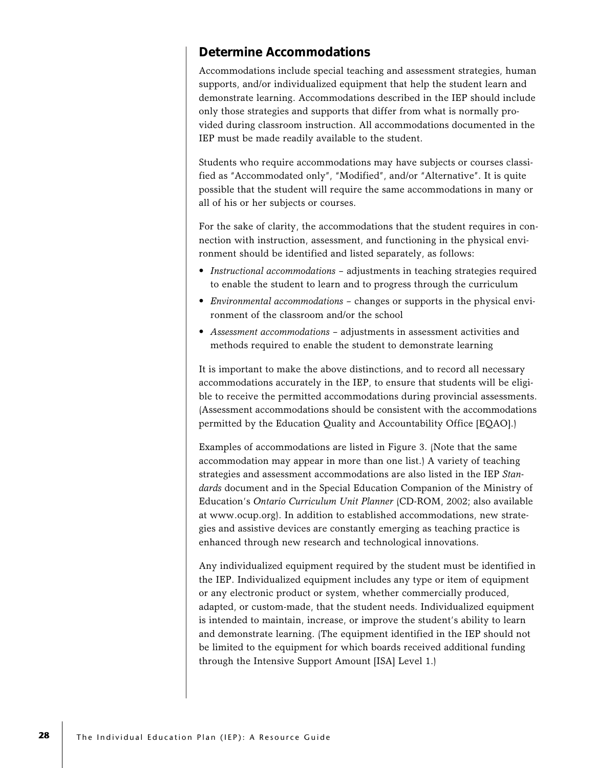## Determine Accommodations

Accommodations include special teaching and assessment strategies, human supports, and/or individualized equipment that help the student learn and demonstrate learning. Accommodations described in the IEP should include only those strategies and supports that differ from what is normally provided during classroom instruction. All accommodations documented in the IEP must be made readily available to the student.

Students who require accommodations may have subjects or courses classified as "Accommodated only", "Modified", and/or "Alternative". It is quite possible that the student will require the same accommodations in many or all of his or her subjects or courses.

For the sake of clarity, the accommodations that the student requires in connection with instruction, assessment, and functioning in the physical environment should be identified and listed separately, as follows:

- *Instructional accommodations* – adjustments in teaching strategies required to enable the student to learn and to progress through the curriculum
- *Environmental accommodations* – changes or supports in the physical environment of the classroom and/or the school
- *Assessment accommodations* – adjustments in assessment activities and methods required to enable the student to demonstrate learning

It is important to make the above distinctions, and to record all necessary accommodations accurately in the IEP, to ensure that students will be eligible to receive the permitted accommodations during provincial assessments. (Assessment accommodations should be consistent with the accommodations permitted by the Education Quality and Accountability Office [EQAO].)

Examples of accommodations are listed in Figure 3. (Note that the same accommodation may appear in more than one list.) A variety of teaching strategies and assessment accommodations are also listed in the IEP *Standards* document and in the Special Education Companion of the Ministry of Education's *Ontario Curriculum Unit Planner* (CD-ROM, 2002; also available at www.ocup.org). In addition to established accommodations, new strategies and assistive devices are constantly emerging as teaching practice is enhanced through new research and technological innovations.

Any individualized equipment required by the student must be identified in the IEP. Individualized equipment includes any type or item of equipment or any electronic product or system, whether commercially produced, adapted, or custom-made, that the student needs. Individualized equipment is intended to maintain, increase, or improve the student's ability to learn and demonstrate learning. (The equipment identified in the IEP should not be limited to the equipment for which boards received additional funding through the Intensive Support Amount [ISA] Level 1.)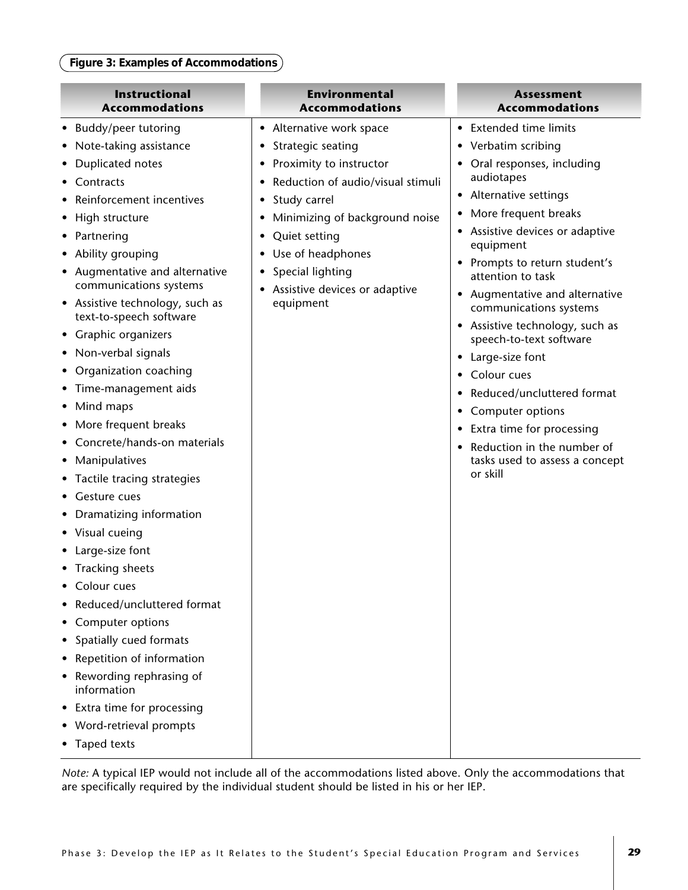**Figure 3: Examples of Accommodations**

| Instructional Accommodations | Environmental Accommodations | Assessment Accommodations |
|---|---|---|
| • Buddy/peer tutoring<br>• Note-taking assistance<br>• Duplicated notes<br>• Contracts<br>• Reinforcement incentives<br>• High structure<br>• Partnering<br>• Ability grouping<br>• Augmentative and alternative communications systems<br>• Assistive technology, such as text-to-speech software<br>• Graphic organizers<br>• Non-verbal signals<br>• Organization coaching<br>• Time-management aids<br>• Mind maps<br>• More frequent breaks<br>• Concrete/hands-on materials<br>• Manipulatives<br>• Tactile tracing strategies<br>• Gesture cues<br>• Dramatizing information<br>• Visual cueing<br>• Large-size font<br>• Tracking sheets<br>• Colour cues<br>• Reduced/uncluttered format<br>• Computer options<br>• Spatially cued formats<br>• Repetition of information<br>• Rewording rephrasing of information<br>• Extra time for processing<br>• Word-retrieval prompts<br>• Taped texts | • Alternative work space<br>• Strategic seating<br>• Proximity to instructor<br>• Reduction of audio/visual stimuli<br>• Study carrel<br>• Minimizing of background noise<br>• Quiet setting<br>• Use of headphones<br>• Special lighting<br>• Assistive devices or adaptive equipment | • Extended time limits<br>• Verbatim scribing<br>• Oral responses, including audiotapes<br>• Alternative settings<br>• More frequent breaks<br>• Assistive devices or adaptive equipment<br>• Prompts to return student's attention to task<br>• Augmentative and alternative communications systems<br>• Assistive technology, such as speech-to-text software<br>• Large-size font<br>• Colour cues<br>• Reduced/uncluttered format<br>• Computer options<br>• Extra time for processing<br>• Reduction in the number of tasks used to assess a concept or skill |

*Note:* A typical IEP would not include all of the accommodations listed above. Only the accommodations that are specifically required by the individual student should be listed in his or her IEP.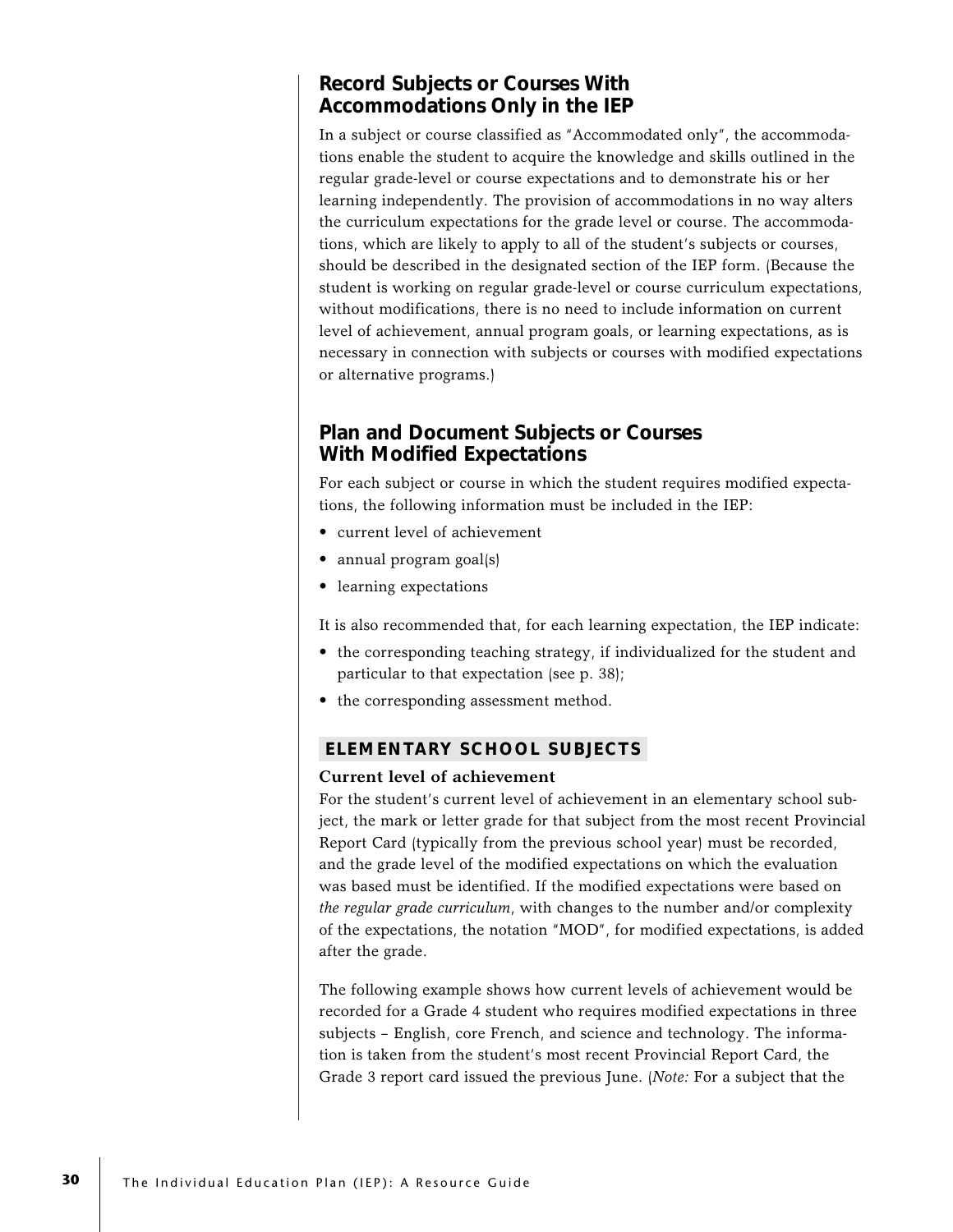## Record Subjects or Courses With Accommodations Only in the IEP

In a subject or course classified as "Accommodated only", the accommodations enable the student to acquire the knowledge and skills outlined in the regular grade-level or course expectations and to demonstrate his or her learning independently. The provision of accommodations in no way alters the curriculum expectations for the grade level or course. The accommodations, which are likely to apply to all of the student's subjects or courses, should be described in the designated section of the IEP form. (Because the student is working on regular grade-level or course curriculum expectations, without modifications, there is no need to include information on current level of achievement, annual program goals, or learning expectations, as is necessary in connection with subjects or courses with modified expectations or alternative programs.)

## Plan and Document Subjects or Courses With Modified Expectations

For each subject or course in which the student requires modified expectations, the following information must be included in the IEP:

- current level of achievement
- annual program goal(s)
- learning expectations

It is also recommended that, for each learning expectation, the IEP indicate:

- the corresponding teaching strategy, if individualized for the student and particular to that expectation (see p. 38);
- the corresponding assessment method.

### ELEMENTARY SCHOOL SUBJECTS

**Current level of achievement**

For the student's current level of achievement in an elementary school subject, the mark or letter grade for that subject from the most recent Provincial Report Card (typically from the previous school year) must be recorded, and the grade level of the modified expectations on which the evaluation was based must be identified. If the modified expectations were based on *the regular grade curriculum*, with changes to the number and/or complexity of the expectations, the notation "MOD", for modified expectations, is added after the grade.

The following example shows how current levels of achievement would be recorded for a Grade 4 student who requires modified expectations in three subjects – English, core French, and science and technology. The information is taken from the student's most recent Provincial Report Card, the Grade 3 report card issued the previous June. (*Note:* For a subject that the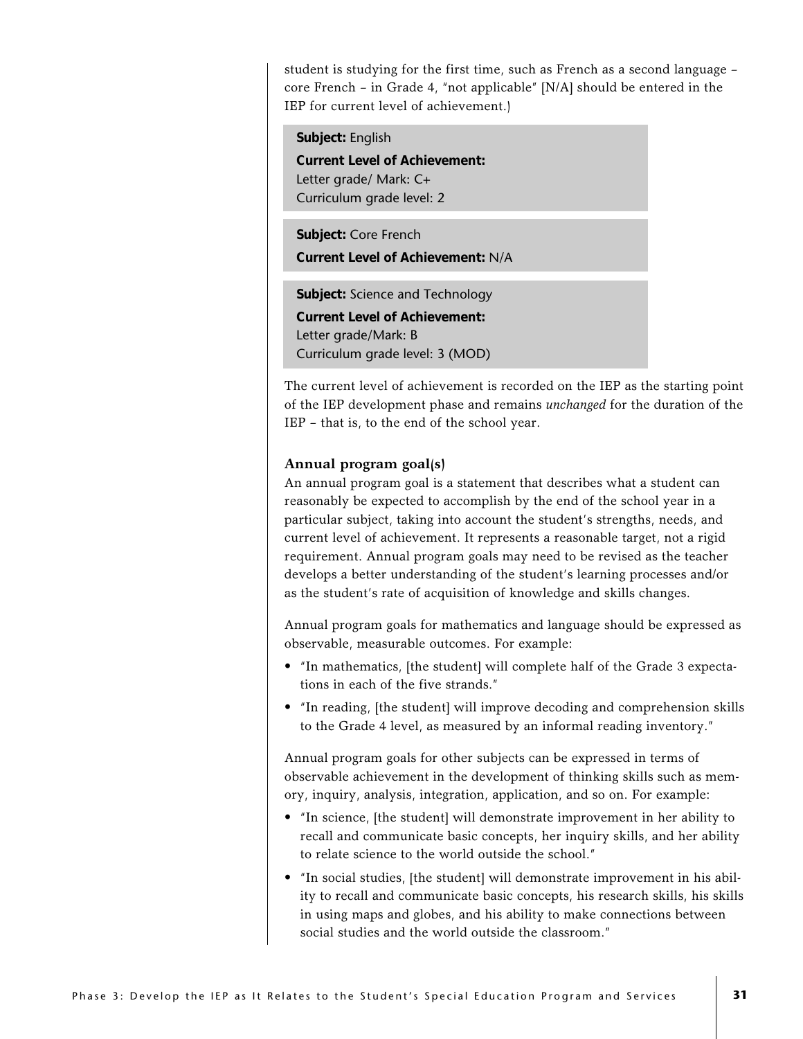student is studying for the first time, such as French as a second language – core French – in Grade 4, "not applicable" [N/A] should be entered in the IEP for current level of achievement.)

> **Subject:** English
>
> **Current Level of Achievement:**
> Letter grade/ Mark: C+
> Curriculum grade level: 2

> **Subject:** Core French
>
> **Current Level of Achievement:** N/A

> **Subject:** Science and Technology
>
> **Current Level of Achievement:**
> Letter grade/Mark: B
> Curriculum grade level: 3 (MOD)

The current level of achievement is recorded on the IEP as the starting point of the IEP development phase and remains *unchanged* for the duration of the IEP – that is, to the end of the school year.

### Annual program goal(s)

An annual program goal is a statement that describes what a student can reasonably be expected to accomplish by the end of the school year in a particular subject, taking into account the student's strengths, needs, and current level of achievement. It represents a reasonable target, not a rigid requirement. Annual program goals may need to be revised as the teacher develops a better understanding of the student's learning processes and/or as the student's rate of acquisition of knowledge and skills changes.

Annual program goals for mathematics and language should be expressed as observable, measurable outcomes. For example:

- "In mathematics, [the student] will complete half of the Grade 3 expectations in each of the five strands."
- "In reading, [the student] will improve decoding and comprehension skills to the Grade 4 level, as measured by an informal reading inventory."

Annual program goals for other subjects can be expressed in terms of observable achievement in the development of thinking skills such as memory, inquiry, analysis, integration, application, and so on. For example:

- "In science, [the student] will demonstrate improvement in her ability to recall and communicate basic concepts, her inquiry skills, and her ability to relate science to the world outside the school."
- "In social studies, [the student] will demonstrate improvement in his ability to recall and communicate basic concepts, his research skills, his skills in using maps and globes, and his ability to make connections between social studies and the world outside the classroom."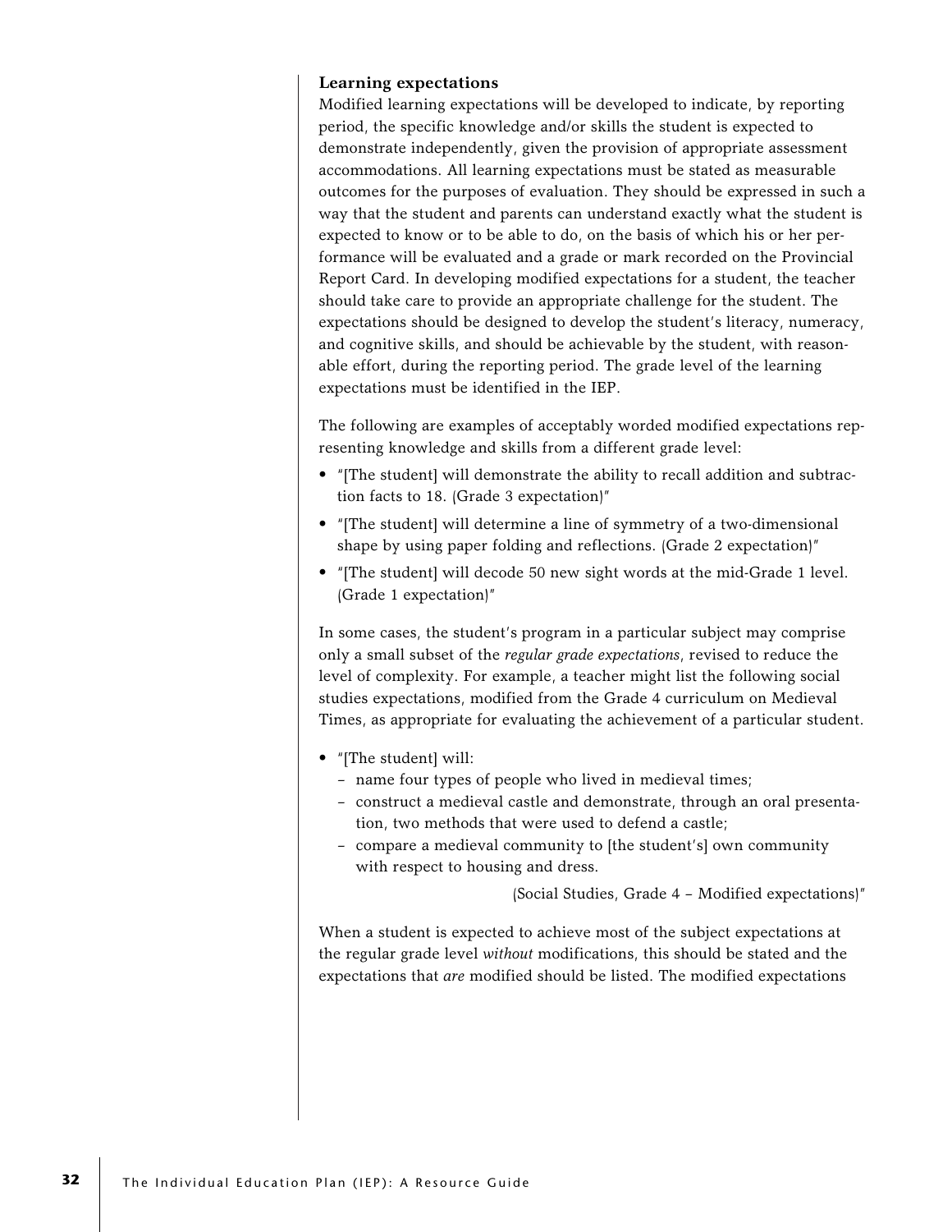### Learning expectations

Modified learning expectations will be developed to indicate, by reporting period, the specific knowledge and/or skills the student is expected to demonstrate independently, given the provision of appropriate assessment accommodations. All learning expectations must be stated as measurable outcomes for the purposes of evaluation. They should be expressed in such a way that the student and parents can understand exactly what the student is expected to know or to be able to do, on the basis of which his or her performance will be evaluated and a grade or mark recorded on the Provincial Report Card. In developing modified expectations for a student, the teacher should take care to provide an appropriate challenge for the student. The expectations should be designed to develop the student's literacy, numeracy, and cognitive skills, and should be achievable by the student, with reasonable effort, during the reporting period. The grade level of the learning expectations must be identified in the IEP.

The following are examples of acceptably worded modified expectations representing knowledge and skills from a different grade level:

- "[The student] will demonstrate the ability to recall addition and subtraction facts to 18. (Grade 3 expectation)"
- "[The student] will determine a line of symmetry of a two-dimensional shape by using paper folding and reflections. (Grade 2 expectation)"
- "[The student] will decode 50 new sight words at the mid-Grade 1 level. (Grade 1 expectation)"

In some cases, the student's program in a particular subject may comprise only a small subset of the *regular grade expectations*, revised to reduce the level of complexity. For example, a teacher might list the following social studies expectations, modified from the Grade 4 curriculum on Medieval Times, as appropriate for evaluating the achievement of a particular student.

- "[The student] will:
  - name four types of people who lived in medieval times;
  - construct a medieval castle and demonstrate, through an oral presentation, two methods that were used to defend a castle;
  - compare a medieval community to [the student's] own community with respect to housing and dress.

  (Social Studies, Grade 4 – Modified expectations)"

When a student is expected to achieve most of the subject expectations at the regular grade level *without* modifications, this should be stated and the expectations that *are* modified should be listed. The modified expectations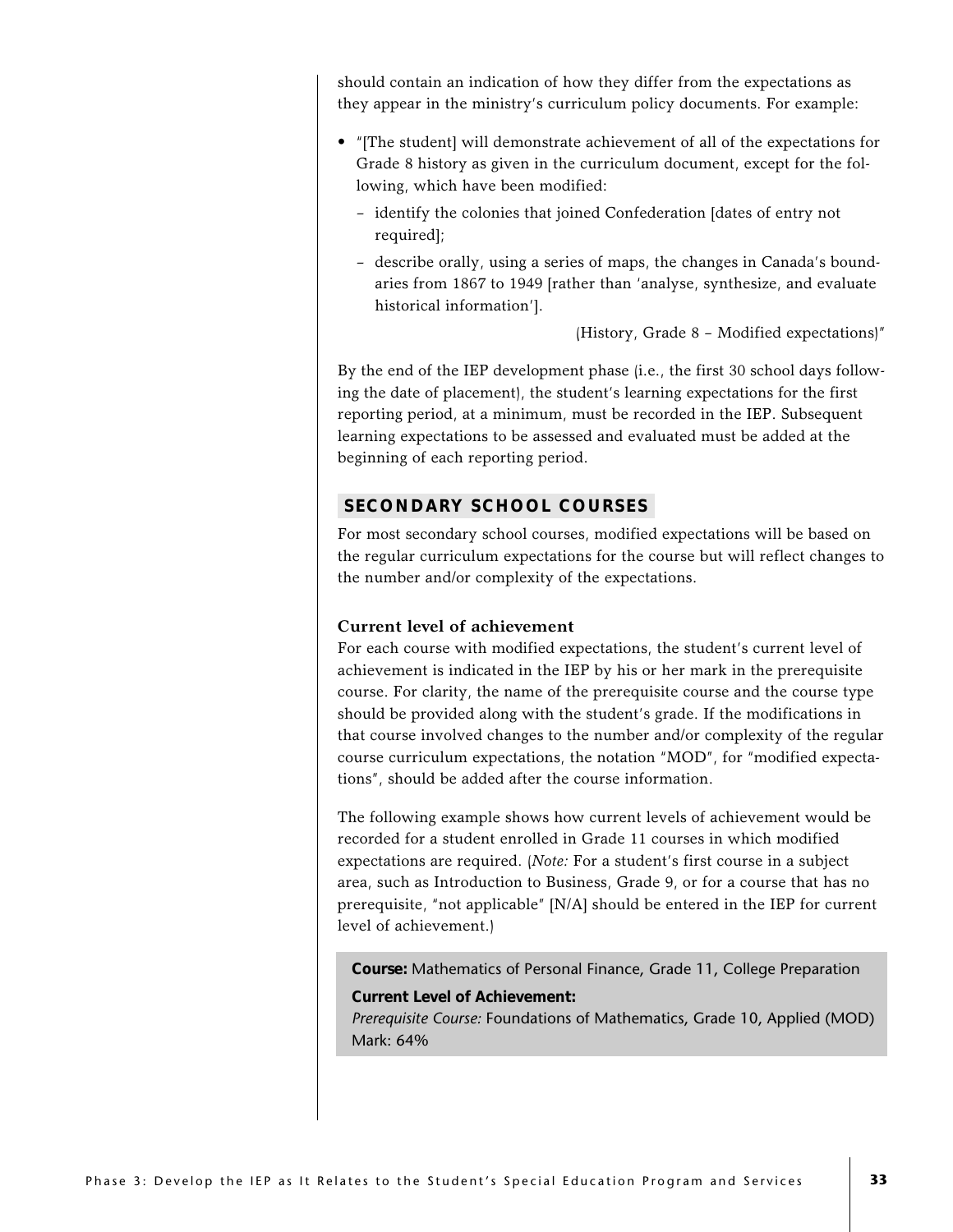should contain an indication of how they differ from the expectations as they appear in the ministry's curriculum policy documents. For example:

- "[The student] will demonstrate achievement of all of the expectations for Grade 8 history as given in the curriculum document, except for the following, which have been modified:
  - identify the colonies that joined Confederation [dates of entry not required];
  - describe orally, using a series of maps, the changes in Canada's boundaries from 1867 to 1949 [rather than 'analyse, synthesize, and evaluate historical information'].

  (History, Grade 8 – Modified expectations)"

By the end of the IEP development phase (i.e., the first 30 school days following the date of placement), the student's learning expectations for the first reporting period, at a minimum, must be recorded in the IEP. Subsequent learning expectations to be assessed and evaluated must be added at the beginning of each reporting period.

## SECONDARY SCHOOL COURSES

For most secondary school courses, modified expectations will be based on the regular curriculum expectations for the course but will reflect changes to the number and/or complexity of the expectations.

### Current level of achievement

For each course with modified expectations, the student's current level of achievement is indicated in the IEP by his or her mark in the prerequisite course. For clarity, the name of the prerequisite course and the course type should be provided along with the student's grade. If the modifications in that course involved changes to the number and/or complexity of the regular course curriculum expectations, the notation "MOD", for "modified expectations", should be added after the course information.

The following example shows how current levels of achievement would be recorded for a student enrolled in Grade 11 courses in which modified expectations are required. (*Note:* For a student's first course in a subject area, such as Introduction to Business, Grade 9, or for a course that has no prerequisite, "not applicable" [N/A] should be entered in the IEP for current level of achievement.)

**Course:** Mathematics of Personal Finance, Grade 11, College Preparation

**Current Level of Achievement:**
*Prerequisite Course:* Foundations of Mathematics, Grade 10, Applied (MOD)
Mark: 64%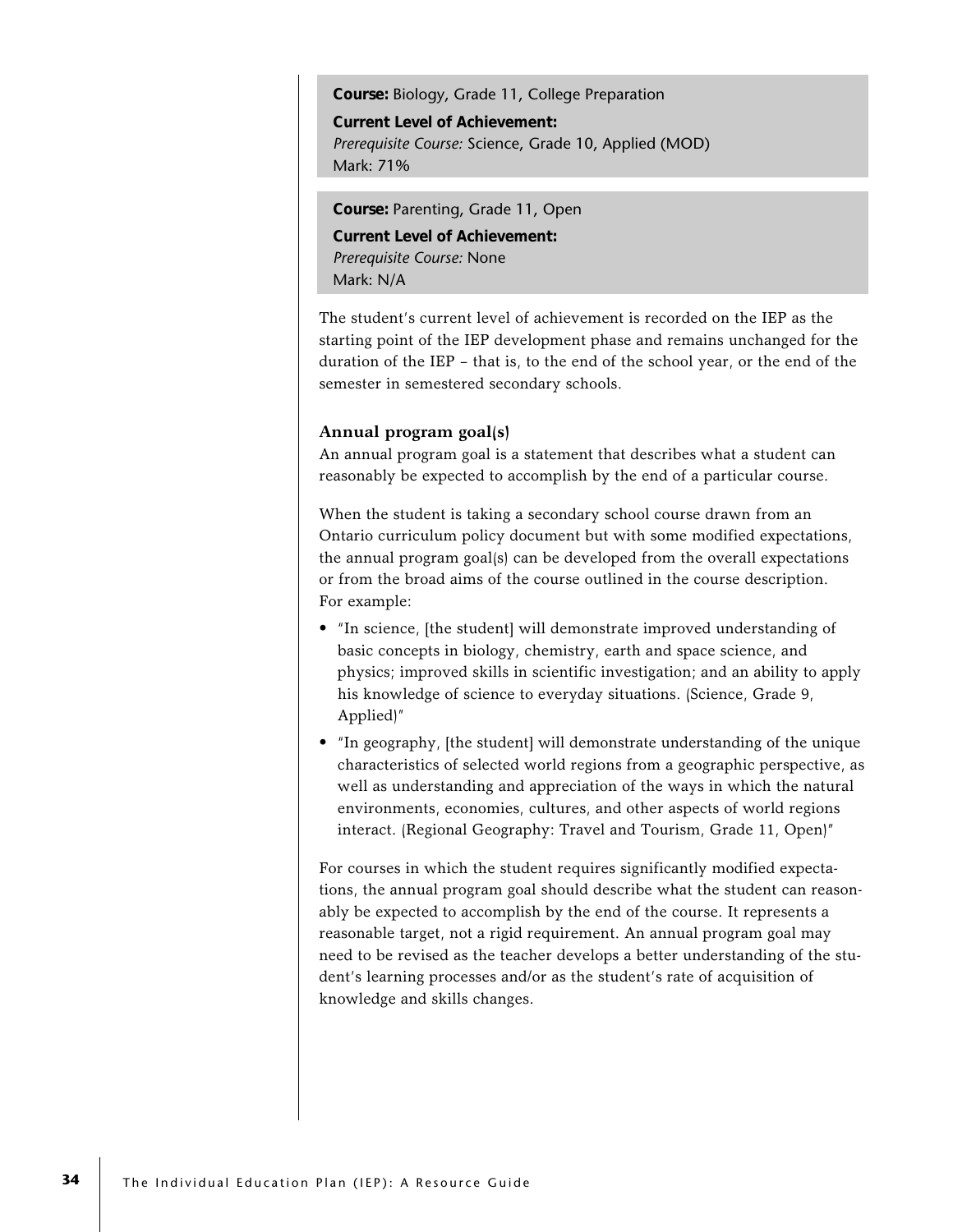**Course:** Biology, Grade 11, College Preparation

**Current Level of Achievement:**
*Prerequisite Course:* Science, Grade 10, Applied (MOD)
Mark: 71%

**Course:** Parenting, Grade 11, Open

**Current Level of Achievement:**
*Prerequisite Course:* None
Mark: N/A

The student's current level of achievement is recorded on the IEP as the starting point of the IEP development phase and remains unchanged for the duration of the IEP – that is, to the end of the school year, or the end of the semester in semestered secondary schools.

### Annual program goal(s)

An annual program goal is a statement that describes what a student can reasonably be expected to accomplish by the end of a particular course.

When the student is taking a secondary school course drawn from an Ontario curriculum policy document but with some modified expectations, the annual program goal(s) can be developed from the overall expectations or from the broad aims of the course outlined in the course description. For example:

- "In science, [the student] will demonstrate improved understanding of basic concepts in biology, chemistry, earth and space science, and physics; improved skills in scientific investigation; and an ability to apply his knowledge of science to everyday situations. (Science, Grade 9, Applied)"
- "In geography, [the student] will demonstrate understanding of the unique characteristics of selected world regions from a geographic perspective, as well as understanding and appreciation of the ways in which the natural environments, economies, cultures, and other aspects of world regions interact. (Regional Geography: Travel and Tourism, Grade 11, Open)"

For courses in which the student requires significantly modified expectations, the annual program goal should describe what the student can reasonably be expected to accomplish by the end of the course. It represents a reasonable target, not a rigid requirement. An annual program goal may need to be revised as the teacher develops a better understanding of the student's learning processes and/or as the student's rate of acquisition of knowledge and skills changes.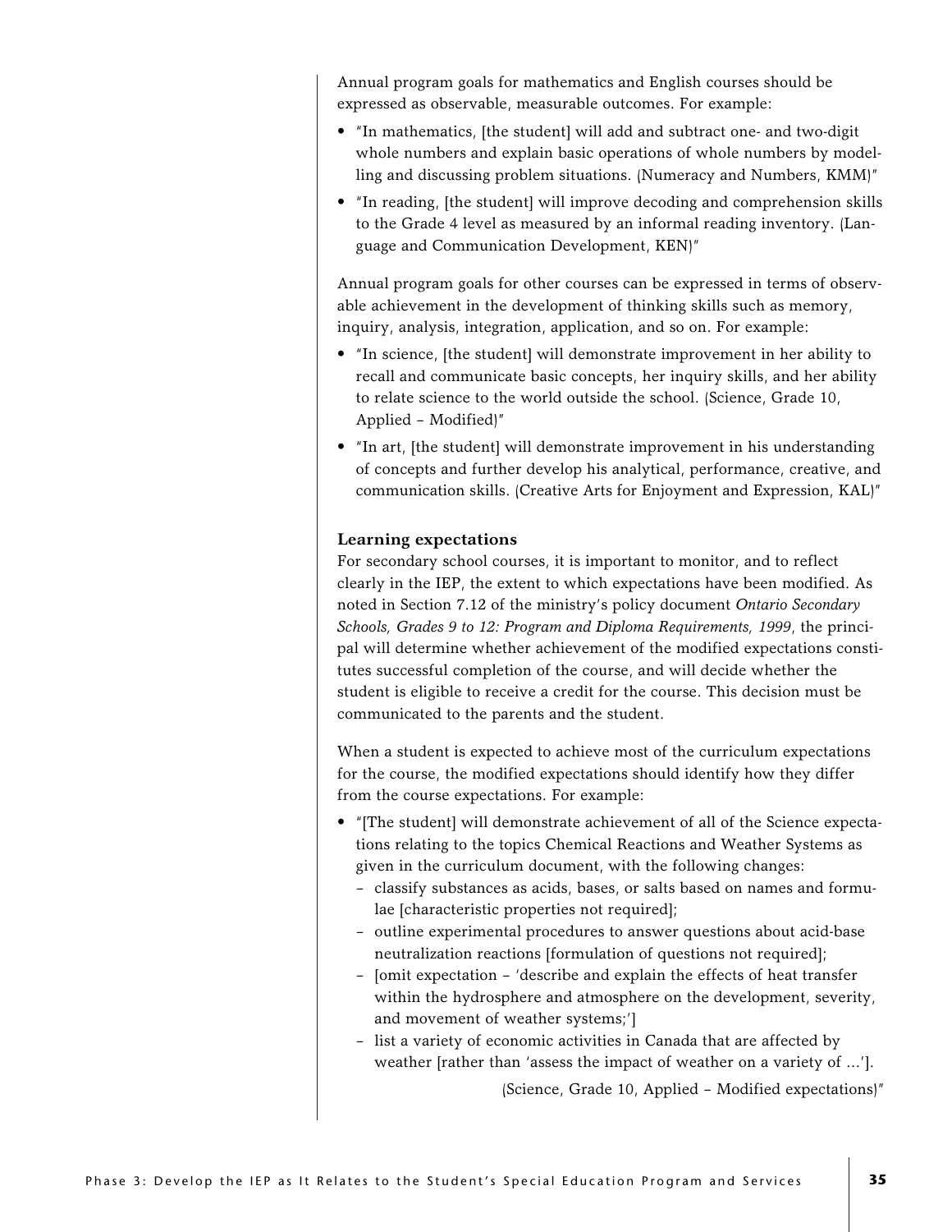Annual program goals for mathematics and English courses should be expressed as observable, measurable outcomes. For example:

- "In mathematics, [the student] will add and subtract one- and two-digit whole numbers and explain basic operations of whole numbers by modelling and discussing problem situations. (Numeracy and Numbers, KMM)"
- "In reading, [the student] will improve decoding and comprehension skills to the Grade 4 level as measured by an informal reading inventory. (Language and Communication Development, KEN)"

Annual program goals for other courses can be expressed in terms of observable achievement in the development of thinking skills such as memory, inquiry, analysis, integration, application, and so on. For example:

- "In science, [the student] will demonstrate improvement in her ability to recall and communicate basic concepts, her inquiry skills, and her ability to relate science to the world outside the school. (Science, Grade 10, Applied – Modified)"
- "In art, [the student] will demonstrate improvement in his understanding of concepts and further develop his analytical, performance, creative, and communication skills. (Creative Arts for Enjoyment and Expression, KAL)"

**Learning expectations**

For secondary school courses, it is important to monitor, and to reflect clearly in the IEP, the extent to which expectations have been modified. As noted in Section 7.12 of the ministry's policy document *Ontario Secondary Schools, Grades 9 to 12: Program and Diploma Requirements, 1999*, the principal will determine whether achievement of the modified expectations constitutes successful completion of the course, and will decide whether the student is eligible to receive a credit for the course. This decision must be communicated to the parents and the student.

When a student is expected to achieve most of the curriculum expectations for the course, the modified expectations should identify how they differ from the course expectations. For example:

- "[The student] will demonstrate achievement of all of the Science expectations relating to the topics Chemical Reactions and Weather Systems as given in the curriculum document, with the following changes:
  - classify substances as acids, bases, or salts based on names and formulae [characteristic properties not required];
  - outline experimental procedures to answer questions about acid-base neutralization reactions [formulation of questions not required];
  - [omit expectation – 'describe and explain the effects of heat transfer within the hydrosphere and atmosphere on the development, severity, and movement of weather systems;']
  - list a variety of economic activities in Canada that are affected by weather [rather than 'assess the impact of weather on a variety of ...'].

  (Science, Grade 10, Applied – Modified expectations)"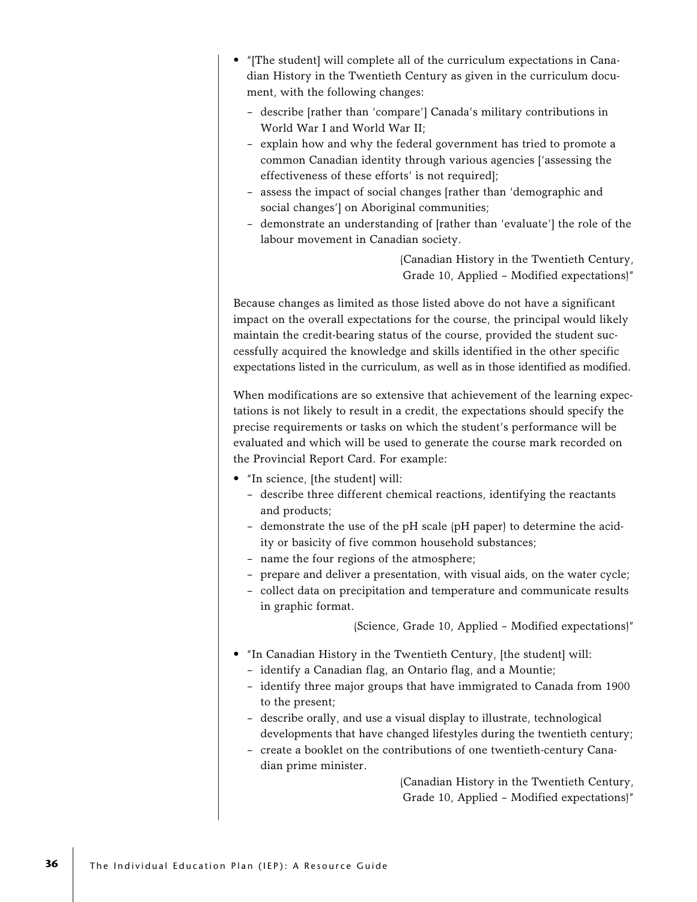- "[The student] will complete all of the curriculum expectations in Canadian History in the Twentieth Century as given in the curriculum document, with the following changes:
  - describe [rather than 'compare'] Canada's military contributions in World War I and World War II;
  - explain how and why the federal government has tried to promote a common Canadian identity through various agencies ['assessing the effectiveness of these efforts' is not required];
  - assess the impact of social changes [rather than 'demographic and social changes'] on Aboriginal communities;
  - demonstrate an understanding of [rather than 'evaluate'] the role of the labour movement in Canadian society.

  (Canadian History in the Twentieth Century, Grade 10, Applied – Modified expectations)"

Because changes as limited as those listed above do not have a significant impact on the overall expectations for the course, the principal would likely maintain the credit-bearing status of the course, provided the student successfully acquired the knowledge and skills identified in the other specific expectations listed in the curriculum, as well as in those identified as modified.

When modifications are so extensive that achievement of the learning expectations is not likely to result in a credit, the expectations should specify the precise requirements or tasks on which the student's performance will be evaluated and which will be used to generate the course mark recorded on the Provincial Report Card. For example:

- "In science, [the student] will:
  - describe three different chemical reactions, identifying the reactants and products;
  - demonstrate the use of the pH scale (pH paper) to determine the acidity or basicity of five common household substances;
  - name the four regions of the atmosphere;
  - prepare and deliver a presentation, with visual aids, on the water cycle;
  - collect data on precipitation and temperature and communicate results in graphic format.

  (Science, Grade 10, Applied – Modified expectations)"

- "In Canadian History in the Twentieth Century, [the student] will:
  - identify a Canadian flag, an Ontario flag, and a Mountie;
  - identify three major groups that have immigrated to Canada from 1900 to the present;
  - describe orally, and use a visual display to illustrate, technological developments that have changed lifestyles during the twentieth century;
  - create a booklet on the contributions of one twentieth-century Canadian prime minister.

  (Canadian History in the Twentieth Century, Grade 10, Applied – Modified expectations)"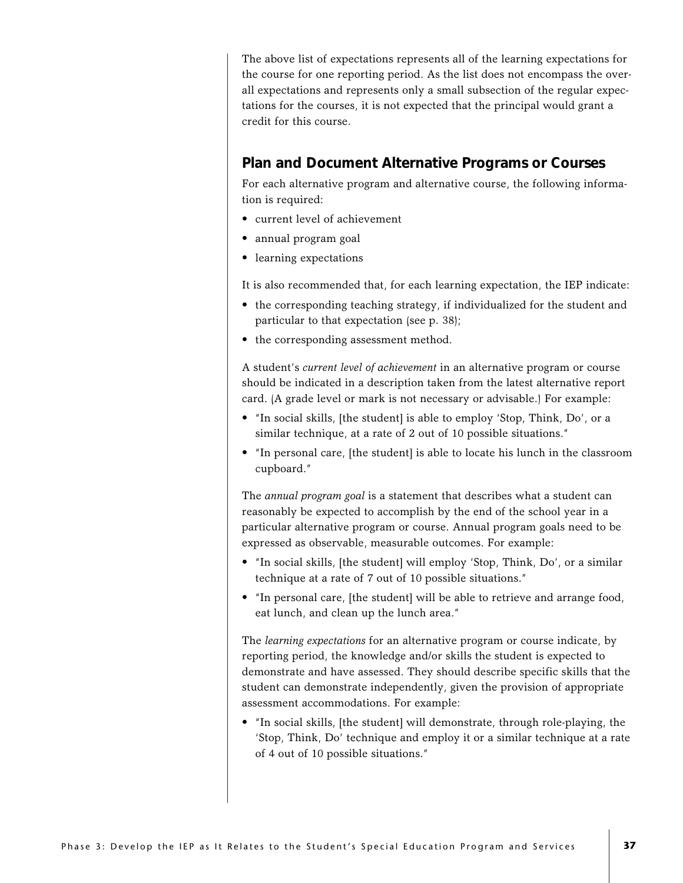The above list of expectations represents all of the learning expectations for the course for one reporting period. As the list does not encompass the overall expectations and represents only a small subsection of the regular expectations for the courses, it is not expected that the principal would grant a credit for this course.

## Plan and Document Alternative Programs or Courses

For each alternative program and alternative course, the following information is required:

- current level of achievement
- annual program goal
- learning expectations

It is also recommended that, for each learning expectation, the IEP indicate:

- the corresponding teaching strategy, if individualized for the student and particular to that expectation (see p. 38);
- the corresponding assessment method.

A student's *current level of achievement* in an alternative program or course should be indicated in a description taken from the latest alternative report card. (A grade level or mark is not necessary or advisable.) For example:

- "In social skills, [the student] is able to employ 'Stop, Think, Do', or a similar technique, at a rate of 2 out of 10 possible situations."
- "In personal care, [the student] is able to locate his lunch in the classroom cupboard."

The *annual program goal* is a statement that describes what a student can reasonably be expected to accomplish by the end of the school year in a particular alternative program or course. Annual program goals need to be expressed as observable, measurable outcomes. For example:

- "In social skills, [the student] will employ 'Stop, Think, Do', or a similar technique at a rate of 7 out of 10 possible situations."
- "In personal care, [the student] will be able to retrieve and arrange food, eat lunch, and clean up the lunch area."

The *learning expectations* for an alternative program or course indicate, by reporting period, the knowledge and/or skills the student is expected to demonstrate and have assessed. They should describe specific skills that the student can demonstrate independently, given the provision of appropriate assessment accommodations. For example:

- "In social skills, [the student] will demonstrate, through role-playing, the 'Stop, Think, Do' technique and employ it or a similar technique at a rate of 4 out of 10 possible situations."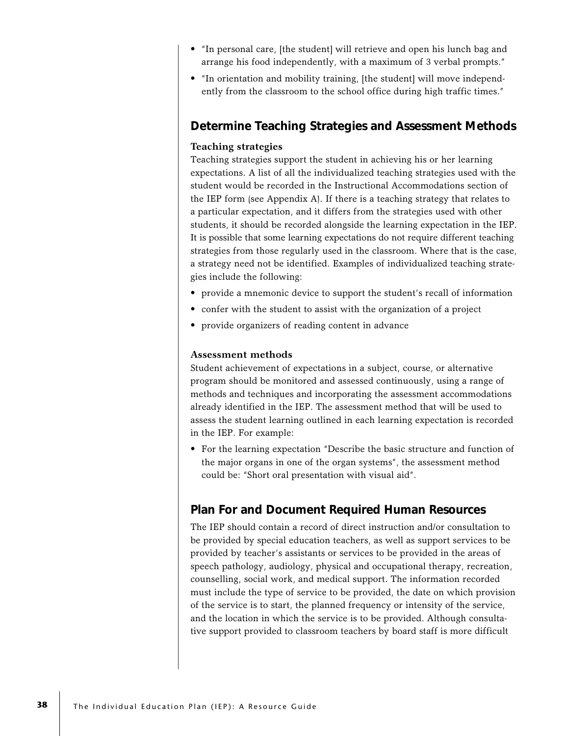- "In personal care, [the student] will retrieve and open his lunch bag and arrange his food independently, with a maximum of 3 verbal prompts."
- "In orientation and mobility training, [the student] will move independently from the classroom to the school office during high traffic times."

## Determine Teaching Strategies and Assessment Methods

### Teaching strategies

Teaching strategies support the student in achieving his or her learning expectations. A list of all the individualized teaching strategies used with the student would be recorded in the Instructional Accommodations section of the IEP form (see Appendix A). If there is a teaching strategy that relates to a particular expectation, and it differs from the strategies used with other students, it should be recorded alongside the learning expectation in the IEP. It is possible that some learning expectations do not require different teaching strategies from those regularly used in the classroom. Where that is the case, a strategy need not be identified. Examples of individualized teaching strategies include the following:

- provide a mnemonic device to support the student's recall of information
- confer with the student to assist with the organization of a project
- provide organizers of reading content in advance

### Assessment methods

Student achievement of expectations in a subject, course, or alternative program should be monitored and assessed continuously, using a range of methods and techniques and incorporating the assessment accommodations already identified in the IEP. The assessment method that will be used to assess the student learning outlined in each learning expectation is recorded in the IEP. For example:

- For the learning expectation "Describe the basic structure and function of the major organs in one of the organ systems", the assessment method could be: "Short oral presentation with visual aid".

## Plan For and Document Required Human Resources

The IEP should contain a record of direct instruction and/or consultation to be provided by special education teachers, as well as support services to be provided by teacher's assistants or services to be provided in the areas of speech pathology, audiology, physical and occupational therapy, recreation, counselling, social work, and medical support. The information recorded must include the type of service to be provided, the date on which provision of the service is to start, the planned frequency or intensity of the service, and the location in which the service is to be provided. Although consultative support provided to classroom teachers by board staff is more difficult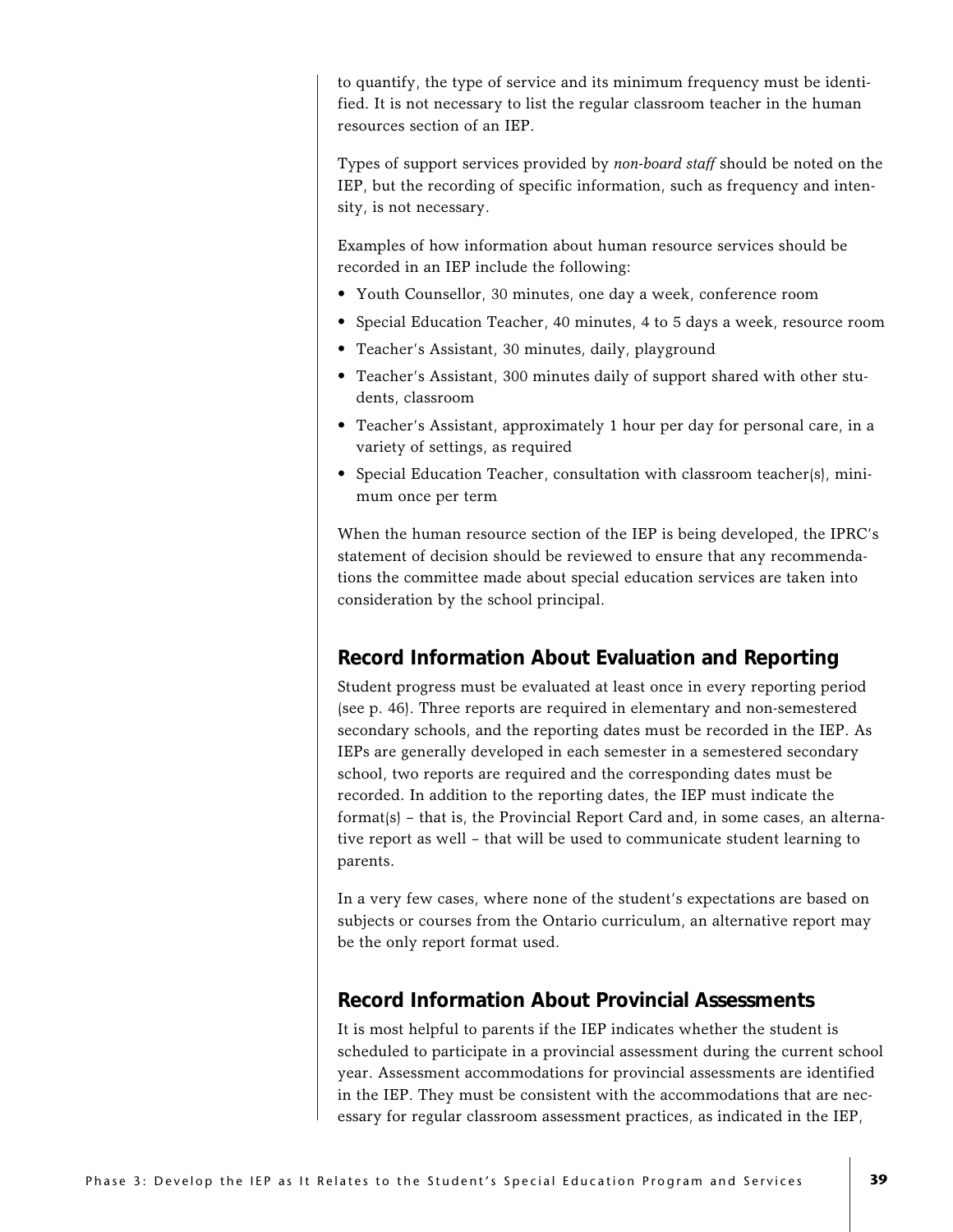to quantify, the type of service and its minimum frequency must be identified. It is not necessary to list the regular classroom teacher in the human resources section of an IEP.

Types of support services provided by *non-board staff* should be noted on the IEP, but the recording of specific information, such as frequency and intensity, is not necessary.

Examples of how information about human resource services should be recorded in an IEP include the following:

- Youth Counsellor, 30 minutes, one day a week, conference room
- Special Education Teacher, 40 minutes, 4 to 5 days a week, resource room
- Teacher's Assistant, 30 minutes, daily, playground
- Teacher's Assistant, 300 minutes daily of support shared with other students, classroom
- Teacher's Assistant, approximately 1 hour per day for personal care, in a variety of settings, as required
- Special Education Teacher, consultation with classroom teacher(s), minimum once per term

When the human resource section of the IEP is being developed, the IPRC's statement of decision should be reviewed to ensure that any recommendations the committee made about special education services are taken into consideration by the school principal.

## Record Information About Evaluation and Reporting

Student progress must be evaluated at least once in every reporting period (see p. 46). Three reports are required in elementary and non-semestered secondary schools, and the reporting dates must be recorded in the IEP. As IEPs are generally developed in each semester in a semestered secondary school, two reports are required and the corresponding dates must be recorded. In addition to the reporting dates, the IEP must indicate the format(s) – that is, the Provincial Report Card and, in some cases, an alternative report as well – that will be used to communicate student learning to parents.

In a very few cases, where none of the student's expectations are based on subjects or courses from the Ontario curriculum, an alternative report may be the only report format used.

## Record Information About Provincial Assessments

It is most helpful to parents if the IEP indicates whether the student is scheduled to participate in a provincial assessment during the current school year. Assessment accommodations for provincial assessments are identified in the IEP. They must be consistent with the accommodations that are necessary for regular classroom assessment practices, as indicated in the IEP,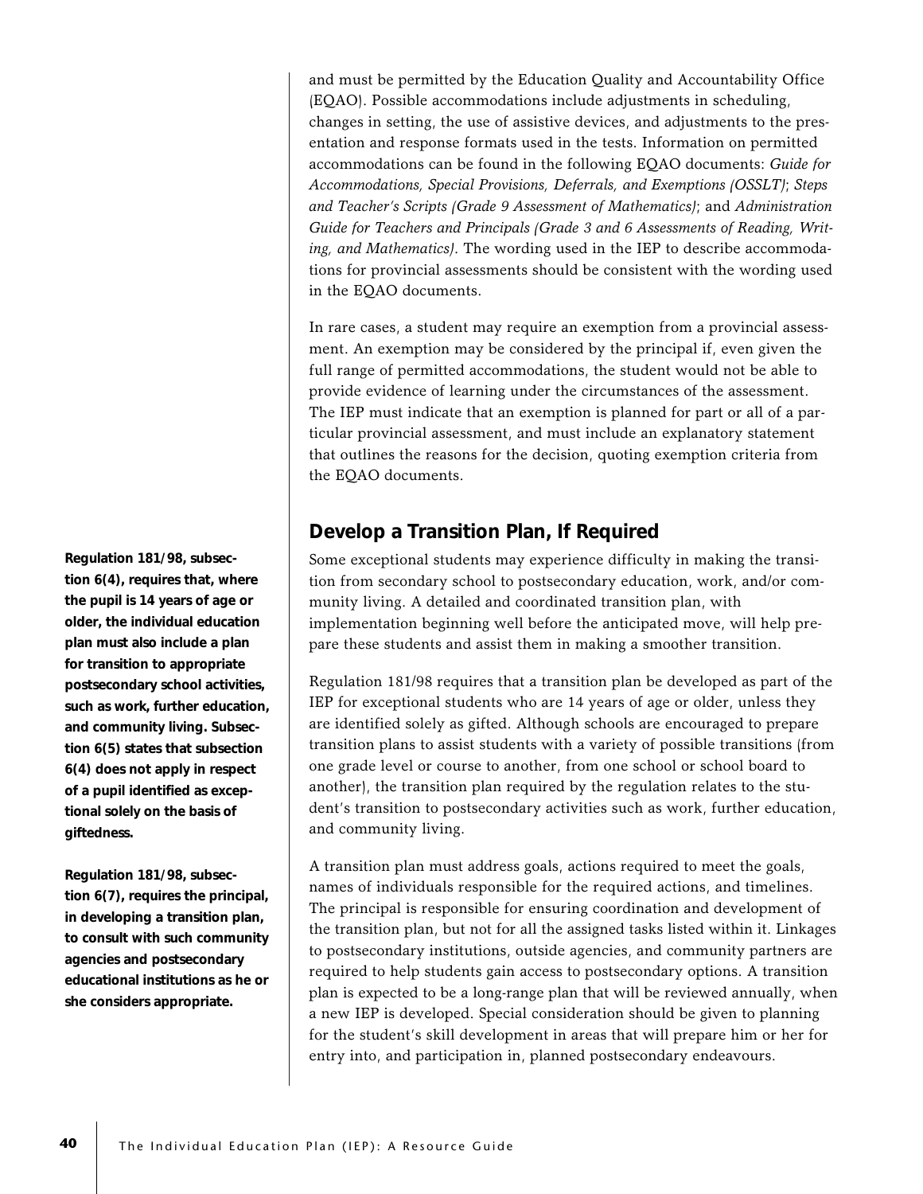and must be permitted by the Education Quality and Accountability Office (EQAO). Possible accommodations include adjustments in scheduling, changes in setting, the use of assistive devices, and adjustments to the presentation and response formats used in the tests. Information on permitted accommodations can be found in the following EQAO documents: *Guide for Accommodations, Special Provisions, Deferrals, and Exemptions (OSSLT)*; *Steps and Teacher's Scripts (Grade 9 Assessment of Mathematics)*; and *Administration Guide for Teachers and Principals (Grade 3 and 6 Assessments of Reading, Writing, and Mathematics)*. The wording used in the IEP to describe accommodations for provincial assessments should be consistent with the wording used in the EQAO documents.

In rare cases, a student may require an exemption from a provincial assessment. An exemption may be considered by the principal if, even given the full range of permitted accommodations, the student would not be able to provide evidence of learning under the circumstances of the assessment. The IEP must indicate that an exemption is planned for part or all of a particular provincial assessment, and must include an explanatory statement that outlines the reasons for the decision, quoting exemption criteria from the EQAO documents.

## Develop a Transition Plan, If Required

Some exceptional students may experience difficulty in making the transition from secondary school to postsecondary education, work, and/or community living. A detailed and coordinated transition plan, with implementation beginning well before the anticipated move, will help prepare these students and assist them in making a smoother transition.

**Regulation 181/98, subsection 6(4), requires that, where the pupil is 14 years of age or older, the individual education plan must also include a plan for transition to appropriate postsecondary school activities, such as work, further education, and community living. Subsection 6(5) states that subsection 6(4) does not apply in respect of a pupil identified as exceptional solely on the basis of giftedness.**

Regulation 181/98 requires that a transition plan be developed as part of the IEP for exceptional students who are 14 years of age or older, unless they are identified solely as gifted. Although schools are encouraged to prepare transition plans to assist students with a variety of possible transitions (from one grade level or course to another, from one school or school board to another), the transition plan required by the regulation relates to the student's transition to postsecondary activities such as work, further education, and community living.

**Regulation 181/98, subsection 6(7), requires the principal, in developing a transition plan, to consult with such community agencies and postsecondary educational institutions as he or she considers appropriate.**

A transition plan must address goals, actions required to meet the goals, names of individuals responsible for the required actions, and timelines. The principal is responsible for ensuring coordination and development of the transition plan, but not for all the assigned tasks listed within it. Linkages to postsecondary institutions, outside agencies, and community partners are required to help students gain access to postsecondary options. A transition plan is expected to be a long-range plan that will be reviewed annually, when a new IEP is developed. Special consideration should be given to planning for the student's skill development in areas that will prepare him or her for entry into, and participation in, planned postsecondary endeavours.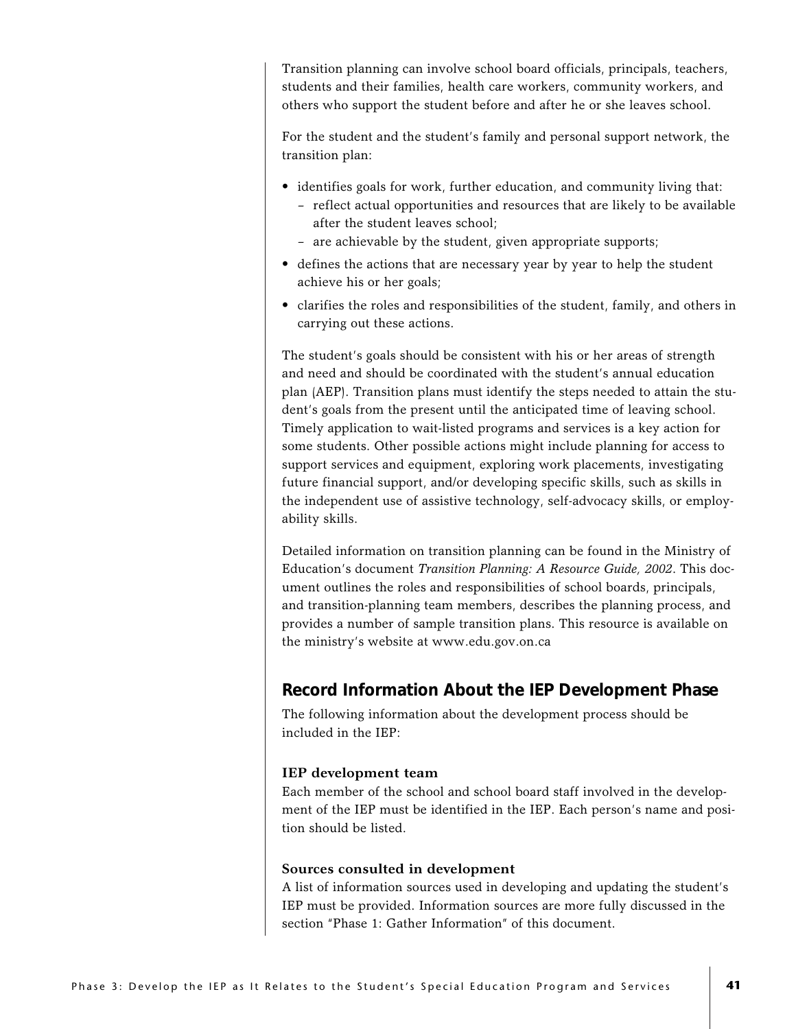Transition planning can involve school board officials, principals, teachers, students and their families, health care workers, community workers, and others who support the student before and after he or she leaves school.

For the student and the student's family and personal support network, the transition plan:

- identifies goals for work, further education, and community living that:
  - reflect actual opportunities and resources that are likely to be available after the student leaves school;
  - are achievable by the student, given appropriate supports;
- defines the actions that are necessary year by year to help the student achieve his or her goals;
- clarifies the roles and responsibilities of the student, family, and others in carrying out these actions.

The student's goals should be consistent with his or her areas of strength and need and should be coordinated with the student's annual education plan (AEP). Transition plans must identify the steps needed to attain the student's goals from the present until the anticipated time of leaving school. Timely application to wait-listed programs and services is a key action for some students. Other possible actions might include planning for access to support services and equipment, exploring work placements, investigating future financial support, and/or developing specific skills, such as skills in the independent use of assistive technology, self-advocacy skills, or employability skills.

Detailed information on transition planning can be found in the Ministry of Education's document *Transition Planning: A Resource Guide, 2002*. This document outlines the roles and responsibilities of school boards, principals, and transition-planning team members, describes the planning process, and provides a number of sample transition plans. This resource is available on the ministry's website at www.edu.gov.on.ca

## Record Information About the IEP Development Phase

The following information about the development process should be included in the IEP:

**IEP development team**
Each member of the school and school board staff involved in the development of the IEP must be identified in the IEP. Each person's name and position should be listed.

**Sources consulted in development**
A list of information sources used in developing and updating the student's IEP must be provided. Information sources are more fully discussed in the section "Phase 1: Gather Information" of this document.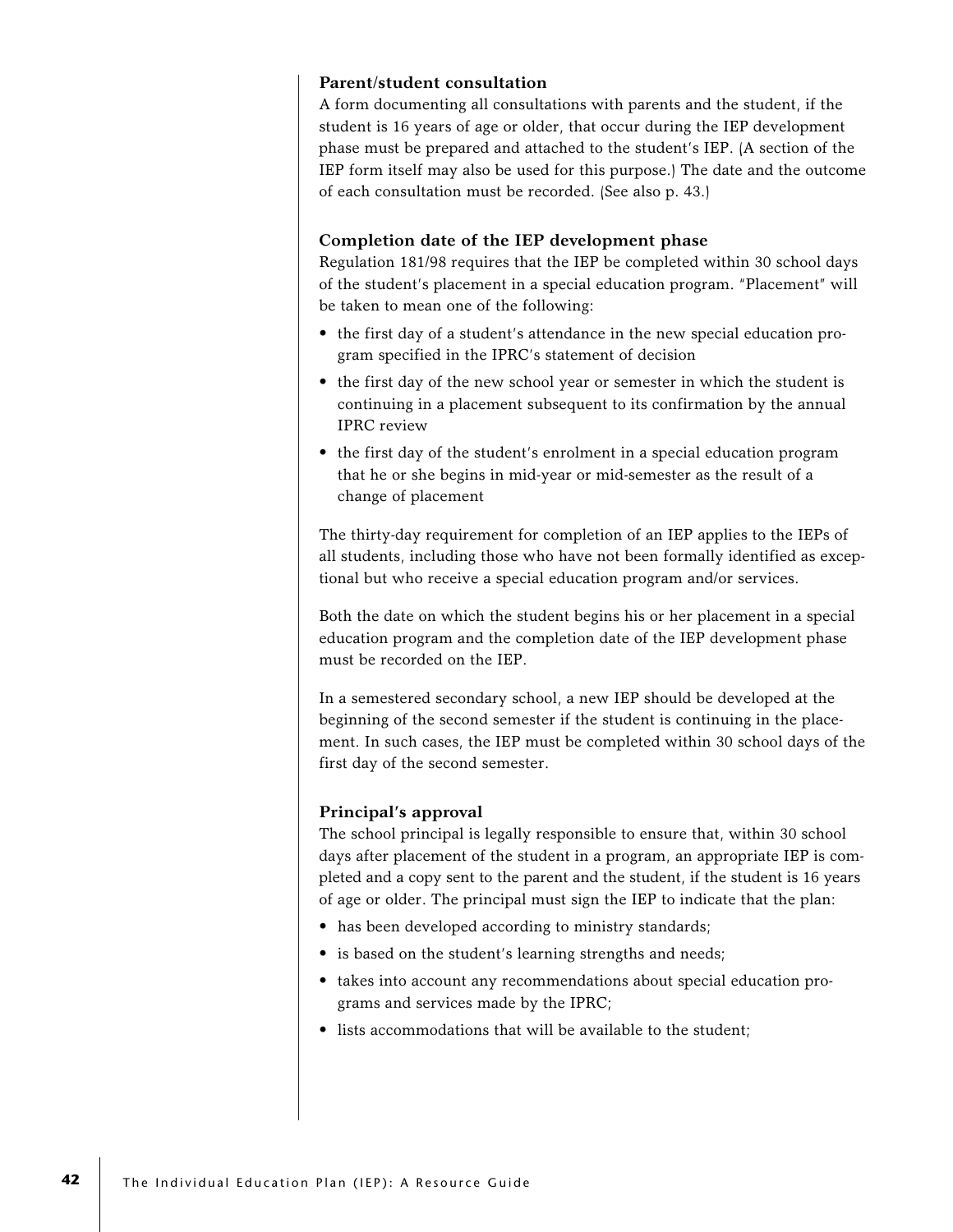### Parent/student consultation

A form documenting all consultations with parents and the student, if the student is 16 years of age or older, that occur during the IEP development phase must be prepared and attached to the student's IEP. (A section of the IEP form itself may also be used for this purpose.) The date and the outcome of each consultation must be recorded. (See also p. 43.)

### Completion date of the IEP development phase

Regulation 181/98 requires that the IEP be completed within 30 school days of the student's placement in a special education program. "Placement" will be taken to mean one of the following:

- the first day of a student's attendance in the new special education program specified in the IPRC's statement of decision
- the first day of the new school year or semester in which the student is continuing in a placement subsequent to its confirmation by the annual IPRC review
- the first day of the student's enrolment in a special education program that he or she begins in mid-year or mid-semester as the result of a change of placement

The thirty-day requirement for completion of an IEP applies to the IEPs of all students, including those who have not been formally identified as exceptional but who receive a special education program and/or services.

Both the date on which the student begins his or her placement in a special education program and the completion date of the IEP development phase must be recorded on the IEP.

In a semestered secondary school, a new IEP should be developed at the beginning of the second semester if the student is continuing in the placement. In such cases, the IEP must be completed within 30 school days of the first day of the second semester.

### Principal's approval

The school principal is legally responsible to ensure that, within 30 school days after placement of the student in a program, an appropriate IEP is completed and a copy sent to the parent and the student, if the student is 16 years of age or older. The principal must sign the IEP to indicate that the plan:

- has been developed according to ministry standards;
- is based on the student's learning strengths and needs;
- takes into account any recommendations about special education programs and services made by the IPRC;
- lists accommodations that will be available to the student;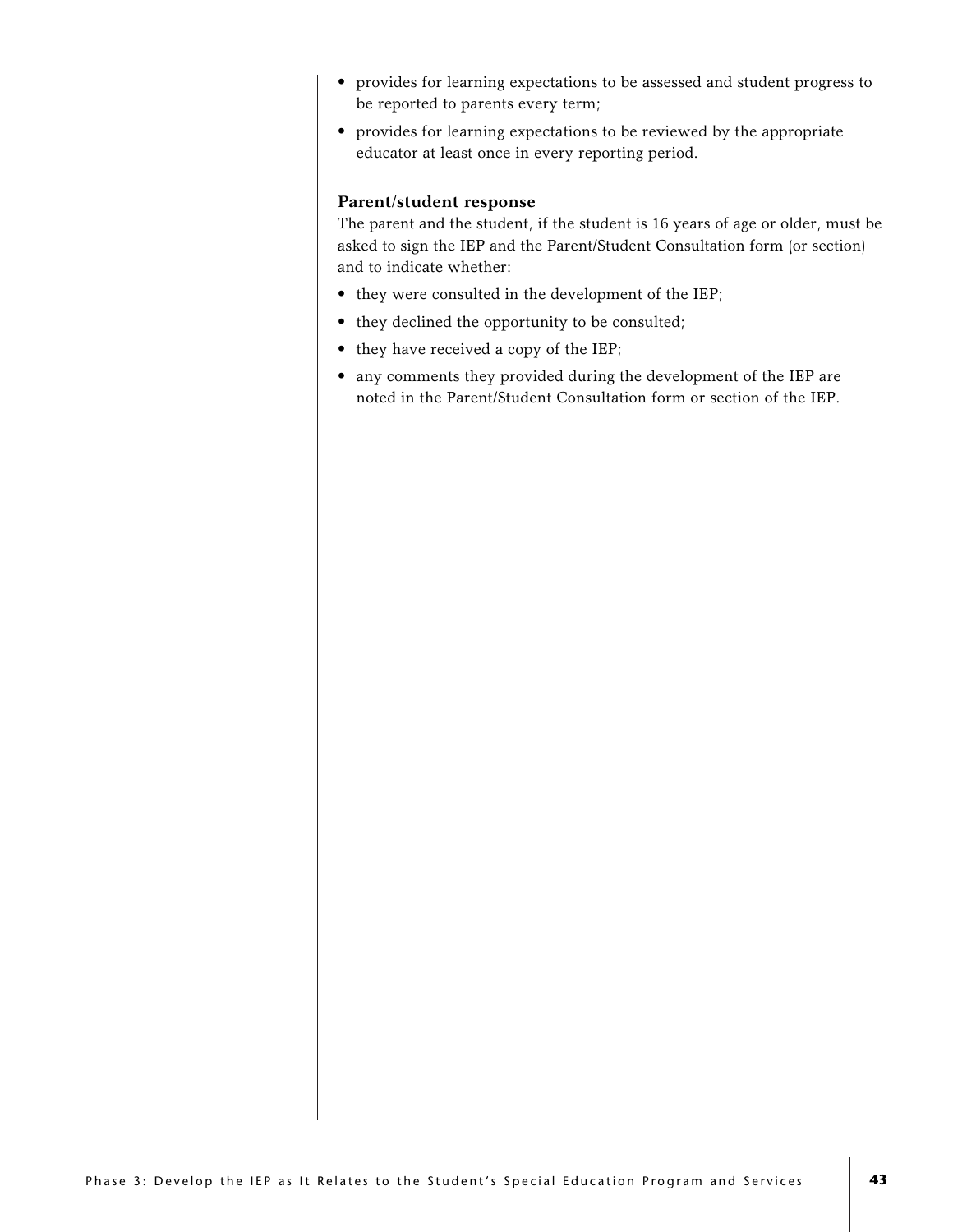- provides for learning expectations to be assessed and student progress to be reported to parents every term;
- provides for learning expectations to be reviewed by the appropriate educator at least once in every reporting period.

**Parent/student response**

The parent and the student, if the student is 16 years of age or older, must be asked to sign the IEP and the Parent/Student Consultation form (or section) and to indicate whether:

- they were consulted in the development of the IEP;
- they declined the opportunity to be consulted;
- they have received a copy of the IEP;
- any comments they provided during the development of the IEP are noted in the Parent/Student Consultation form or section of the IEP.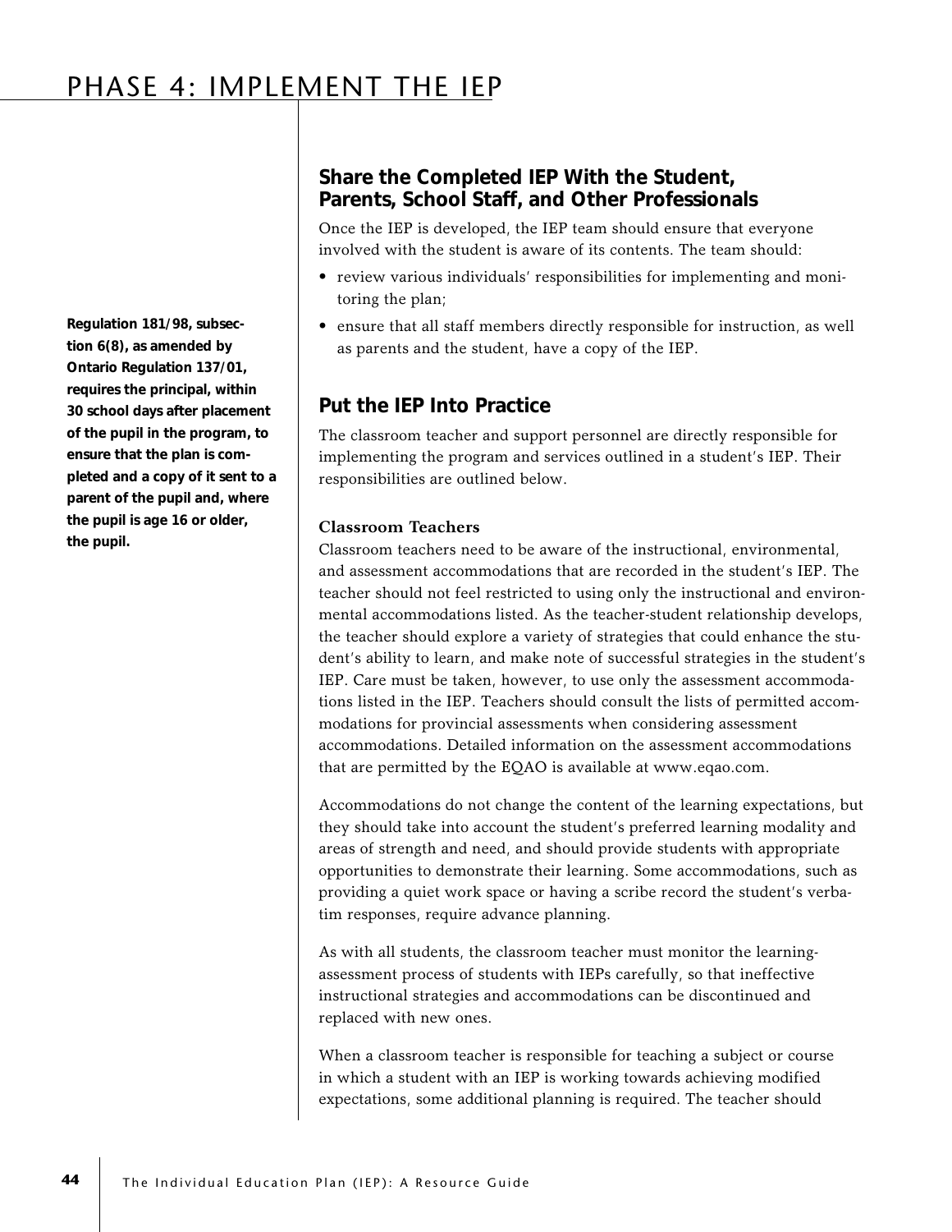# PHASE 4: IMPLEMENT THE IEP

## Share the Completed IEP With the Student, Parents, School Staff, and Other Professionals

Once the IEP is developed, the IEP team should ensure that everyone involved with the student is aware of its contents. The team should:

- review various individuals' responsibilities for implementing and monitoring the plan;
- ensure that all staff members directly responsible for instruction, as well as parents and the student, have a copy of the IEP.

**Regulation 181/98, subsection 6(8), as amended by Ontario Regulation 137/01, requires the principal, within 30 school days after placement of the pupil in the program, to ensure that the plan is completed and a copy of it sent to a parent of the pupil and, where the pupil is age 16 or older, the pupil.**

## Put the IEP Into Practice

The classroom teacher and support personnel are directly responsible for implementing the program and services outlined in a student's IEP. Their responsibilities are outlined below.

### Classroom Teachers

Classroom teachers need to be aware of the instructional, environmental, and assessment accommodations that are recorded in the student's IEP. The teacher should not feel restricted to using only the instructional and environmental accommodations listed. As the teacher-student relationship develops, the teacher should explore a variety of strategies that could enhance the student's ability to learn, and make note of successful strategies in the student's IEP. Care must be taken, however, to use only the assessment accommodations listed in the IEP. Teachers should consult the lists of permitted accommodations for provincial assessments when considering assessment accommodations. Detailed information on the assessment accommodations that are permitted by the EQAO is available at www.eqao.com.

Accommodations do not change the content of the learning expectations, but they should take into account the student's preferred learning modality and areas of strength and need, and should provide students with appropriate opportunities to demonstrate their learning. Some accommodations, such as providing a quiet work space or having a scribe record the student's verbatim responses, require advance planning.

As with all students, the classroom teacher must monitor the learning-assessment process of students with IEPs carefully, so that ineffective instructional strategies and accommodations can be discontinued and replaced with new ones.

When a classroom teacher is responsible for teaching a subject or course in which a student with an IEP is working towards achieving modified expectations, some additional planning is required. The teacher should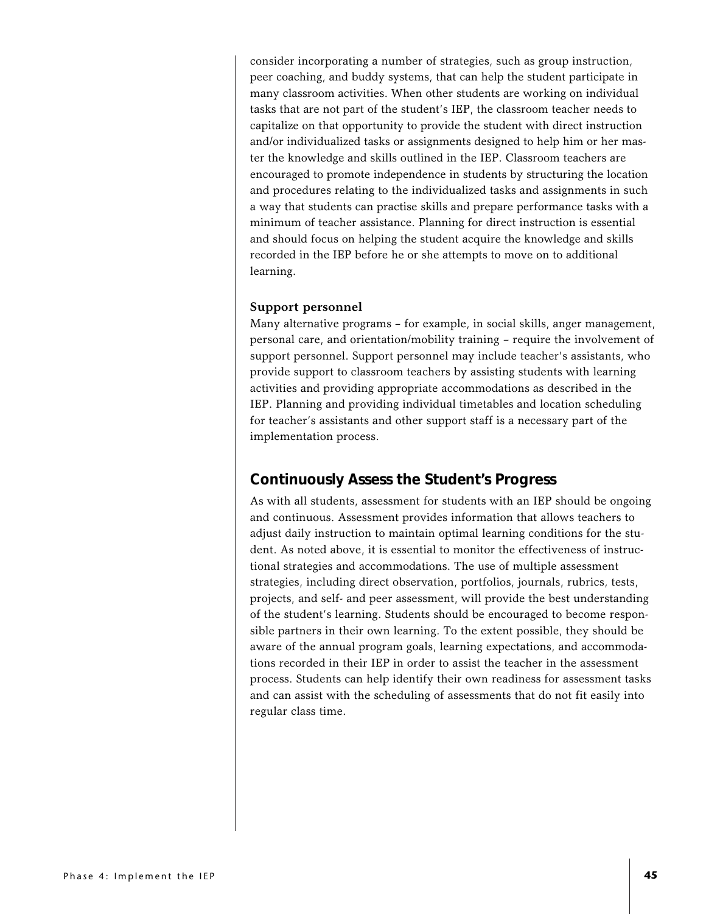consider incorporating a number of strategies, such as group instruction, peer coaching, and buddy systems, that can help the student participate in many classroom activities. When other students are working on individual tasks that are not part of the student's IEP, the classroom teacher needs to capitalize on that opportunity to provide the student with direct instruction and/or individualized tasks or assignments designed to help him or her master the knowledge and skills outlined in the IEP. Classroom teachers are encouraged to promote independence in students by structuring the location and procedures relating to the individualized tasks and assignments in such a way that students can practise skills and prepare performance tasks with a minimum of teacher assistance. Planning for direct instruction is essential and should focus on helping the student acquire the knowledge and skills recorded in the IEP before he or she attempts to move on to additional learning.

**Support personnel**

Many alternative programs – for example, in social skills, anger management, personal care, and orientation/mobility training – require the involvement of support personnel. Support personnel may include teacher's assistants, who provide support to classroom teachers by assisting students with learning activities and providing appropriate accommodations as described in the IEP. Planning and providing individual timetables and location scheduling for teacher's assistants and other support staff is a necessary part of the implementation process.

## Continuously Assess the Student's Progress

As with all students, assessment for students with an IEP should be ongoing and continuous. Assessment provides information that allows teachers to adjust daily instruction to maintain optimal learning conditions for the student. As noted above, it is essential to monitor the effectiveness of instructional strategies and accommodations. The use of multiple assessment strategies, including direct observation, portfolios, journals, rubrics, tests, projects, and self- and peer assessment, will provide the best understanding of the student's learning. Students should be encouraged to become responsible partners in their own learning. To the extent possible, they should be aware of the annual program goals, learning expectations, and accommodations recorded in their IEP in order to assist the teacher in the assessment process. Students can help identify their own readiness for assessment tasks and can assist with the scheduling of assessments that do not fit easily into regular class time.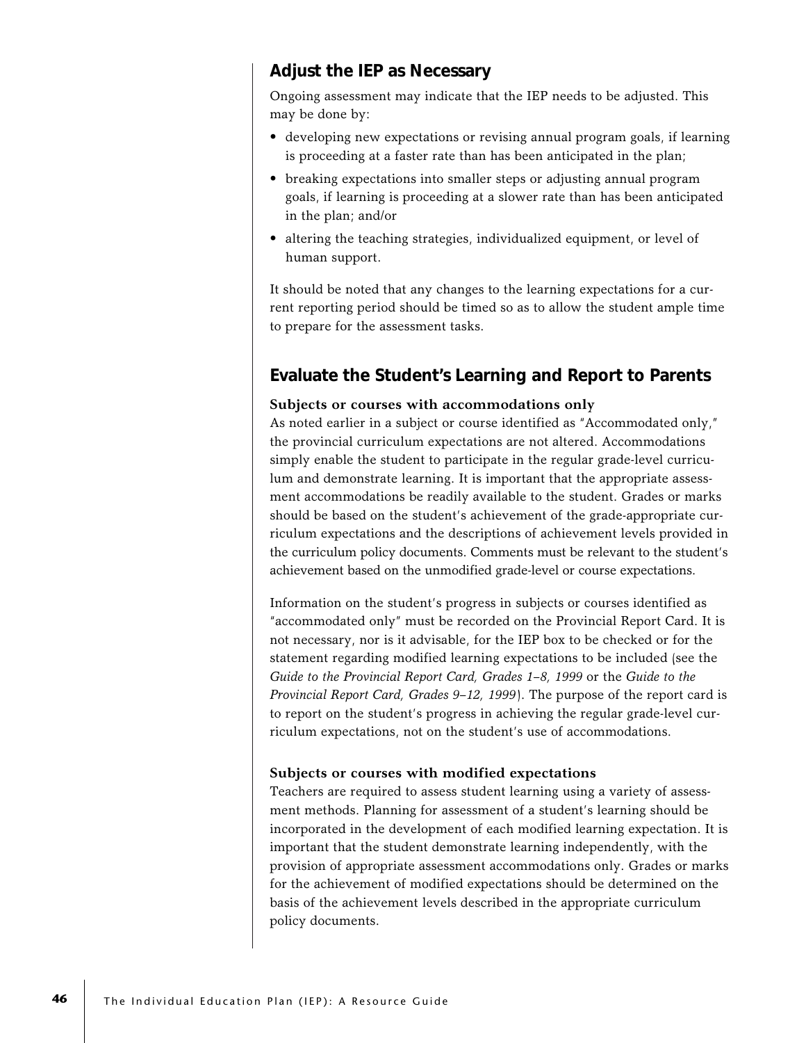## Adjust the IEP as Necessary

Ongoing assessment may indicate that the IEP needs to be adjusted. This may be done by:

- developing new expectations or revising annual program goals, if learning is proceeding at a faster rate than has been anticipated in the plan;
- breaking expectations into smaller steps or adjusting annual program goals, if learning is proceeding at a slower rate than has been anticipated in the plan; and/or
- altering the teaching strategies, individualized equipment, or level of human support.

It should be noted that any changes to the learning expectations for a current reporting period should be timed so as to allow the student ample time to prepare for the assessment tasks.

## Evaluate the Student's Learning and Report to Parents

**Subjects or courses with accommodations only**

As noted earlier in a subject or course identified as "Accommodated only," the provincial curriculum expectations are not altered. Accommodations simply enable the student to participate in the regular grade-level curriculum and demonstrate learning. It is important that the appropriate assessment accommodations be readily available to the student. Grades or marks should be based on the student's achievement of the grade-appropriate curriculum expectations and the descriptions of achievement levels provided in the curriculum policy documents. Comments must be relevant to the student's achievement based on the unmodified grade-level or course expectations.

Information on the student's progress in subjects or courses identified as "accommodated only" must be recorded on the Provincial Report Card. It is not necessary, nor is it advisable, for the IEP box to be checked or for the statement regarding modified learning expectations to be included (see the *Guide to the Provincial Report Card, Grades 1–8, 1999* or the *Guide to the Provincial Report Card, Grades 9–12, 1999*). The purpose of the report card is to report on the student's progress in achieving the regular grade-level curriculum expectations, not on the student's use of accommodations.

**Subjects or courses with modified expectations**

Teachers are required to assess student learning using a variety of assessment methods. Planning for assessment of a student's learning should be incorporated in the development of each modified learning expectation. It is important that the student demonstrate learning independently, with the provision of appropriate assessment accommodations only. Grades or marks for the achievement of modified expectations should be determined on the basis of the achievement levels described in the appropriate curriculum policy documents.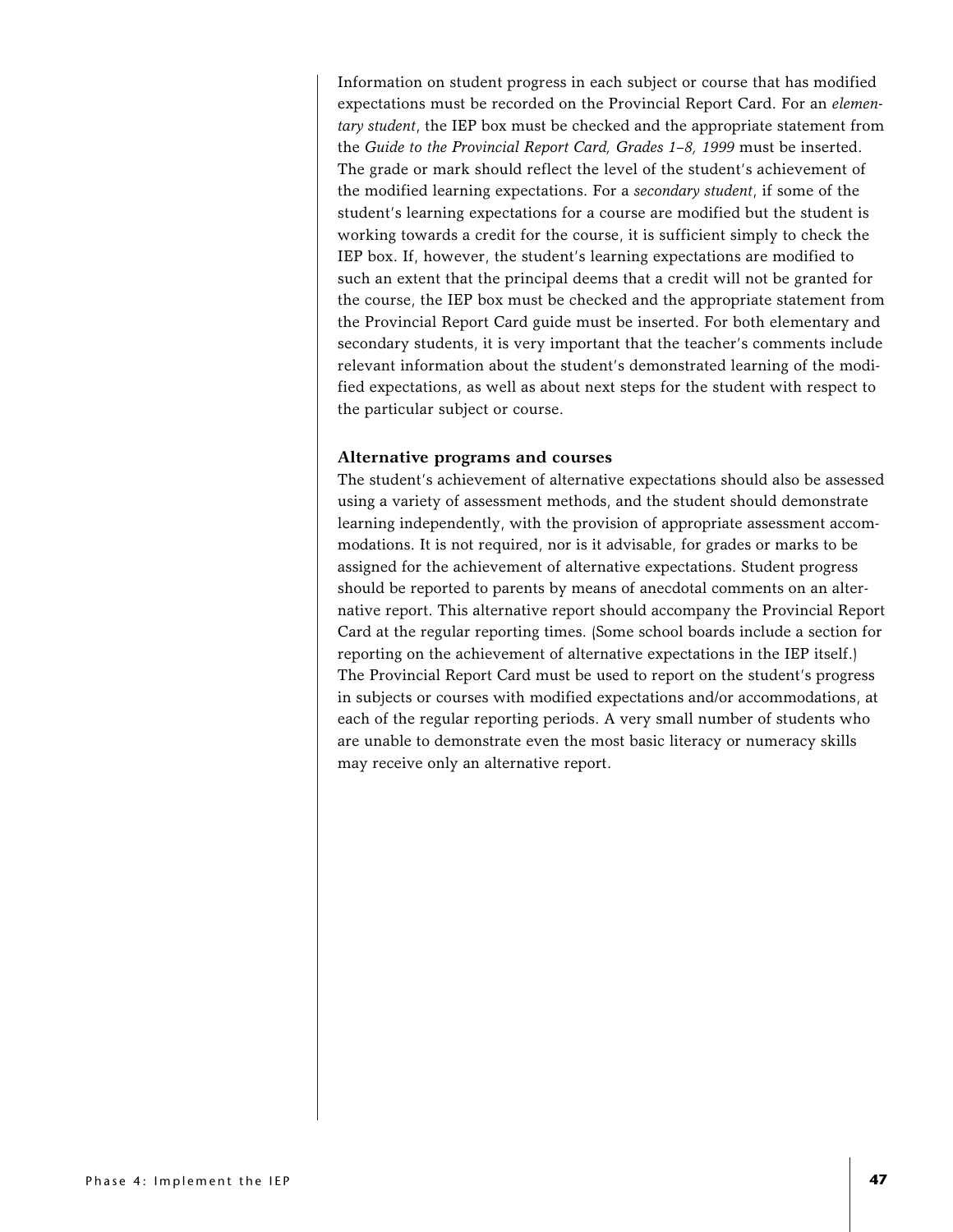Information on student progress in each subject or course that has modified expectations must be recorded on the Provincial Report Card. For an *elementary student*, the IEP box must be checked and the appropriate statement from the *Guide to the Provincial Report Card, Grades 1–8, 1999* must be inserted. The grade or mark should reflect the level of the student's achievement of the modified learning expectations. For a *secondary student*, if some of the student's learning expectations for a course are modified but the student is working towards a credit for the course, it is sufficient simply to check the IEP box. If, however, the student's learning expectations are modified to such an extent that the principal deems that a credit will not be granted for the course, the IEP box must be checked and the appropriate statement from the Provincial Report Card guide must be inserted. For both elementary and secondary students, it is very important that the teacher's comments include relevant information about the student's demonstrated learning of the modified expectations, as well as about next steps for the student with respect to the particular subject or course.

**Alternative programs and courses**

The student's achievement of alternative expectations should also be assessed using a variety of assessment methods, and the student should demonstrate learning independently, with the provision of appropriate assessment accommodations. It is not required, nor is it advisable, for grades or marks to be assigned for the achievement of alternative expectations. Student progress should be reported to parents by means of anecdotal comments on an alternative report. This alternative report should accompany the Provincial Report Card at the regular reporting times. (Some school boards include a section for reporting on the achievement of alternative expectations in the IEP itself.) The Provincial Report Card must be used to report on the student's progress in subjects or courses with modified expectations and/or accommodations, at each of the regular reporting periods. A very small number of students who are unable to demonstrate even the most basic literacy or numeracy skills may receive only an alternative report.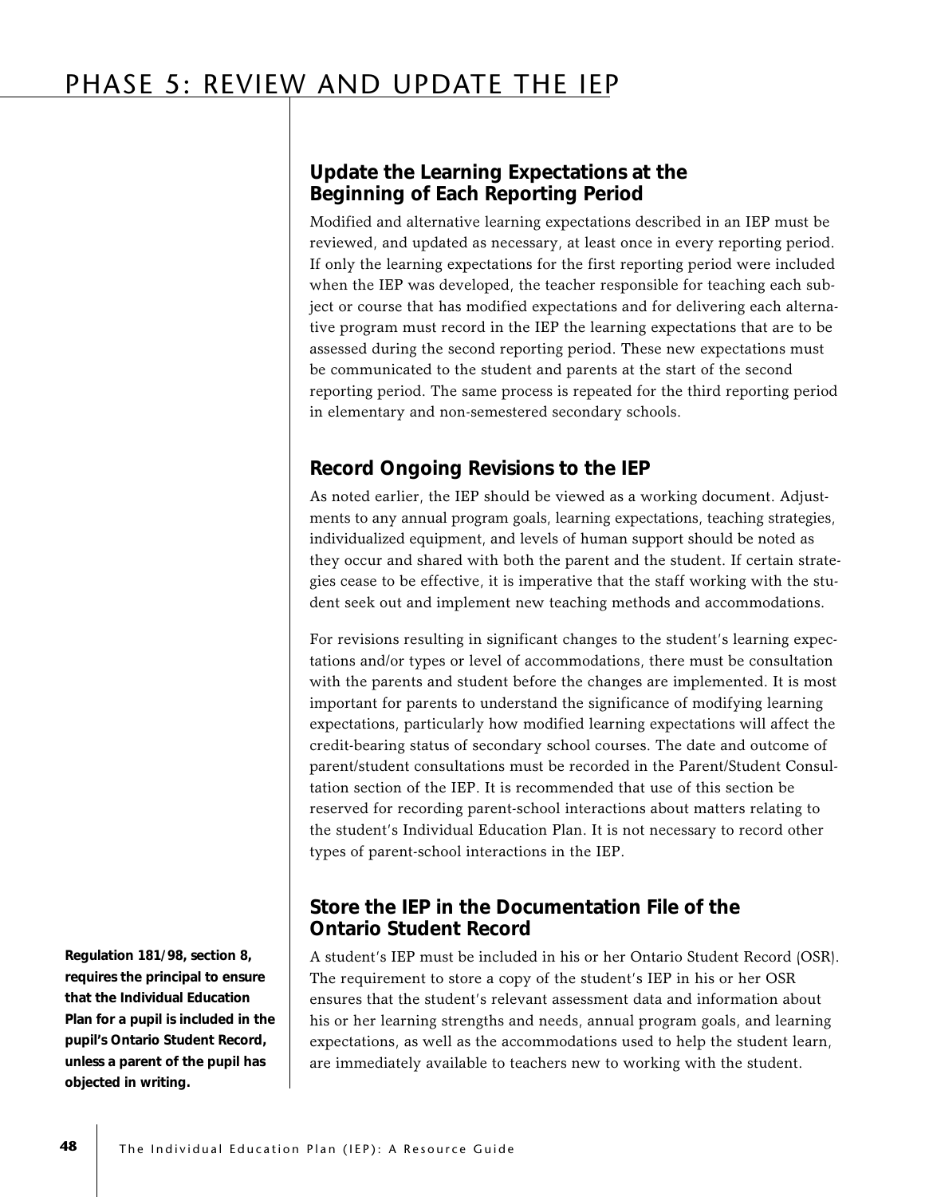# PHASE 5: REVIEW AND UPDATE THE IEP

## Update the Learning Expectations at the Beginning of Each Reporting Period

Modified and alternative learning expectations described in an IEP must be reviewed, and updated as necessary, at least once in every reporting period. If only the learning expectations for the first reporting period were included when the IEP was developed, the teacher responsible for teaching each subject or course that has modified expectations and for delivering each alternative program must record in the IEP the learning expectations that are to be assessed during the second reporting period. These new expectations must be communicated to the student and parents at the start of the second reporting period. The same process is repeated for the third reporting period in elementary and non-semestered secondary schools.

## Record Ongoing Revisions to the IEP

As noted earlier, the IEP should be viewed as a working document. Adjustments to any annual program goals, learning expectations, teaching strategies, individualized equipment, and levels of human support should be noted as they occur and shared with both the parent and the student. If certain strategies cease to be effective, it is imperative that the staff working with the student seek out and implement new teaching methods and accommodations.

For revisions resulting in significant changes to the student's learning expectations and/or types or level of accommodations, there must be consultation with the parents and student before the changes are implemented. It is most important for parents to understand the significance of modifying learning expectations, particularly how modified learning expectations will affect the credit-bearing status of secondary school courses. The date and outcome of parent/student consultations must be recorded in the Parent/Student Consultation section of the IEP. It is recommended that use of this section be reserved for recording parent-school interactions about matters relating to the student's Individual Education Plan. It is not necessary to record other types of parent-school interactions in the IEP.

## Store the IEP in the Documentation File of the Ontario Student Record

A student's IEP must be included in his or her Ontario Student Record (OSR). The requirement to store a copy of the student's IEP in his or her OSR ensures that the student's relevant assessment data and information about his or her learning strengths and needs, annual program goals, and learning expectations, as well as the accommodations used to help the student learn, are immediately available to teachers new to working with the student.

**Regulation 181/98, section 8, requires the principal to ensure that the Individual Education Plan for a pupil is included in the pupil's Ontario Student Record, unless a parent of the pupil has objected in writing.**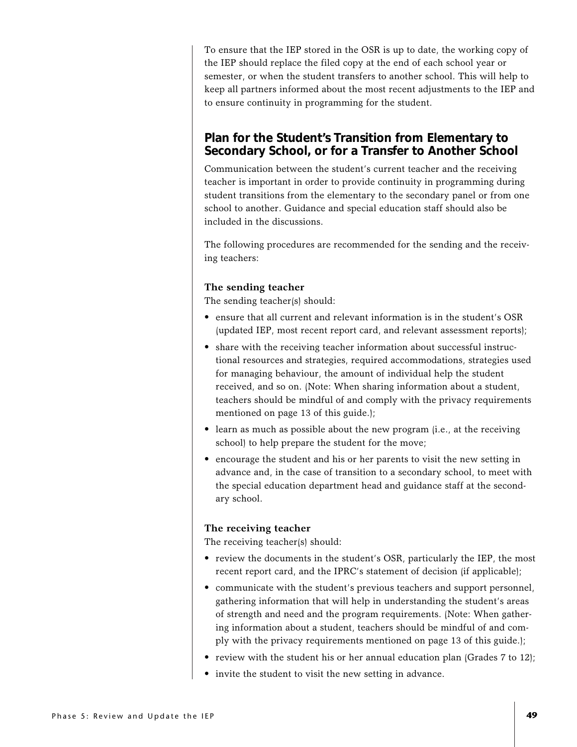To ensure that the IEP stored in the OSR is up to date, the working copy of the IEP should replace the filed copy at the end of each school year or semester, or when the student transfers to another school. This will help to keep all partners informed about the most recent adjustments to the IEP and to ensure continuity in programming for the student.

## Plan for the Student's Transition from Elementary to Secondary School, or for a Transfer to Another School

Communication between the student's current teacher and the receiving teacher is important in order to provide continuity in programming during student transitions from the elementary to the secondary panel or from one school to another. Guidance and special education staff should also be included in the discussions.

The following procedures are recommended for the sending and the receiving teachers:

### The sending teacher

The sending teacher(s) should:

- ensure that all current and relevant information is in the student's OSR (updated IEP, most recent report card, and relevant assessment reports);
- share with the receiving teacher information about successful instructional resources and strategies, required accommodations, strategies used for managing behaviour, the amount of individual help the student received, and so on. (Note: When sharing information about a student, teachers should be mindful of and comply with the privacy requirements mentioned on page 13 of this guide.);
- learn as much as possible about the new program (i.e., at the receiving school) to help prepare the student for the move;
- encourage the student and his or her parents to visit the new setting in advance and, in the case of transition to a secondary school, to meet with the special education department head and guidance staff at the secondary school.

### The receiving teacher

The receiving teacher(s) should:

- review the documents in the student's OSR, particularly the IEP, the most recent report card, and the IPRC's statement of decision (if applicable);
- communicate with the student's previous teachers and support personnel, gathering information that will help in understanding the student's areas of strength and need and the program requirements. (Note: When gathering information about a student, teachers should be mindful of and comply with the privacy requirements mentioned on page 13 of this guide.);
- review with the student his or her annual education plan (Grades 7 to 12);
- invite the student to visit the new setting in advance.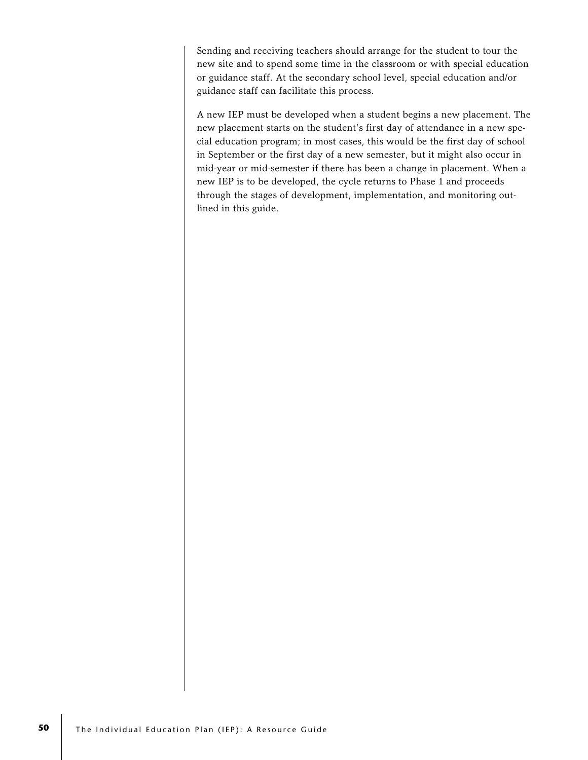Sending and receiving teachers should arrange for the student to tour the new site and to spend some time in the classroom or with special education or guidance staff. At the secondary school level, special education and/or guidance staff can facilitate this process.

A new IEP must be developed when a student begins a new placement. The new placement starts on the student's first day of attendance in a new special education program; in most cases, this would be the first day of school in September or the first day of a new semester, but it might also occur in mid-year or mid-semester if there has been a change in placement. When a new IEP is to be developed, the cycle returns to Phase 1 and proceeds through the stages of development, implementation, and monitoring outlined in this guide.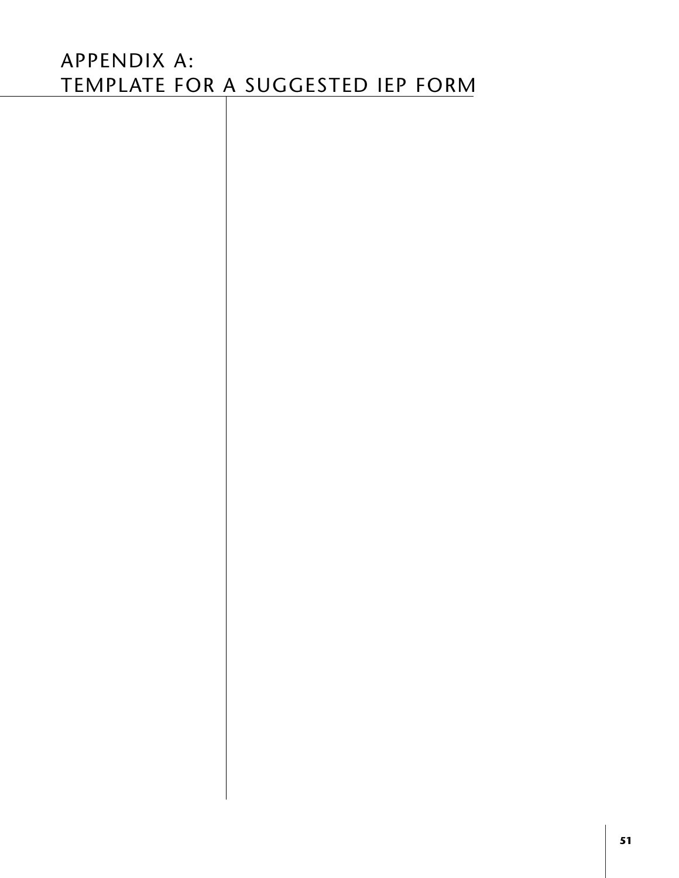# APPENDIX A: TEMPLATE FOR A SUGGESTED IEP FORM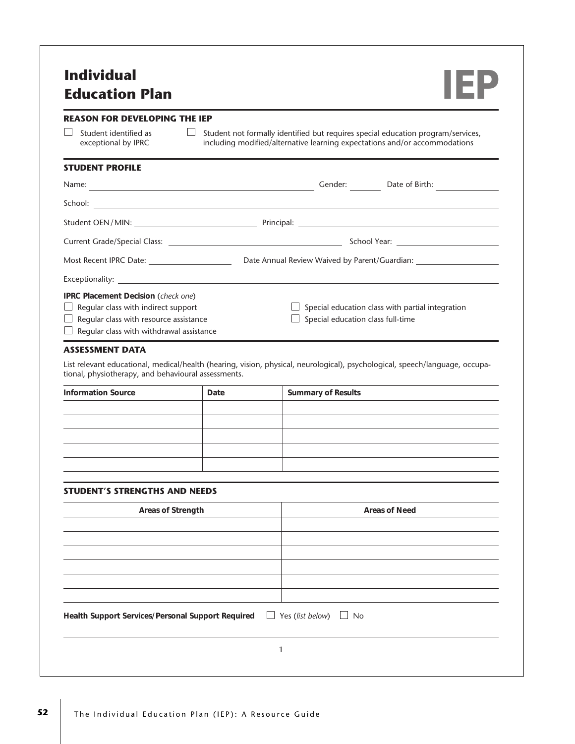# Individual Education Plan

**IEP**

## REASON FOR DEVELOPING THE IEP

☐ Student identified as exceptional by IPRC

☐ Student not formally identified but requires special education program/services, including modified/alternative learning expectations and/or accommodations

## STUDENT PROFILE

Name: ______________________ Gender: ________ Date of Birth: ____________

School: ______________________

Student OEN/MIN: ______________________ Principal: ______________________

Current Grade/Special Class: ______________________ School Year: ____________

Most Recent IPRC Date: ____________ Date Annual Review Waived by Parent/Guardian: ____________

Exceptionality: ______________________

**IPRC Placement Decision** (*check one*)

☐ Regular class with indirect support

☐ Regular class with resource assistance

☐ Regular class with withdrawal assistance

☐ Special education class with partial integration

☐ Special education class full-time

## ASSESSMENT DATA

List relevant educational, medical/health (hearing, vision, physical, neurological), psychological, speech/language, occupational, physiotherapy, and behavioural assessments.

| Information Source | Date | Summary of Results |
|---|---|---|
| | | |
| | | |
| | | |
| | | |
| | | |

## STUDENT'S STRENGTHS AND NEEDS

| Areas of Strength | Areas of Need |
|---|---|
| | |
| | |
| | |
| | |
| | |
| | |

**Health Support Services/Personal Support Required** ☐ Yes (*list below*) ☐ No

______________________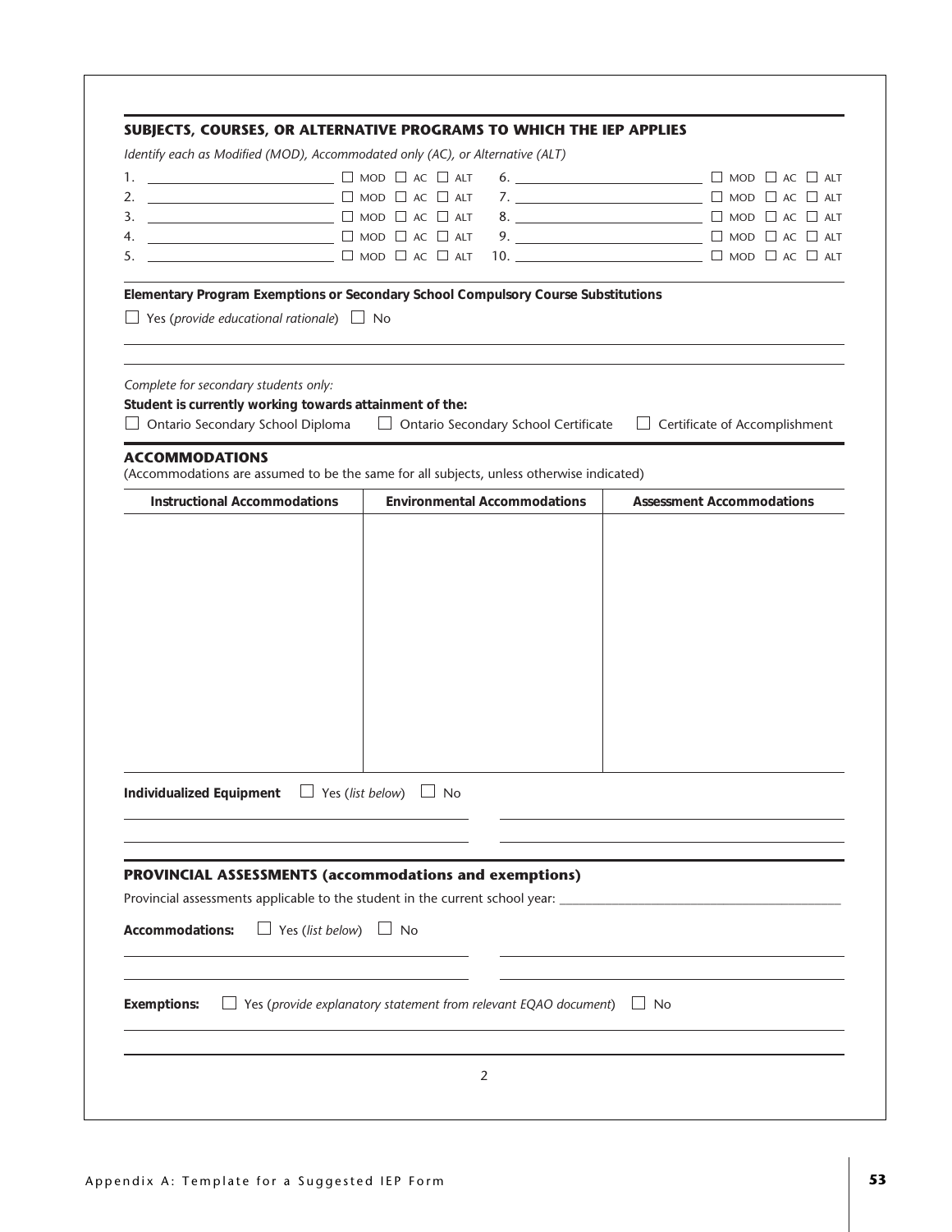## SUBJECTS, COURSES, OR ALTERNATIVE PROGRAMS TO WHICH THE IEP APPLIES

*Identify each as Modified (MOD), Accommodated only (AC), or Alternative (ALT)*

1. ______________________ ☐ MOD ☐ AC ☐ ALT
2. ______________________ ☐ MOD ☐ AC ☐ ALT
3. ______________________ ☐ MOD ☐ AC ☐ ALT
4. ______________________ ☐ MOD ☐ AC ☐ ALT
5. ______________________ ☐ MOD ☐ AC ☐ ALT
6. ______________________ ☐ MOD ☐ AC ☐ ALT
7. ______________________ ☐ MOD ☐ AC ☐ ALT
8. ______________________ ☐ MOD ☐ AC ☐ ALT
9. ______________________ ☐ MOD ☐ AC ☐ ALT
10. ______________________ ☐ MOD ☐ AC ☐ ALT

**Elementary Program Exemptions or Secondary School Compulsory Course Substitutions**

☐ Yes (*provide educational rationale*) ☐ No

*Complete for secondary students only:*

**Student is currently working towards attainment of the:**

☐ Ontario Secondary School Diploma ☐ Ontario Secondary School Certificate ☐ Certificate of Accomplishment

## ACCOMMODATIONS

(Accommodations are assumed to be the same for all subjects, unless otherwise indicated)

| Instructional Accommodations | Environmental Accommodations | Assessment Accommodations |
| --- | --- | --- |
| | | |

**Individualized Equipment** ☐ Yes (*list below*) ☐ No

## PROVINCIAL ASSESSMENTS (accommodations and exemptions)

Provincial assessments applicable to the student in the current school year: ______________________

**Accommodations:** ☐ Yes (*list below*) ☐ No

**Exemptions:** ☐ Yes (*provide explanatory statement from relevant EQAO document*) ☐ No

2

Appendix A: Template for a Suggested IEP Form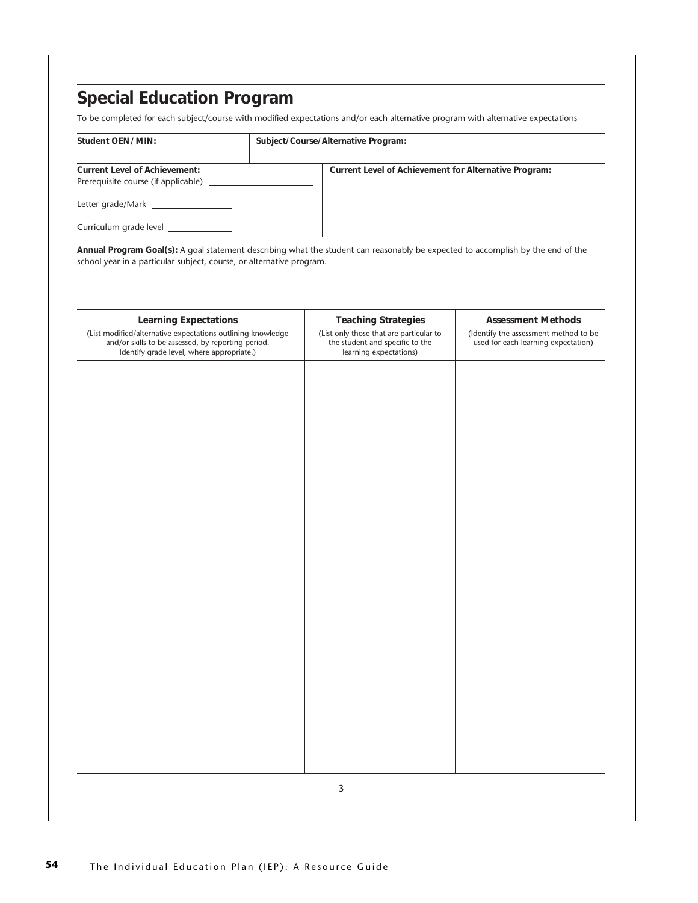## Special Education Program

To be completed for each subject/course with modified expectations and/or each alternative program with alternative expectations

| **Student OEN/MIN:** | **Subject/Course/Alternative Program:** |
| --- | --- |

| **Current Level of Achievement:** | **Current Level of Achievement for Alternative Program:** |
| --- | --- |
| Prerequisite course (if applicable) ____________________ | |
| Letter grade/Mark ______________ | |
| Curriculum grade level ____________ | |

**Annual Program Goal(s):** A goal statement describing what the student can reasonably be expected to accomplish by the end of the school year in a particular subject, course, or alternative program.

| **Learning Expectations**<br>(List modified/alternative expectations outlining knowledge and/or skills to be assessed, by reporting period. Identify grade level, where appropriate.) | **Teaching Strategies**<br>(List only those that are particular to the student and specific to the learning expectations) | **Assessment Methods**<br>(Identify the assessment method to be used for each learning expectation) |
| --- | --- | --- |
| | | |

3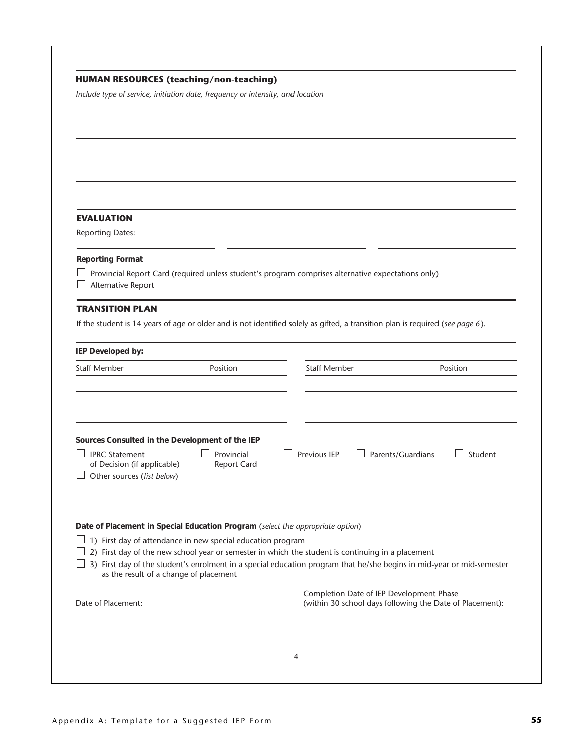## HUMAN RESOURCES (teaching/non-teaching)

*Include type of service, initiation date, frequency or intensity, and location*

## EVALUATION

Reporting Dates:

**Reporting Format**

☐ Provincial Report Card (required unless student's program comprises alternative expectations only)
☐ Alternative Report

## TRANSITION PLAN

If the student is 14 years of age or older and is not identified solely as gifted, a transition plan is required (*see page 6*).

**IEP Developed by:**

| Staff Member | Position | Staff Member | Position |
|---|---|---|---|
| | | | |
| | | | |
| | | | |

**Sources Consulted in the Development of the IEP**

☐ IPRC Statement of Decision (if applicable) ☐ Provincial Report Card ☐ Previous IEP ☐ Parents/Guardians ☐ Student
☐ Other sources (*list below*)

**Date of Placement in Special Education Program** (*select the appropriate option*)

☐ 1) First day of attendance in new special education program
☐ 2) First day of the new school year or semester in which the student is continuing in a placement
☐ 3) First day of the student's enrolment in a special education program that he/she begins in mid-year or mid-semester as the result of a change of placement

Date of Placement:

Completion Date of IEP Development Phase (within 30 school days following the Date of Placement):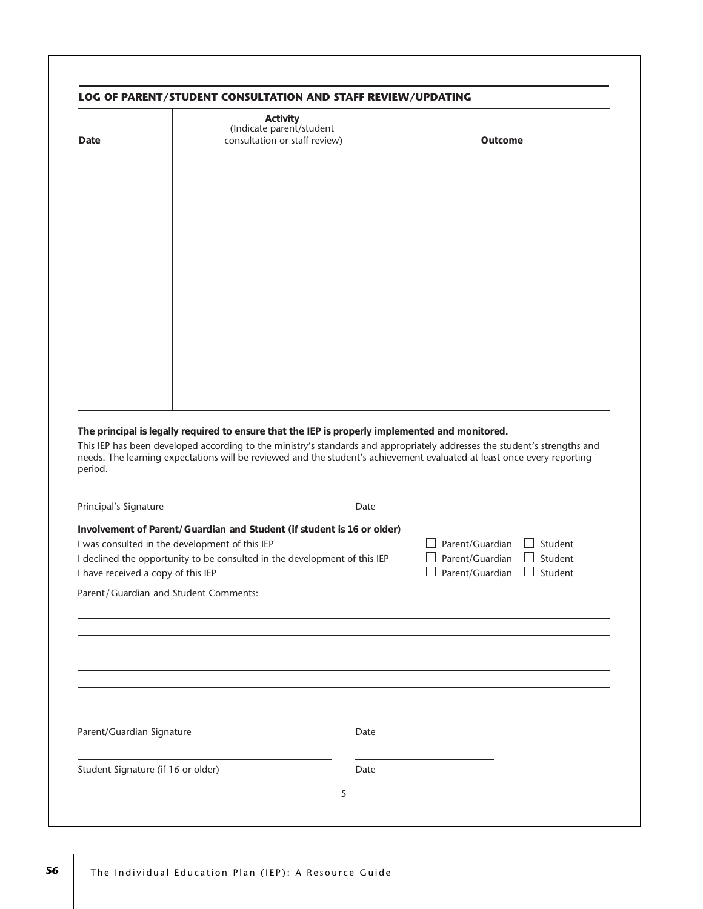## LOG OF PARENT/STUDENT CONSULTATION AND STAFF REVIEW/UPDATING

| Date | Activity (Indicate parent/student consultation or staff review) | Outcome |
|---|---|---|
| | | |

**The principal is legally required to ensure that the IEP is properly implemented and monitored.**

This IEP has been developed according to the ministry's standards and appropriately addresses the student's strengths and needs. The learning expectations will be reviewed and the student's achievement evaluated at least once every reporting period.

\_\_\_\_\_\_\_\_\_\_\_\_\_\_\_\_\_\_\_\_\_\_\_\_\_\_\_\_\_\_\_\_ \_\_\_\_\_\_\_\_\_\_\_\_\_\_\_\_

Principal's Signature Date

**Involvement of Parent/Guardian and Student (if student is 16 or older)**

| | | |
|---|---|---|
| I was consulted in the development of this IEP | ☐ Parent/Guardian | ☐ Student |
| I declined the opportunity to be consulted in the development of this IEP | ☐ Parent/Guardian | ☐ Student |
| I have received a copy of this IEP | ☐ Parent/Guardian | ☐ Student |

Parent/Guardian and Student Comments:

\_\_\_\_\_\_\_\_\_\_\_\_\_\_\_\_\_\_\_\_\_\_\_\_\_\_\_\_\_\_\_\_\_\_\_\_\_\_\_\_\_\_\_\_\_\_\_\_\_\_\_\_\_\_\_\_\_\_\_\_

\_\_\_\_\_\_\_\_\_\_\_\_\_\_\_\_\_\_\_\_\_\_\_\_\_\_\_\_\_\_\_\_\_\_\_\_\_\_\_\_\_\_\_\_\_\_\_\_\_\_\_\_\_\_\_\_\_\_\_\_

\_\_\_\_\_\_\_\_\_\_\_\_\_\_\_\_\_\_\_\_\_\_\_\_\_\_\_\_\_\_\_\_\_\_\_\_\_\_\_\_\_\_\_\_\_\_\_\_\_\_\_\_\_\_\_\_\_\_\_\_

\_\_\_\_\_\_\_\_\_\_\_\_\_\_\_\_\_\_\_\_\_\_\_\_\_\_\_\_\_\_\_\_\_\_\_\_\_\_\_\_\_\_\_\_\_\_\_\_\_\_\_\_\_\_\_\_\_\_\_\_

\_\_\_\_\_\_\_\_\_\_\_\_\_\_\_\_\_\_\_\_\_\_\_\_\_\_\_\_\_\_\_\_\_\_\_\_\_\_\_\_\_\_\_\_\_\_\_\_\_\_\_\_\_\_\_\_\_\_\_\_

\_\_\_\_\_\_\_\_\_\_\_\_\_\_\_\_\_\_\_\_\_\_\_\_\_\_\_\_\_\_\_\_ \_\_\_\_\_\_\_\_\_\_\_\_\_\_\_\_

Parent/Guardian Signature Date

\_\_\_\_\_\_\_\_\_\_\_\_\_\_\_\_\_\_\_\_\_\_\_\_\_\_\_\_\_\_\_\_ \_\_\_\_\_\_\_\_\_\_\_\_\_\_\_\_

Student Signature (if 16 or older) Date

5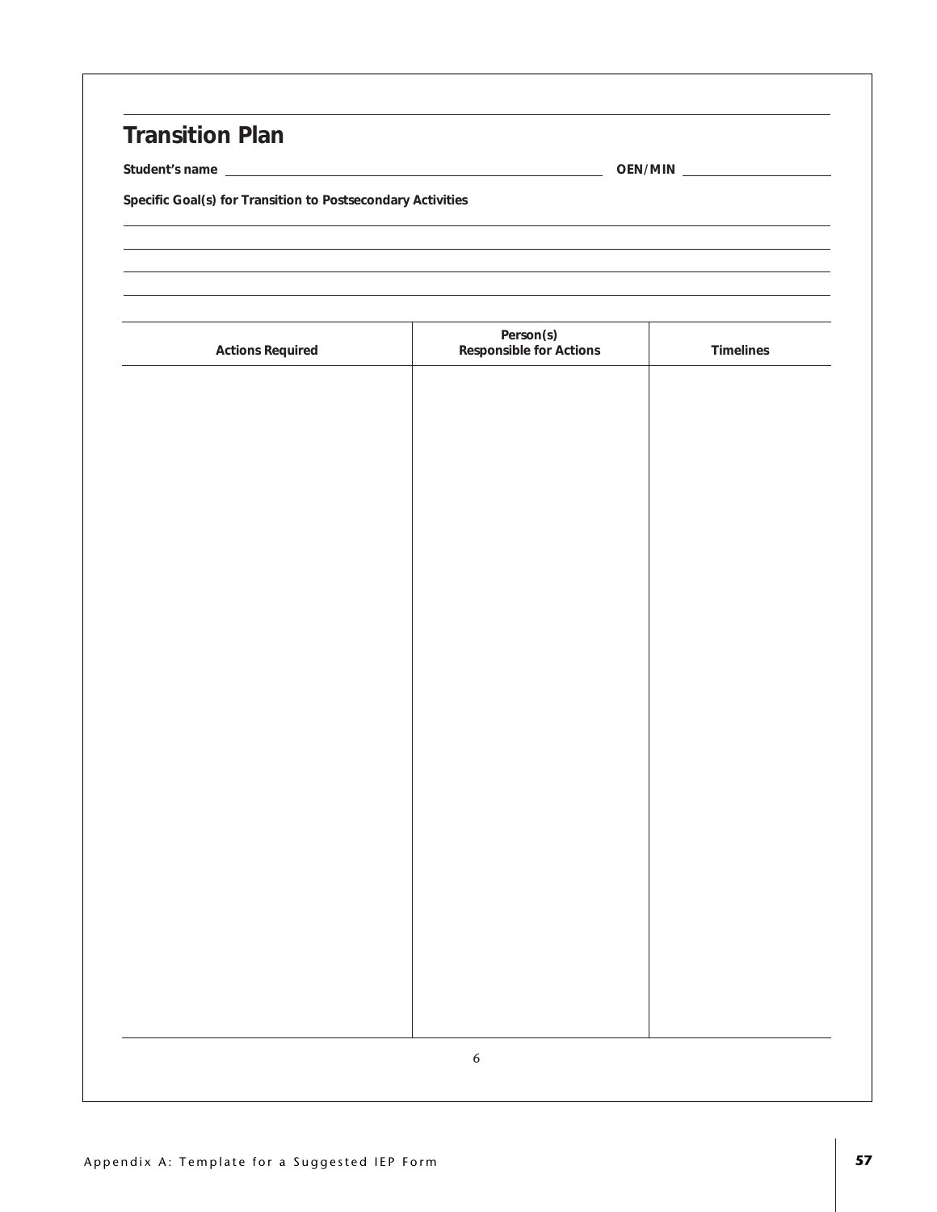## Transition Plan

**Student's name** ______________________ **OEN/MIN** ______________________

**Specific Goal(s) for Transition to Postsecondary Activities**

| Actions Required | Person(s) Responsible for Actions | Timelines |
|---|---|---|
| | | |

6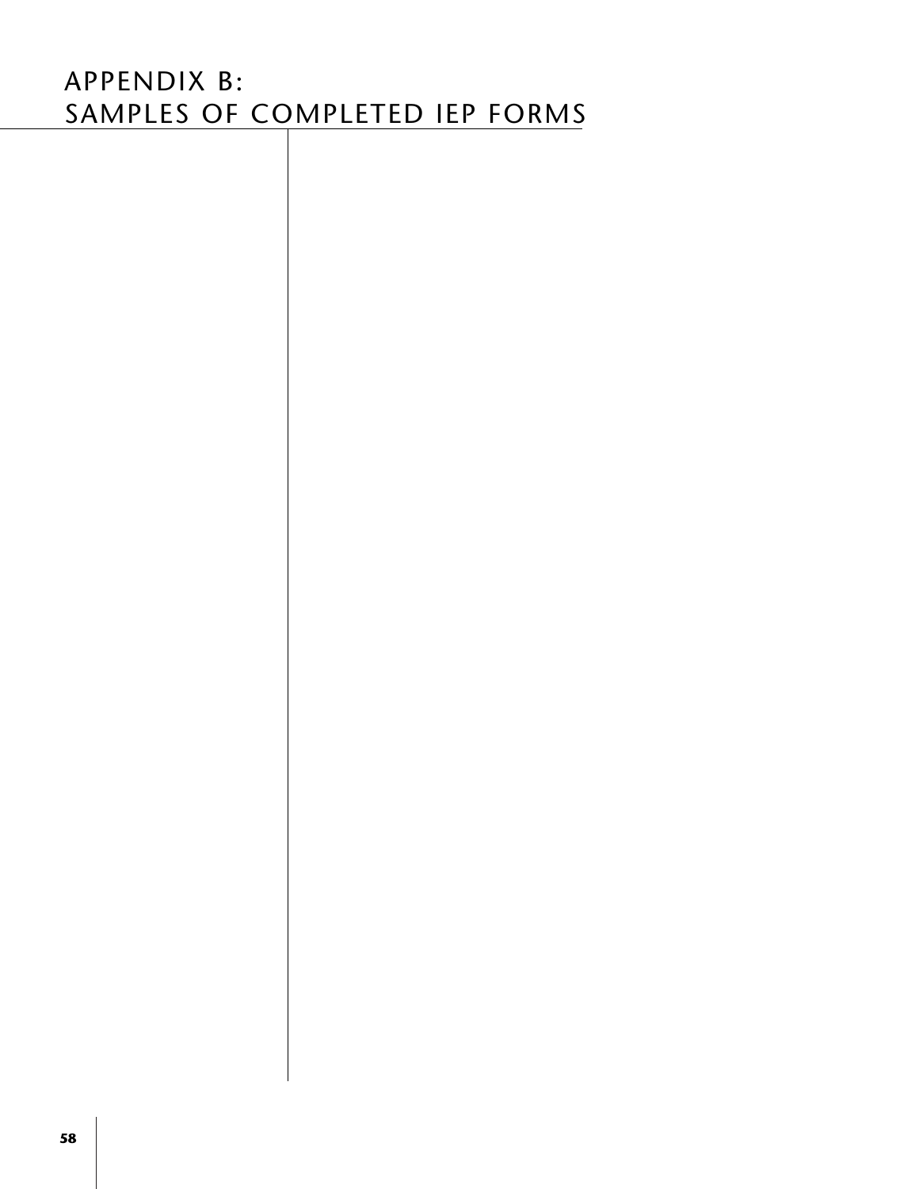# APPENDIX B: SAMPLES OF COMPLETED IEP FORMS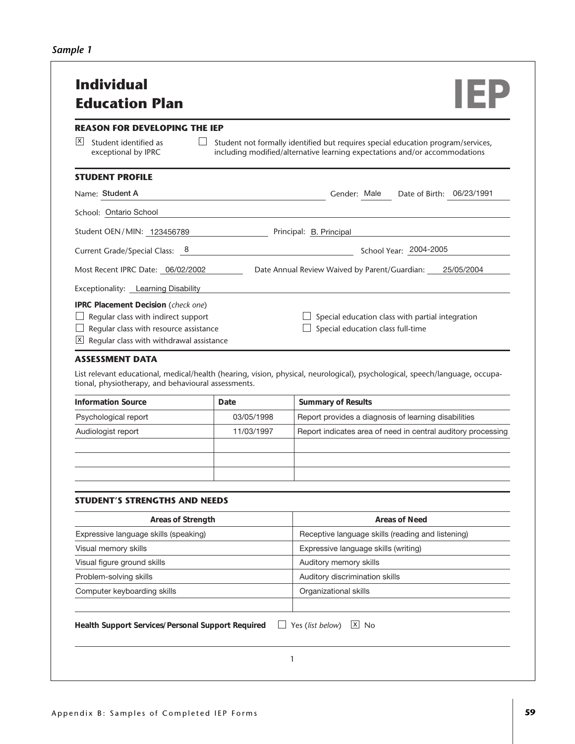*Sample 1*

# Individual Education Plan **IEP**

## REASON FOR DEVELOPING THE IEP

[X] Student identified as exceptional by IPRC

[ ] Student not formally identified but requires special education program/services, including modified/alternative learning expectations and/or accommodations

## STUDENT PROFILE

Name: Student A    Gender: Male    Date of Birth: 06/23/1991

School: Ontario School

Student OEN/MIN: 123456789    Principal: B. Principal

Current Grade/Special Class: 8    School Year: 2004-2005

Most Recent IPRC Date: 06/02/2002    Date Annual Review Waived by Parent/Guardian: 25/05/2004

Exceptionality: Learning Disability

**IPRC Placement Decision** (*check one*)

[ ] Regular class with indirect support

[ ] Regular class with resource assistance

[X] Regular class with withdrawal assistance

[ ] Special education class with partial integration

[ ] Special education class full-time

## ASSESSMENT DATA

List relevant educational, medical/health (hearing, vision, physical, neurological), psychological, speech/language, occupational, physiotherapy, and behavioural assessments.

| Information Source | Date | Summary of Results |
|---|---|---|
| Psychological report | 03/05/1998 | Report provides a diagnosis of learning disabilities |
| Audiologist report | 11/03/1997 | Report indicates area of need in central auditory processing |
| | | |
| | | |
| | | |

## STUDENT'S STRENGTHS AND NEEDS

| Areas of Strength | Areas of Need |
|---|---|
| Expressive language skills (speaking) | Receptive language skills (reading and listening) |
| Visual memory skills | Expressive language skills (writing) |
| Visual figure ground skills | Auditory memory skills |
| Problem-solving skills | Auditory discrimination skills |
| Computer keyboarding skills | Organizational skills |
| | |

**Health Support Services/Personal Support Required** [ ] Yes (*list below*) [X] No

1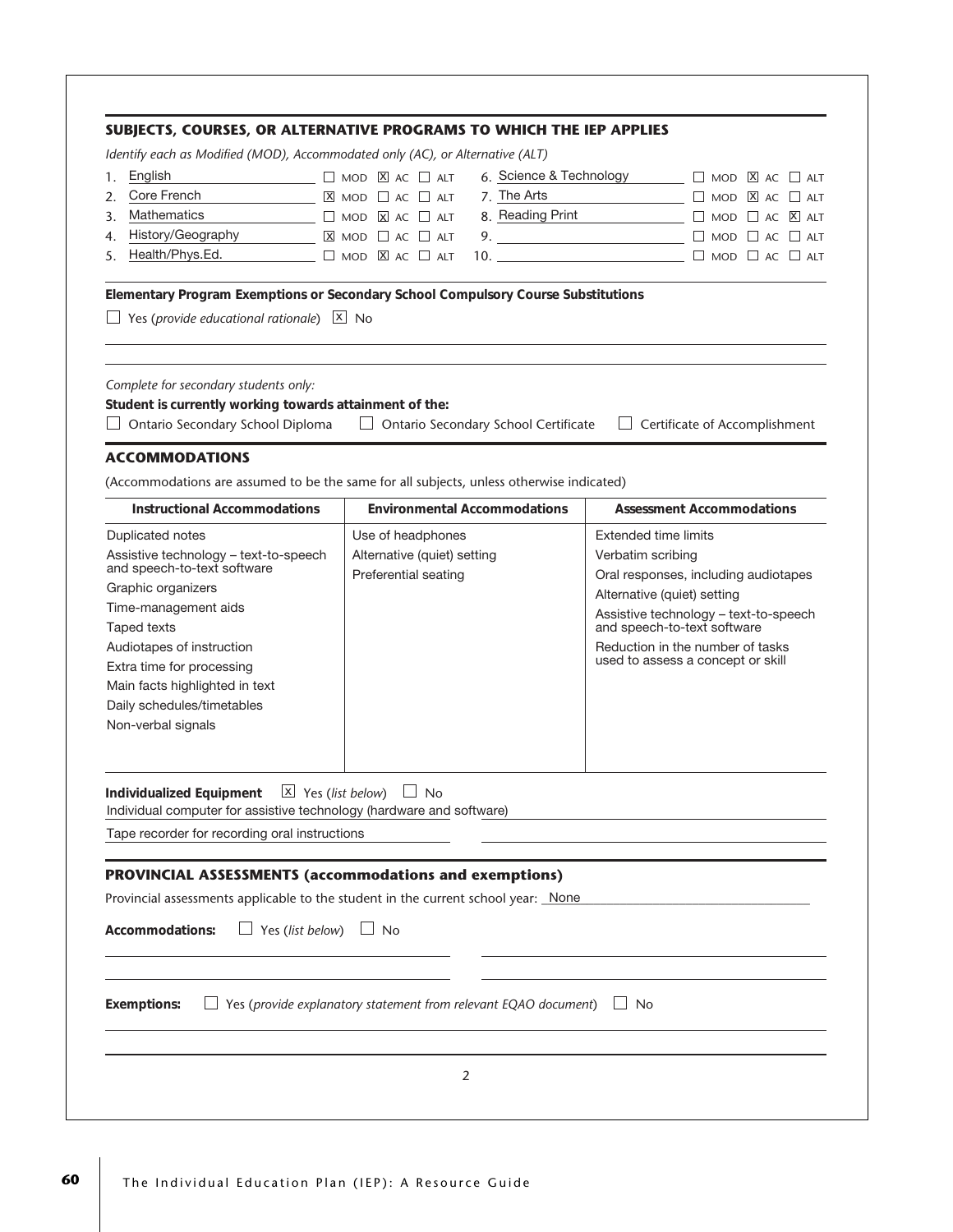## SUBJECTS, COURSES, OR ALTERNATIVE PROGRAMS TO WHICH THE IEP APPLIES

*Identify each as Modified (MOD), Accommodated only (AC), or Alternative (ALT)*

| | Subject | MOD | AC | ALT |
|---|---|---|---|---|
| 1. | English | ☐ | ☒ | ☐ |
| 2. | Core French | ☒ | ☐ | ☐ |
| 3. | Mathematics | ☐ | ☒ | ☐ |
| 4. | History/Geography | ☒ | ☐ | ☐ |
| 5. | Health/Phys.Ed. | ☐ | ☒ | ☐ |
| 6. | Science & Technology | ☐ | ☒ | ☐ |
| 7. | The Arts | ☐ | ☒ | ☐ |
| 8. | Reading Print | ☐ | ☐ | ☒ |
| 9. | | ☐ | ☐ | ☐ |
| 10. | | ☐ | ☐ | ☐ |

**Elementary Program Exemptions or Secondary School Compulsory Course Substitutions**

☐ Yes (*provide educational rationale*) ☒ No

*Complete for secondary students only:*

**Student is currently working towards attainment of the:**

☐ Ontario Secondary School Diploma ☐ Ontario Secondary School Certificate ☐ Certificate of Accomplishment

## ACCOMMODATIONS

(Accommodations are assumed to be the same for all subjects, unless otherwise indicated)

| Instructional Accommodations | Environmental Accommodations | Assessment Accommodations |
|---|---|---|
| Duplicated notes | Use of headphones | Extended time limits |
| Assistive technology – text-to-speech and speech-to-text software | Alternative (quiet) setting | Verbatim scribing |
| Graphic organizers | Preferential seating | Oral responses, including audiotapes |
| Time-management aids | | Alternative (quiet) setting |
| Taped texts | | Assistive technology – text-to-speech and speech-to-text software |
| Audiotapes of instruction | | Reduction in the number of tasks used to assess a concept or skill |
| Extra time for processing | | |
| Main facts highlighted in text | | |
| Daily schedules/timetables | | |
| Non-verbal signals | | |

**Individualized Equipment** ☒ Yes (*list below*) ☐ No

Individual computer for assistive technology (hardware and software)

Tape recorder for recording oral instructions

## PROVINCIAL ASSESSMENTS (accommodations and exemptions)

Provincial assessments applicable to the student in the current school year: None

**Accommodations:** ☐ Yes (*list below*) ☐ No

**Exemptions:** ☐ Yes (*provide explanatory statement from relevant EQAO document*) ☐ No

2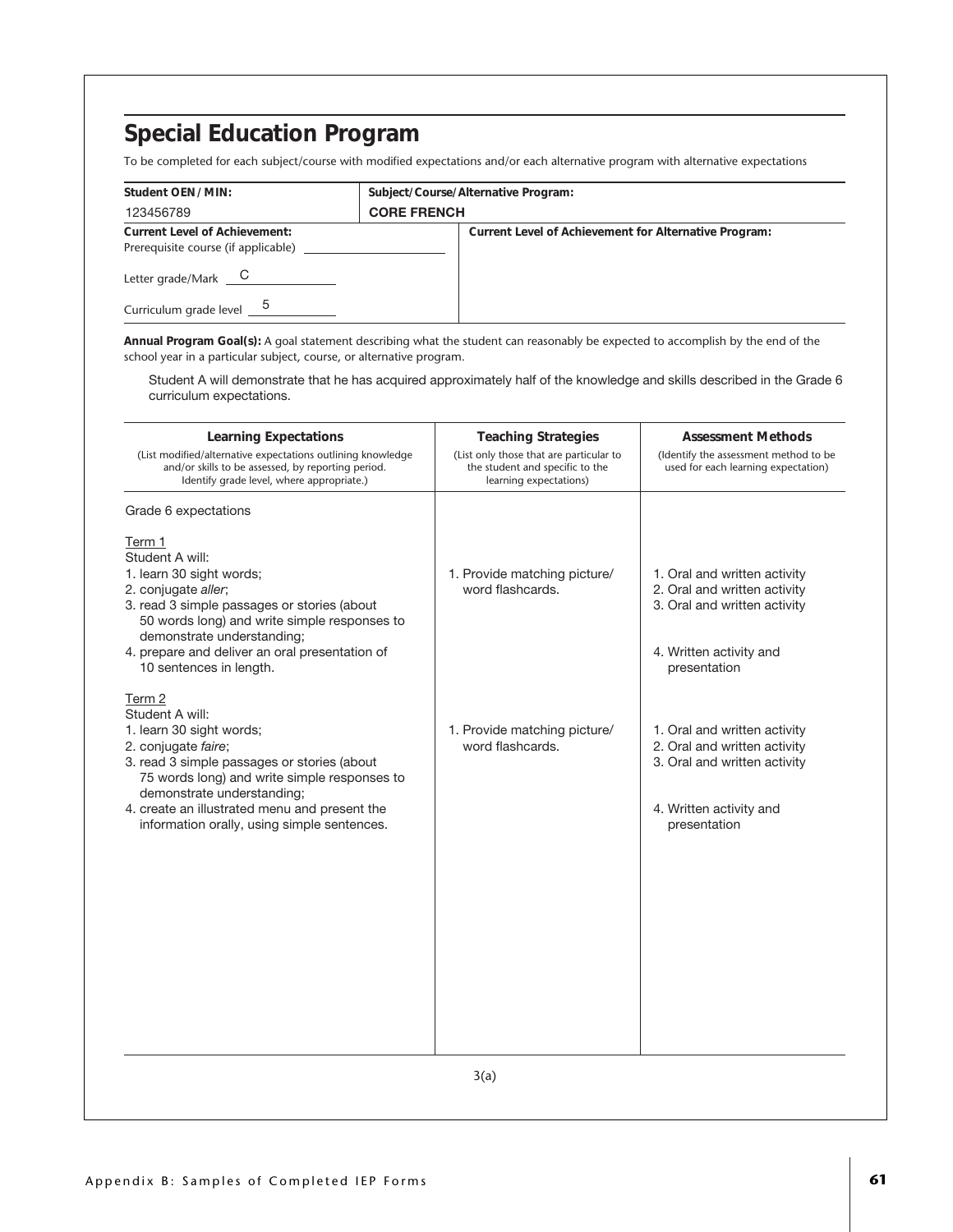## Special Education Program

To be completed for each subject/course with modified expectations and/or each alternative program with alternative expectations

| **Student OEN/MIN:** | **Subject/Course/Alternative Program:** |
|---|---|
| 123456789 | **CORE FRENCH** |

| **Current Level of Achievement:** | **Current Level of Achievement for Alternative Program:** |
|---|---|
| Prerequisite course (if applicable) ____________ | |
| Letter grade/Mark C | |
| Curriculum grade level 5 | |

**Annual Program Goal(s):** A goal statement describing what the student can reasonably be expected to accomplish by the end of the school year in a particular subject, course, or alternative program.

Student A will demonstrate that he has acquired approximately half of the knowledge and skills described in the Grade 6 curriculum expectations.

| **Learning Expectations** (List modified/alternative expectations outlining knowledge and/or skills to be assessed, by reporting period. Identify grade level, where appropriate.) | **Teaching Strategies** (List only those that are particular to the student and specific to the learning expectations) | **Assessment Methods** (Identify the assessment method to be used for each learning expectation) |
|---|---|---|
| Grade 6 expectations | | |
| Term 1<br>Student A will:<br>1. learn 30 sight words;<br>2. conjugate *aller*;<br>3. read 3 simple passages or stories (about 50 words long) and write simple responses to demonstrate understanding;<br>4. prepare and deliver an oral presentation of 10 sentences in length. | 1. Provide matching picture/ word flashcards. | 1. Oral and written activity<br>2. Oral and written activity<br>3. Oral and written activity<br>4. Written activity and presentation |
| Term 2<br>Student A will:<br>1. learn 30 sight words;<br>2. conjugate *faire*;<br>3. read 3 simple passages or stories (about 75 words long) and write simple responses to demonstrate understanding;<br>4. create an illustrated menu and present the information orally, using simple sentences. | 1. Provide matching picture/ word flashcards. | 1. Oral and written activity<br>2. Oral and written activity<br>3. Oral and written activity<br>4. Written activity and presentation |

3(a)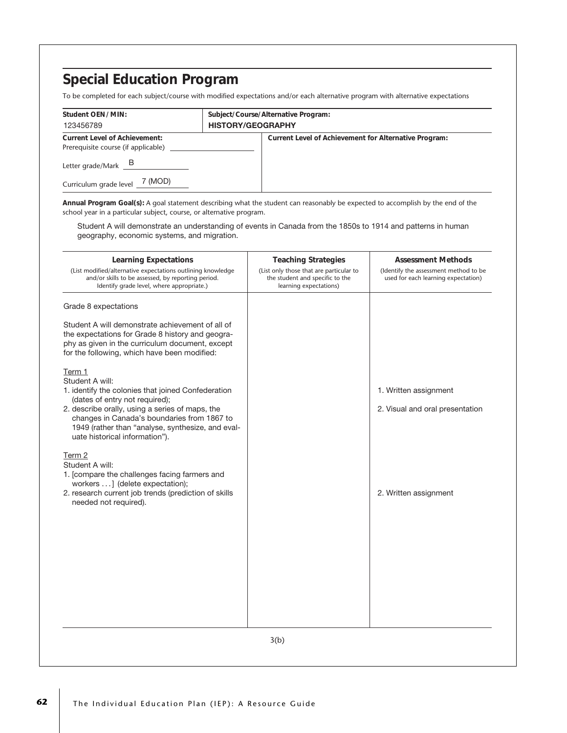## Special Education Program

To be completed for each subject/course with modified expectations and/or each alternative program with alternative expectations

| **Student OEN / MIN:** | **Subject/Course/Alternative Program:** |
|---|---|
| 123456789 | **HISTORY/GEOGRAPHY** |

| **Current Level of Achievement:** | **Current Level of Achievement for Alternative Program:** |
|---|---|
| Prerequisite course (if applicable) ______ | |
| Letter grade/Mark B | |
| Curriculum grade level 7 (MOD) | |

**Annual Program Goal(s):** A goal statement describing what the student can reasonably be expected to accomplish by the end of the school year in a particular subject, course, or alternative program.

Student A will demonstrate an understanding of events in Canada from the 1850s to 1914 and patterns in human geography, economic systems, and migration.

| **Learning Expectations**<br>(List modified/alternative expectations outlining knowledge and/or skills to be assessed, by reporting period. Identify grade level, where appropriate.) | **Teaching Strategies**<br>(List only those that are particular to the student and specific to the learning expectations) | **Assessment Methods**<br>(Identify the assessment method to be used for each learning expectation) |
|---|---|---|
| Grade 8 expectations<br><br>Student A will demonstrate achievement of all of the expectations for Grade 8 history and geography as given in the curriculum document, except for the following, which have been modified: | | |
| Term 1<br>Student A will:<br>1. identify the colonies that joined Confederation (dates of entry not required); | | 1. Written assignment |
| 2. describe orally, using a series of maps, the changes in Canada's boundaries from 1867 to 1949 (rather than "analyse, synthesize, and evaluate historical information"). | | 2. Visual and oral presentation |
| Term 2<br>Student A will:<br>1. [compare the challenges facing farmers and workers . . . ] (delete expectation); | | |
| 2. research current job trends (prediction of skills needed not required). | | 2. Written assignment |

3(b)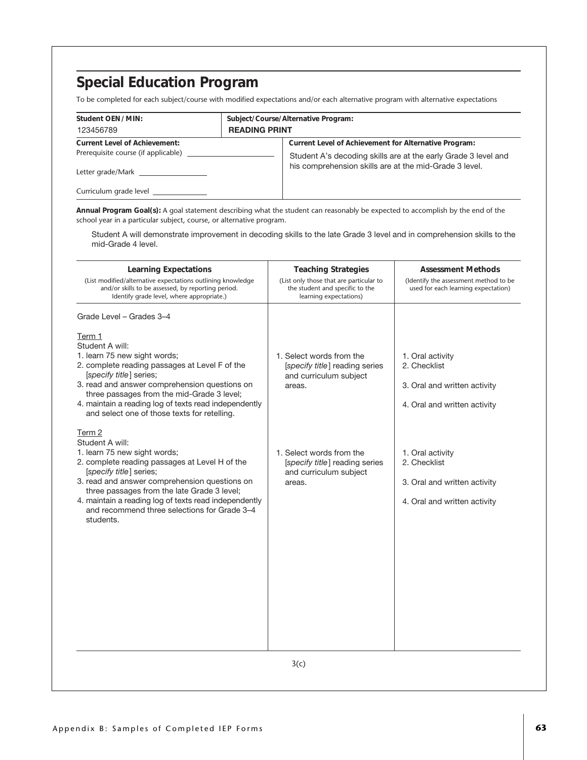## Special Education Program

To be completed for each subject/course with modified expectations and/or each alternative program with alternative expectations

| **Student OEN/MIN:** | **Subject/Course/Alternative Program:** |
|---|---|
| 123456789 | **READING PRINT** |

| **Current Level of Achievement:** | **Current Level of Achievement for Alternative Program:** |
|---|---|
| Prerequisite course (if applicable) \_\_\_\_\_\_\_\_\_\_<br>Letter grade/Mark \_\_\_\_\_\_\_\_\_\_<br>Curriculum grade level \_\_\_\_\_\_\_\_\_\_ | Student A's decoding skills are at the early Grade 3 level and his comprehension skills are at the mid-Grade 3 level. |

**Annual Program Goal(s):** A goal statement describing what the student can reasonably be expected to accomplish by the end of the school year in a particular subject, course, or alternative program.

Student A will demonstrate improvement in decoding skills to the late Grade 3 level and in comprehension skills to the mid-Grade 4 level.

| **Learning Expectations**<br>(List modified/alternative expectations outlining knowledge and/or skills to be assessed, by reporting period. Identify grade level, where appropriate.) | **Teaching Strategies**<br>(List only those that are particular to the student and specific to the learning expectations) | **Assessment Methods**<br>(Identify the assessment method to be used for each learning expectation) |
|---|---|---|
| Grade Level – Grades 3–4 | | |
| <u>Term 1</u><br>Student A will:<br>1. learn 75 new sight words;<br>2. complete reading passages at Level F of the [*specify title*] series;<br>3. read and answer comprehension questions on three passages from the mid-Grade 3 level;<br>4. maintain a reading log of texts read independently and select one of those texts for retelling. | 1. Select words from the [*specify title*] reading series and curriculum subject areas. | 1. Oral activity<br>2. Checklist<br>3. Oral and written activity<br>4. Oral and written activity |
| <u>Term 2</u><br>Student A will:<br>1. learn 75 new sight words;<br>2. complete reading passages at Level H of the [*specify title*] series;<br>3. read and answer comprehension questions on three passages from the late Grade 3 level;<br>4. maintain a reading log of texts read independently and recommend three selections for Grade 3–4 students. | 1. Select words from the [*specify title*] reading series and curriculum subject areas. | 1. Oral activity<br>2. Checklist<br>3. Oral and written activity<br>4. Oral and written activity |

3(c)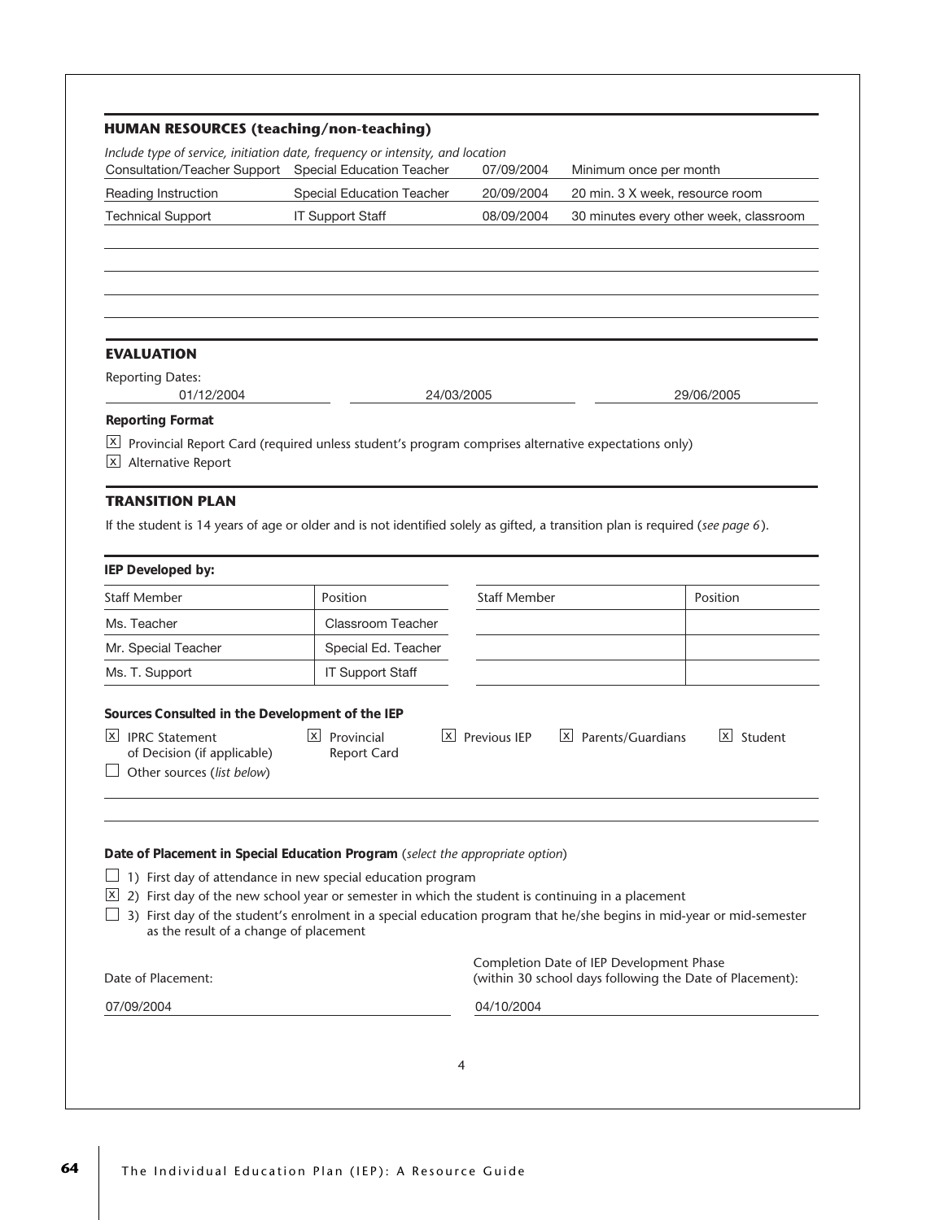## HUMAN RESOURCES (teaching/non-teaching)

*Include type of service, initiation date, frequency or intensity, and location*

| | | | |
|---|---|---|---|
| Consultation/Teacher Support | Special Education Teacher | 07/09/2004 | Minimum once per month |
| Reading Instruction | Special Education Teacher | 20/09/2004 | 20 min. 3 X week, resource room |
| Technical Support | IT Support Staff | 08/09/2004 | 30 minutes every other week, classroom |

## EVALUATION

Reporting Dates:

01/12/2004 | 24/03/2005 | 29/06/2005

**Reporting Format**

[X] Provincial Report Card (required unless student's program comprises alternative expectations only)
[X] Alternative Report

## TRANSITION PLAN

If the student is 14 years of age or older and is not identified solely as gifted, a transition plan is required (*see page 6*).

**IEP Developed by:**

| Staff Member | Position | Staff Member | Position |
|---|---|---|---|
| Ms. Teacher | Classroom Teacher | | |
| Mr. Special Teacher | Special Ed. Teacher | | |
| Ms. T. Support | IT Support Staff | | |

**Sources Consulted in the Development of the IEP**

[X] IPRC Statement of Decision (if applicable)
[X] Provincial Report Card
[X] Previous IEP
[X] Parents/Guardians
[X] Student
[ ] Other sources (*list below*)

**Date of Placement in Special Education Program** (*select the appropriate option*)

[ ] 1) First day of attendance in new special education program
[X] 2) First day of the new school year or semester in which the student is continuing in a placement
[ ] 3) First day of the student's enrolment in a special education program that he/she begins in mid-year or mid-semester as the result of a change of placement

Date of Placement: 07/09/2004

Completion Date of IEP Development Phase (within 30 school days following the Date of Placement): 04/10/2004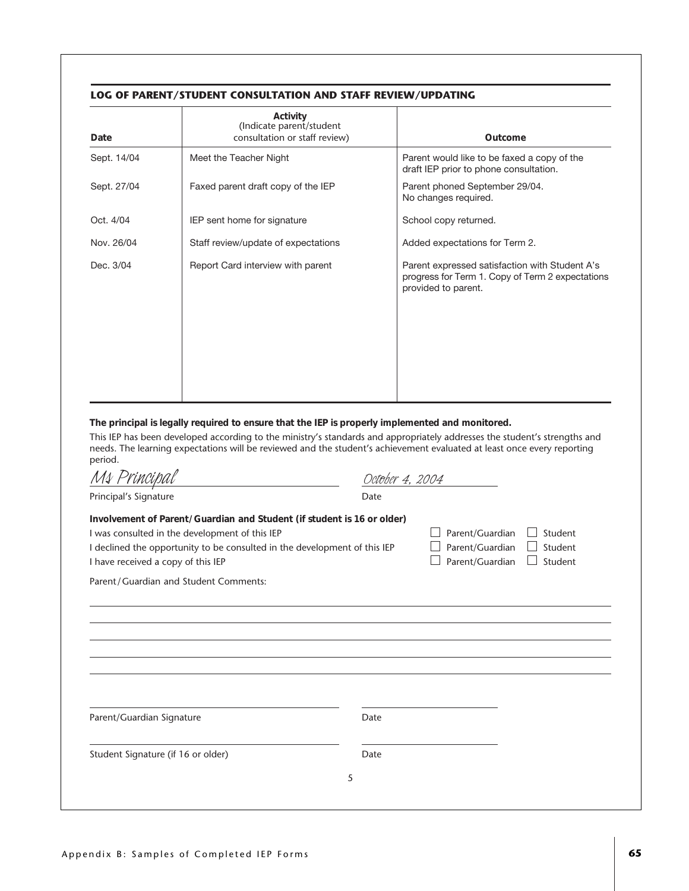## LOG OF PARENT/STUDENT CONSULTATION AND STAFF REVIEW/UPDATING

| Date | Activity (Indicate parent/student consultation or staff review) | Outcome |
|---|---|---|
| Sept. 14/04 | Meet the Teacher Night | Parent would like to be faxed a copy of the draft IEP prior to phone consultation. |
| Sept. 27/04 | Faxed parent draft copy of the IEP | Parent phoned September 29/04. No changes required. |
| Oct. 4/04 | IEP sent home for signature | School copy returned. |
| Nov. 26/04 | Staff review/update of expectations | Added expectations for Term 2. |
| Dec. 3/04 | Report Card interview with parent | Parent expressed satisfaction with Student A's progress for Term 1. Copy of Term 2 expectations provided to parent. |

**The principal is legally required to ensure that the IEP is properly implemented and monitored.**

This IEP has been developed according to the ministry's standards and appropriately addresses the student's strengths and needs. The learning expectations will be reviewed and the student's achievement evaluated at least once every reporting period.

*Ms Principal* ____________________ *October 4, 2004* ____________________

Principal's Signature Date

**Involvement of Parent/Guardian and Student (if student is 16 or older)**

I was consulted in the development of this IEP ☐ Parent/Guardian ☐ Student

I declined the opportunity to be consulted in the development of this IEP ☐ Parent/Guardian ☐ Student

I have received a copy of this IEP ☐ Parent/Guardian ☐ Student

Parent/Guardian and Student Comments:

____________________________________________________________

____________________________________________________________

____________________________________________________________

____________________________________________________________

____________________________________________________________

____________________ ____________________

Parent/Guardian Signature Date

____________________ ____________________

Student Signature (if 16 or older) Date

5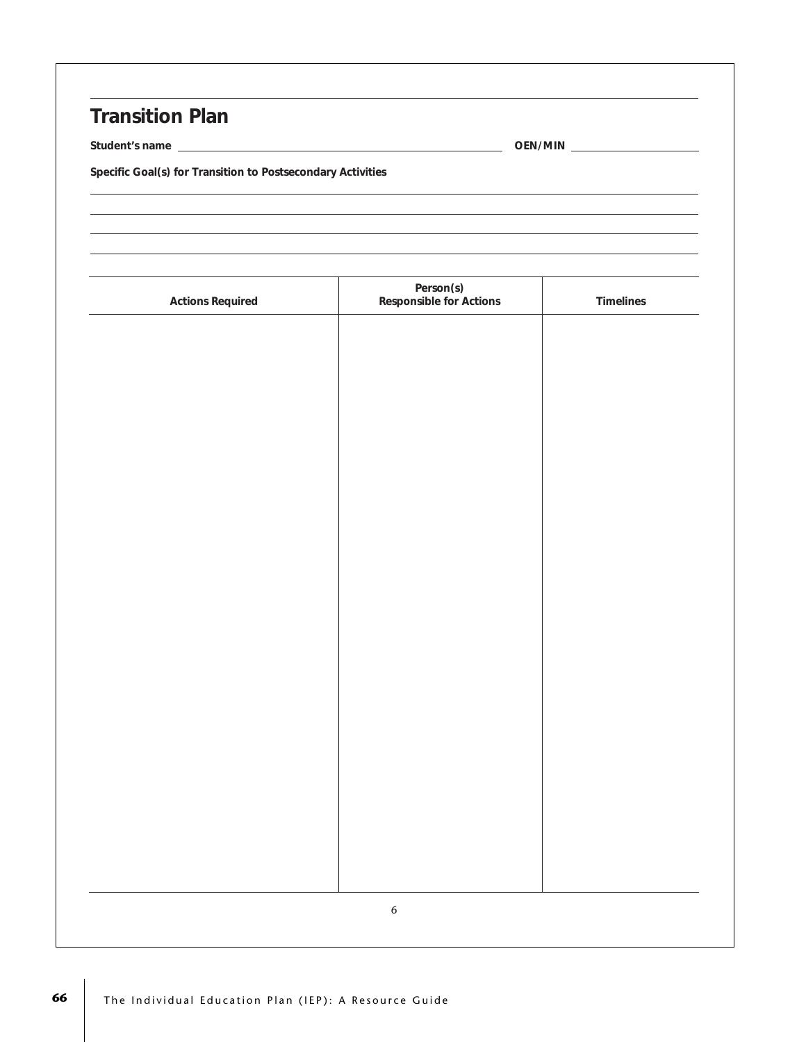## Transition Plan

**Student's name** ______________________________ **OEN/MIN** ______________

**Specific Goal(s) for Transition to Postsecondary Activities**

| Actions Required | Person(s) Responsible for Actions | Timelines |
| --- | --- | --- |
| | | |

6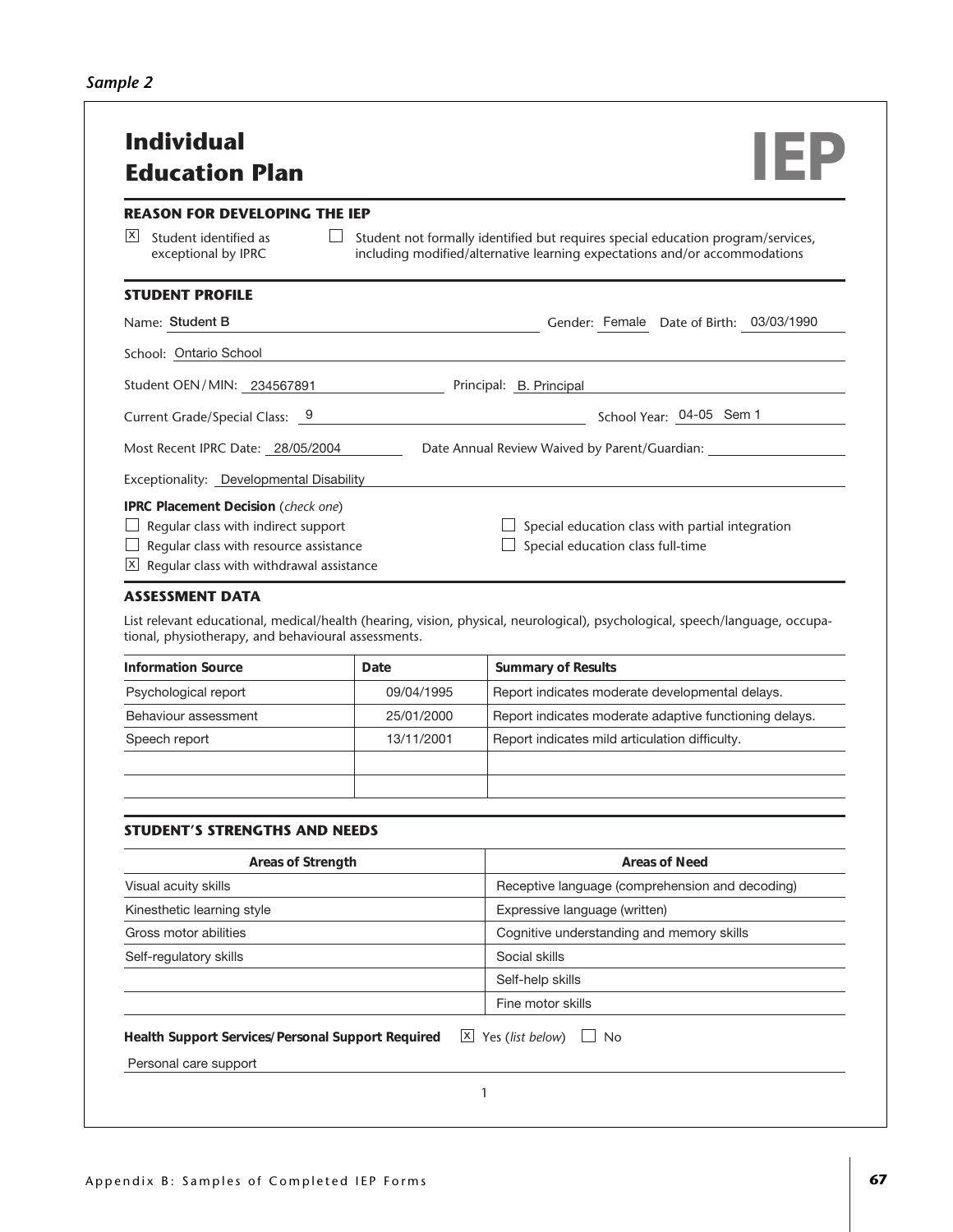*Sample 2*

# Individual Education Plan

**IEP**

## REASON FOR DEVELOPING THE IEP

☒ Student identified as exceptional by IPRC

☐ Student not formally identified but requires special education program/services, including modified/alternative learning expectations and/or accommodations

## STUDENT PROFILE

Name: Student B    Gender: Female    Date of Birth: 03/03/1990

School: Ontario School

Student OEN/MIN: 234567891    Principal: B. Principal

Current Grade/Special Class: 9    School Year: 04-05 Sem 1

Most Recent IPRC Date: 28/05/2004    Date Annual Review Waived by Parent/Guardian:

Exceptionality: Developmental Disability

**IPRC Placement Decision** (*check one*)

☐ Regular class with indirect support

☐ Regular class with resource assistance

☒ Regular class with withdrawal assistance

☐ Special education class with partial integration

☐ Special education class full-time

## ASSESSMENT DATA

List relevant educational, medical/health (hearing, vision, physical, neurological), psychological, speech/language, occupational, physiotherapy, and behavioural assessments.

| Information Source | Date | Summary of Results |
|---|---|---|
| Psychological report | 09/04/1995 | Report indicates moderate developmental delays. |
| Behaviour assessment | 25/01/2000 | Report indicates moderate adaptive functioning delays. |
| Speech report | 13/11/2001 | Report indicates mild articulation difficulty. |
| | | |
| | | |

## STUDENT'S STRENGTHS AND NEEDS

| Areas of Strength | Areas of Need |
|---|---|
| Visual acuity skills | Receptive language (comprehension and decoding) |
| Kinesthetic learning style | Expressive language (written) |
| Gross motor abilities | Cognitive understanding and memory skills |
| Self-regulatory skills | Social skills |
| | Self-help skills |
| | Fine motor skills |

**Health Support Services/Personal Support Required** ☒ Yes (*list below*) ☐ No

Personal care support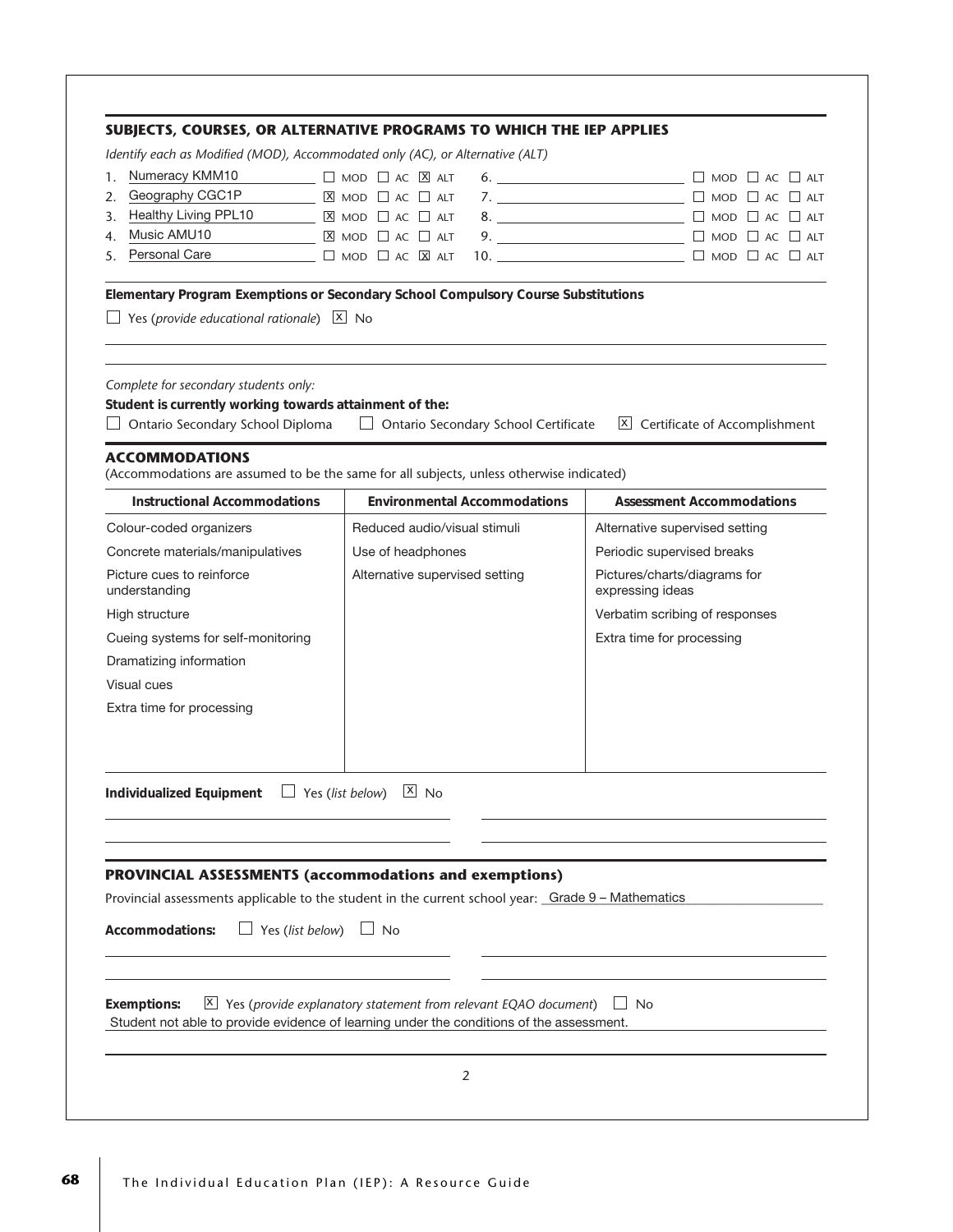## SUBJECTS, COURSES, OR ALTERNATIVE PROGRAMS TO WHICH THE IEP APPLIES

*Identify each as Modified (MOD), Accommodated only (AC), or Alternative (ALT)*

1. Numeracy KMM10 ☐ MOD ☐ AC ☒ ALT
2. Geography CGC1P ☒ MOD ☐ AC ☐ ALT
3. Healthy Living PPL10 ☒ MOD ☐ AC ☐ ALT
4. Music AMU10 ☒ MOD ☐ AC ☐ ALT
5. Personal Care ☐ MOD ☐ AC ☒ ALT
6. ______ ☐ MOD ☐ AC ☐ ALT
7. ______ ☐ MOD ☐ AC ☐ ALT
8. ______ ☐ MOD ☐ AC ☐ ALT
9. ______ ☐ MOD ☐ AC ☐ ALT
10. ______ ☐ MOD ☐ AC ☐ ALT

**Elementary Program Exemptions or Secondary School Compulsory Course Substitutions**

☐ Yes (*provide educational rationale*) ☒ No

*Complete for secondary students only:*

**Student is currently working towards attainment of the:**

☐ Ontario Secondary School Diploma ☐ Ontario Secondary School Certificate ☒ Certificate of Accomplishment

## ACCOMMODATIONS

(Accommodations are assumed to be the same for all subjects, unless otherwise indicated)

| Instructional Accommodations | Environmental Accommodations | Assessment Accommodations |
|---|---|---|
| Colour-coded organizers | Reduced audio/visual stimuli | Alternative supervised setting |
| Concrete materials/manipulatives | Use of headphones | Periodic supervised breaks |
| Picture cues to reinforce understanding | Alternative supervised setting | Pictures/charts/diagrams for expressing ideas |
| High structure | | Verbatim scribing of responses |
| Cueing systems for self-monitoring | | Extra time for processing |
| Dramatizing information | | |
| Visual cues | | |
| Extra time for processing | | |

**Individualized Equipment** ☐ Yes (*list below*) ☒ No

## PROVINCIAL ASSESSMENTS (accommodations and exemptions)

Provincial assessments applicable to the student in the current school year: Grade 9 – Mathematics

**Accommodations:** ☐ Yes (*list below*) ☐ No

**Exemptions:** ☒ Yes (*provide explanatory statement from relevant EQAO document*) ☐ No

Student not able to provide evidence of learning under the conditions of the assessment.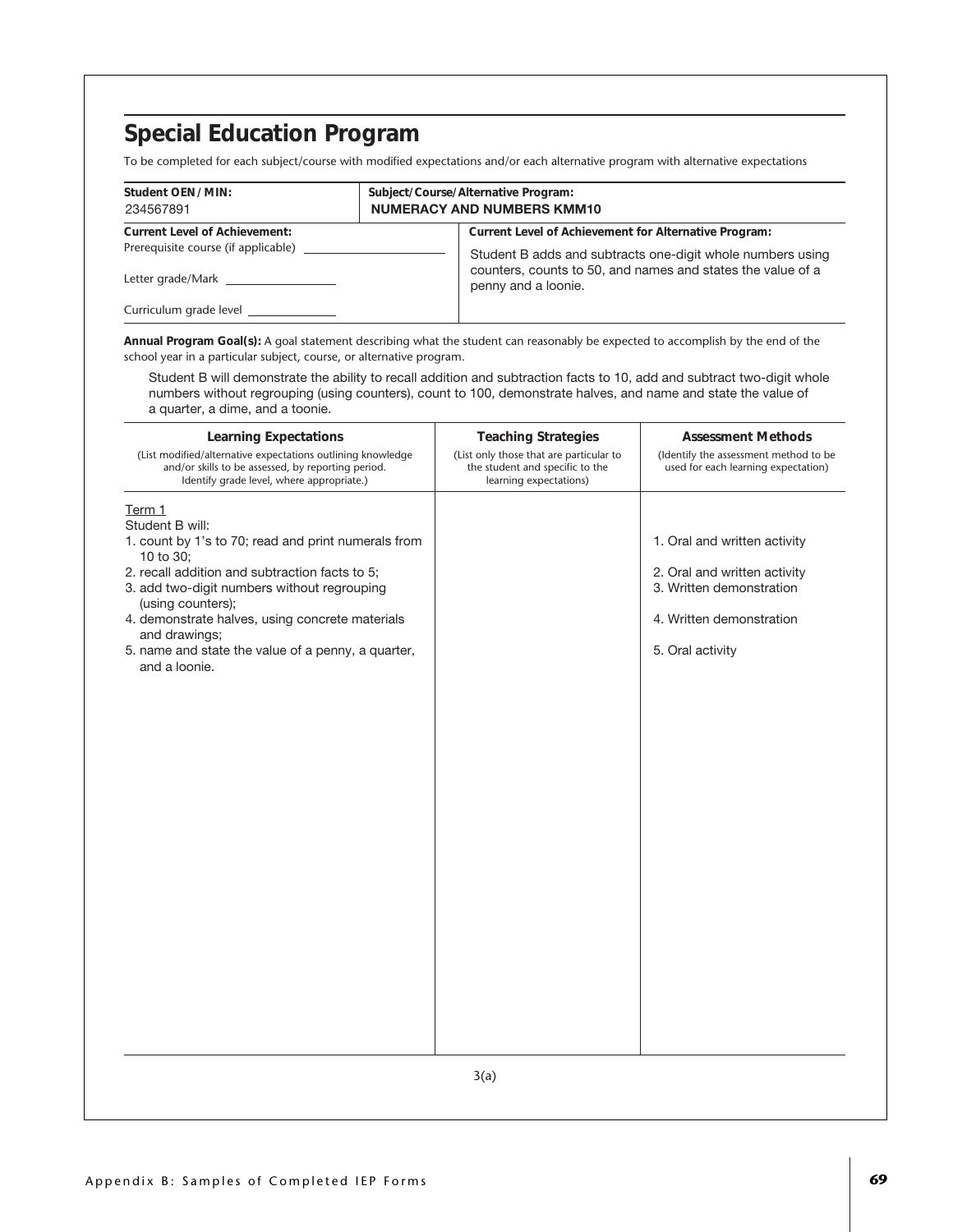## Special Education Program

To be completed for each subject/course with modified expectations and/or each alternative program with alternative expectations

| **Student OEN / MIN:** | **Subject/Course/Alternative Program:** |
|---|---|
| 234567891 | **NUMERACY AND NUMBERS KMM10** |

| **Current Level of Achievement:** | **Current Level of Achievement for Alternative Program:** |
|---|---|
| Prerequisite course (if applicable) ______ <br> Letter grade/Mark ______ <br> Curriculum grade level ______ | Student B adds and subtracts one-digit whole numbers using counters, counts to 50, and names and states the value of a penny and a loonie. |

**Annual Program Goal(s):** A goal statement describing what the student can reasonably be expected to accomplish by the end of the school year in a particular subject, course, or alternative program.

Student B will demonstrate the ability to recall addition and subtraction facts to 10, add and subtract two-digit whole numbers without regrouping (using counters), count to 100, demonstrate halves, and name and state the value of a quarter, a dime, and a toonie.

| **Learning Expectations** (List modified/alternative expectations outlining knowledge and/or skills to be assessed, by reporting period. Identify grade level, where appropriate.) | **Teaching Strategies** (List only those that are particular to the student and specific to the learning expectations) | **Assessment Methods** (Identify the assessment method to be used for each learning expectation) |
|---|---|---|
| Term 1<br>Student B will: | | |
| 1. count by 1's to 70; read and print numerals from 10 to 30; | | 1. Oral and written activity |
| 2. recall addition and subtraction facts to 5; | | 2. Oral and written activity |
| 3. add two-digit numbers without regrouping (using counters); | | 3. Written demonstration |
| 4. demonstrate halves, using concrete materials and drawings; | | 4. Written demonstration |
| 5. name and state the value of a penny, a quarter, and a loonie. | | 5. Oral activity |

3(a)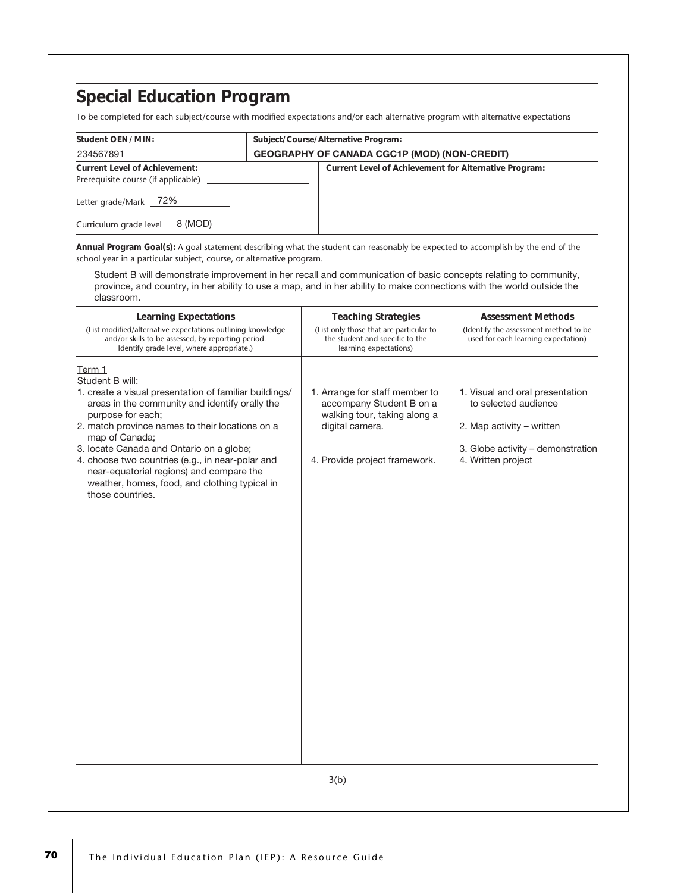# Special Education Program

To be completed for each subject/course with modified expectations and/or each alternative program with alternative expectations

| **Student OEN / MIN:** | **Subject/Course/Alternative Program:** |
|---|---|
| 234567891 | **GEOGRAPHY OF CANADA CGC1P (MOD) (NON-CREDIT)** |

| **Current Level of Achievement:** | **Current Level of Achievement for Alternative Program:** |
|---|---|
| Prerequisite course (if applicable) ______ | |
| Letter grade/Mark 72% | |
| Curriculum grade level 8 (MOD) | |

**Annual Program Goal(s):** A goal statement describing what the student can reasonably be expected to accomplish by the end of the school year in a particular subject, course, or alternative program.

Student B will demonstrate improvement in her recall and communication of basic concepts relating to community, province, and country, in her ability to use a map, and in her ability to make connections with the world outside the classroom.

| **Learning Expectations** (List modified/alternative expectations outlining knowledge and/or skills to be assessed, by reporting period. Identify grade level, where appropriate.) | **Teaching Strategies** (List only those that are particular to the student and specific to the learning expectations) | **Assessment Methods** (Identify the assessment method to be used for each learning expectation) |
|---|---|---|
| Term 1<br>Student B will: | | |
| 1. create a visual presentation of familiar buildings/ areas in the community and identify orally the purpose for each; | 1. Arrange for staff member to accompany Student B on a walking tour, taking along a digital camera. | 1. Visual and oral presentation to selected audience |
| 2. match province names to their locations on a map of Canada; | | 2. Map activity – written |
| 3. locate Canada and Ontario on a globe; | | 3. Globe activity – demonstration |
| 4. choose two countries (e.g., in near-polar and near-equatorial regions) and compare the weather, homes, food, and clothing typical in those countries. | 4. Provide project framework. | 4. Written project |

3(b)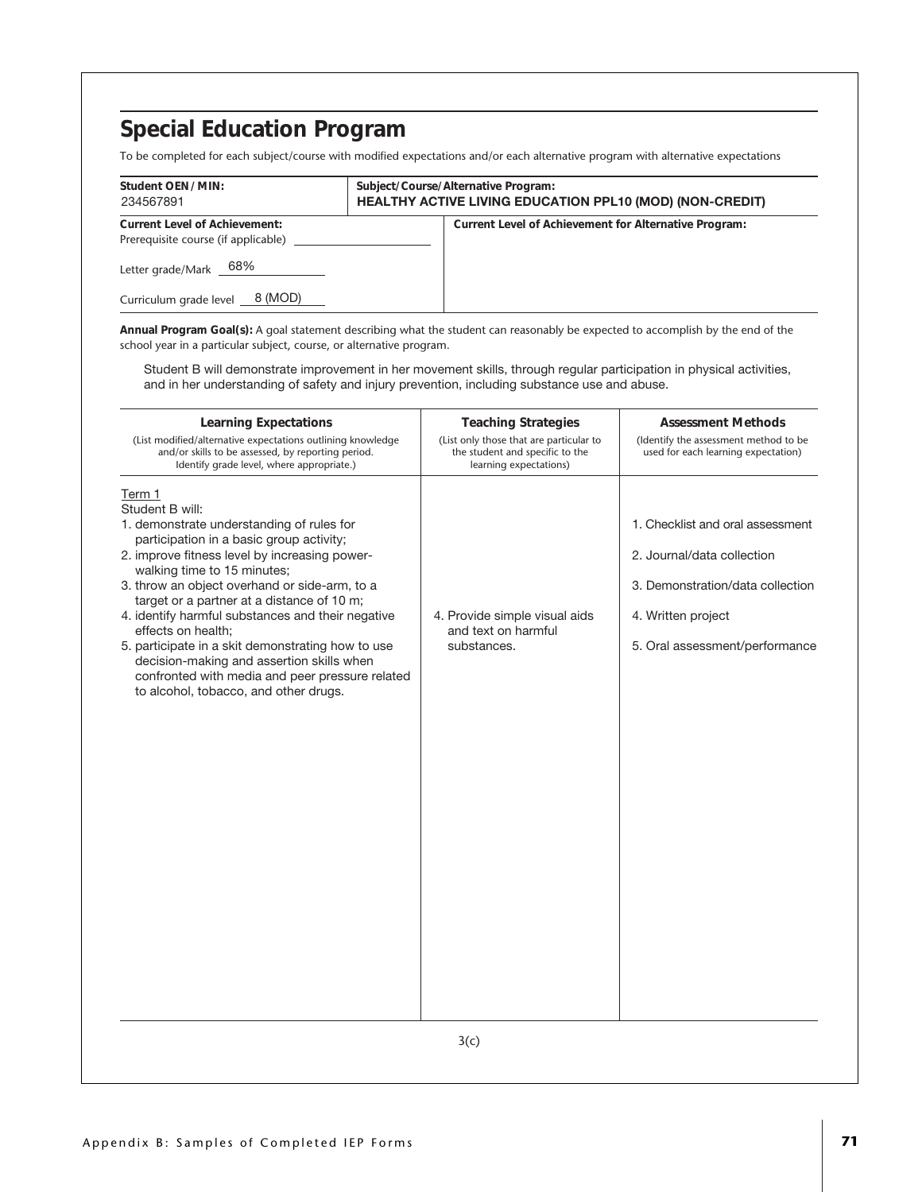# Special Education Program

To be completed for each subject/course with modified expectations and/or each alternative program with alternative expectations

| **Student OEN/MIN:** | **Subject/Course/Alternative Program:** |
|---|---|
| 234567891 | **HEALTHY ACTIVE LIVING EDUCATION PPL10 (MOD) (NON-CREDIT)** |

| **Current Level of Achievement:** | **Current Level of Achievement for Alternative Program:** |
|---|---|
| Prerequisite course (if applicable) ______ | |
| Letter grade/Mark 68% | |
| Curriculum grade level 8 (MOD) | |

**Annual Program Goal(s):** A goal statement describing what the student can reasonably be expected to accomplish by the end of the school year in a particular subject, course, or alternative program.

Student B will demonstrate improvement in her movement skills, through regular participation in physical activities, and in her understanding of safety and injury prevention, including substance use and abuse.

| **Learning Expectations** (List modified/alternative expectations outlining knowledge and/or skills to be assessed, by reporting period. Identify grade level, where appropriate.) | **Teaching Strategies** (List only those that are particular to the student and specific to the learning expectations) | **Assessment Methods** (Identify the assessment method to be used for each learning expectation) |
|---|---|---|
| Term 1<br>Student B will: | | |
| 1. demonstrate understanding of rules for participation in a basic group activity; | | 1. Checklist and oral assessment |
| 2. improve fitness level by increasing power-walking time to 15 minutes; | | 2. Journal/data collection |
| 3. throw an object overhand or side-arm, to a target or a partner at a distance of 10 m; | | 3. Demonstration/data collection |
| 4. identify harmful substances and their negative effects on health; | 4. Provide simple visual aids and text on harmful substances. | 4. Written project |
| 5. participate in a skit demonstrating how to use decision-making and assertion skills when confronted with media and peer pressure related to alcohol, tobacco, and other drugs. | | 5. Oral assessment/performance |

3(c)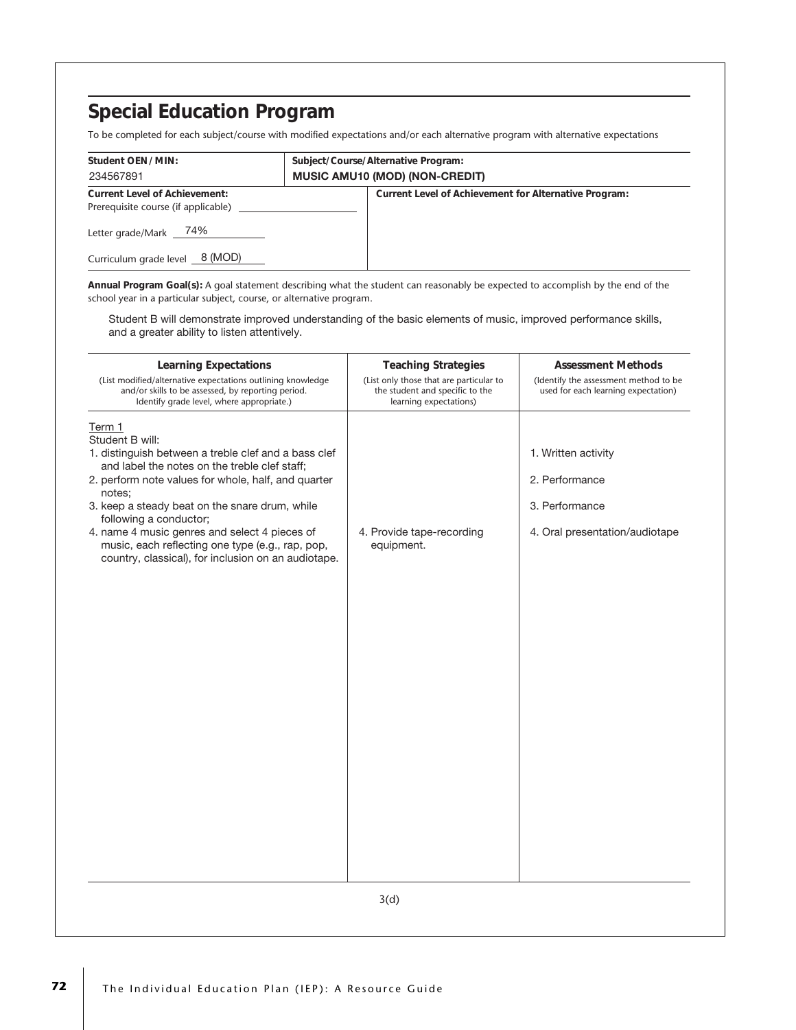## Special Education Program

To be completed for each subject/course with modified expectations and/or each alternative program with alternative expectations

| **Student OEN / MIN:** | **Subject/Course/Alternative Program:** |
|---|---|
| 234567891 | **MUSIC AMU10 (MOD) (NON-CREDIT)** |

| **Current Level of Achievement:** | **Current Level of Achievement for Alternative Program:** |
|---|---|
| Prerequisite course (if applicable) ______ | |
| Letter grade/Mark 74% | |
| Curriculum grade level 8 (MOD) | |

**Annual Program Goal(s):** A goal statement describing what the student can reasonably be expected to accomplish by the end of the school year in a particular subject, course, or alternative program.

Student B will demonstrate improved understanding of the basic elements of music, improved performance skills, and a greater ability to listen attentively.

| **Learning Expectations** (List modified/alternative expectations outlining knowledge and/or skills to be assessed, by reporting period. Identify grade level, where appropriate.) | **Teaching Strategies** (List only those that are particular to the student and specific to the learning expectations) | **Assessment Methods** (Identify the assessment method to be used for each learning expectation) |
|---|---|---|
| Term 1<br>Student B will: | | |
| 1. distinguish between a treble clef and a bass clef and label the notes on the treble clef staff; | | 1. Written activity |
| 2. perform note values for whole, half, and quarter notes; | | 2. Performance |
| 3. keep a steady beat on the snare drum, while following a conductor; | | 3. Performance |
| 4. name 4 music genres and select 4 pieces of music, each reflecting one type (e.g., rap, pop, country, classical), for inclusion on an audiotape. | 4. Provide tape-recording equipment. | 4. Oral presentation/audiotape |

3(d)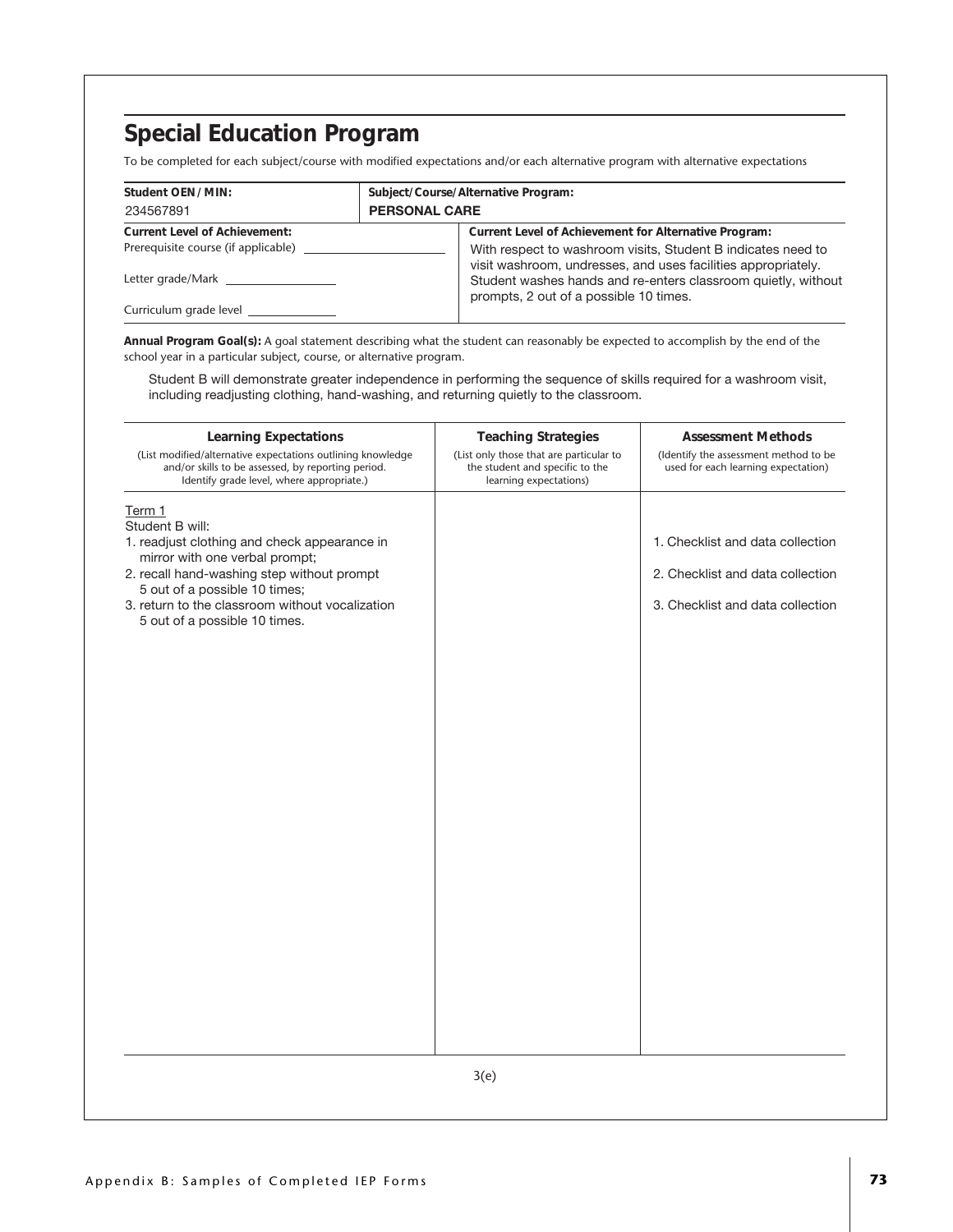## Special Education Program

To be completed for each subject/course with modified expectations and/or each alternative program with alternative expectations

| **Student OEN/MIN:** | **Subject/Course/Alternative Program:** |
|---|---|
| 234567891 | **PERSONAL CARE** |

| **Current Level of Achievement:** | **Current Level of Achievement for Alternative Program:** |
|---|---|
| Prerequisite course (if applicable) ______<br>Letter grade/Mark ______<br>Curriculum grade level ______ | With respect to washroom visits, Student B indicates need to visit washroom, undresses, and uses facilities appropriately. Student washes hands and re-enters classroom quietly, without prompts, 2 out of a possible 10 times. |

**Annual Program Goal(s):** A goal statement describing what the student can reasonably be expected to accomplish by the end of the school year in a particular subject, course, or alternative program.

Student B will demonstrate greater independence in performing the sequence of skills required for a washroom visit, including readjusting clothing, hand-washing, and returning quietly to the classroom.

| **Learning Expectations**<br>(List modified/alternative expectations outlining knowledge and/or skills to be assessed, by reporting period. Identify grade level, where appropriate.) | **Teaching Strategies**<br>(List only those that are particular to the student and specific to the learning expectations) | **Assessment Methods**<br>(Identify the assessment method to be used for each learning expectation) |
|---|---|---|
| Term 1<br>Student B will: | | |
| 1. readjust clothing and check appearance in mirror with one verbal prompt; | | 1. Checklist and data collection |
| 2. recall hand-washing step without prompt 5 out of a possible 10 times; | | 2. Checklist and data collection |
| 3. return to the classroom without vocalization 5 out of a possible 10 times. | | 3. Checklist and data collection |

3(e)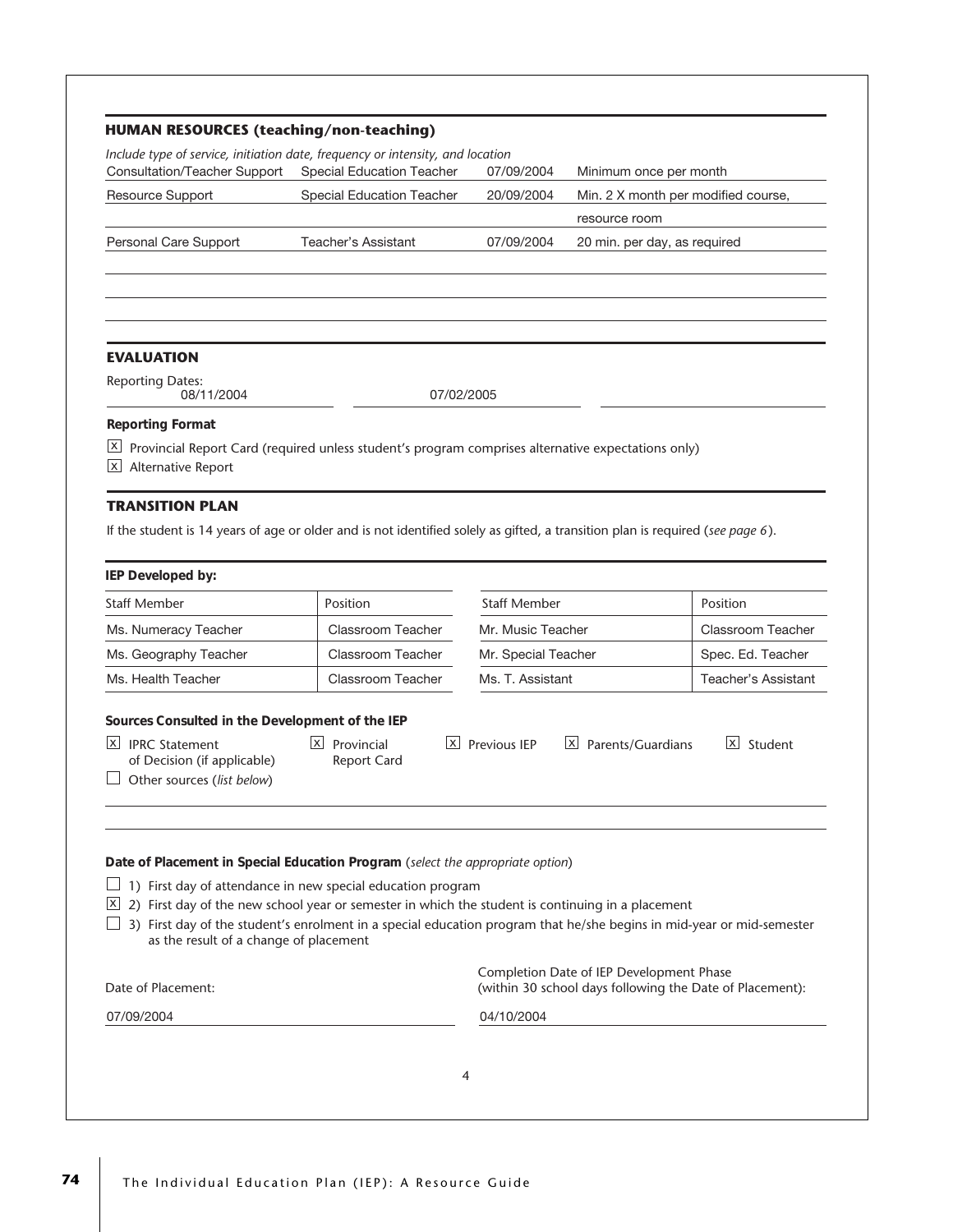## HUMAN RESOURCES (teaching/non-teaching)

*Include type of service, initiation date, frequency or intensity, and location*

| | | | |
|---|---|---|---|
| Consultation/Teacher Support | Special Education Teacher | 07/09/2004 | Minimum once per month |
| Resource Support | Special Education Teacher | 20/09/2004 | Min. 2 X month per modified course, resource room |
| Personal Care Support | Teacher's Assistant | 07/09/2004 | 20 min. per day, as required |

## EVALUATION

Reporting Dates:

08/11/2004 07/02/2005

**Reporting Format**

☒ Provincial Report Card (required unless student's program comprises alternative expectations only)

☒ Alternative Report

## TRANSITION PLAN

If the student is 14 years of age or older and is not identified solely as gifted, a transition plan is required (*see page 6*).

**IEP Developed by:**

| Staff Member | Position | Staff Member | Position |
|---|---|---|---|
| Ms. Numeracy Teacher | Classroom Teacher | Mr. Music Teacher | Classroom Teacher |
| Ms. Geography Teacher | Classroom Teacher | Mr. Special Teacher | Spec. Ed. Teacher |
| Ms. Health Teacher | Classroom Teacher | Ms. T. Assistant | Teacher's Assistant |

**Sources Consulted in the Development of the IEP**

☒ IPRC Statement of Decision (if applicable) ☒ Provincial Report Card ☒ Previous IEP ☒ Parents/Guardians ☒ Student

☐ Other sources (*list below*)

**Date of Placement in Special Education Program** (*select the appropriate option*)

☐ 1) First day of attendance in new special education program

☒ 2) First day of the new school year or semester in which the student is continuing in a placement

☐ 3) First day of the student's enrolment in a special education program that he/she begins in mid-year or mid-semester as the result of a change of placement

Date of Placement: 07/09/2004

Completion Date of IEP Development Phase (within 30 school days following the Date of Placement): 04/10/2004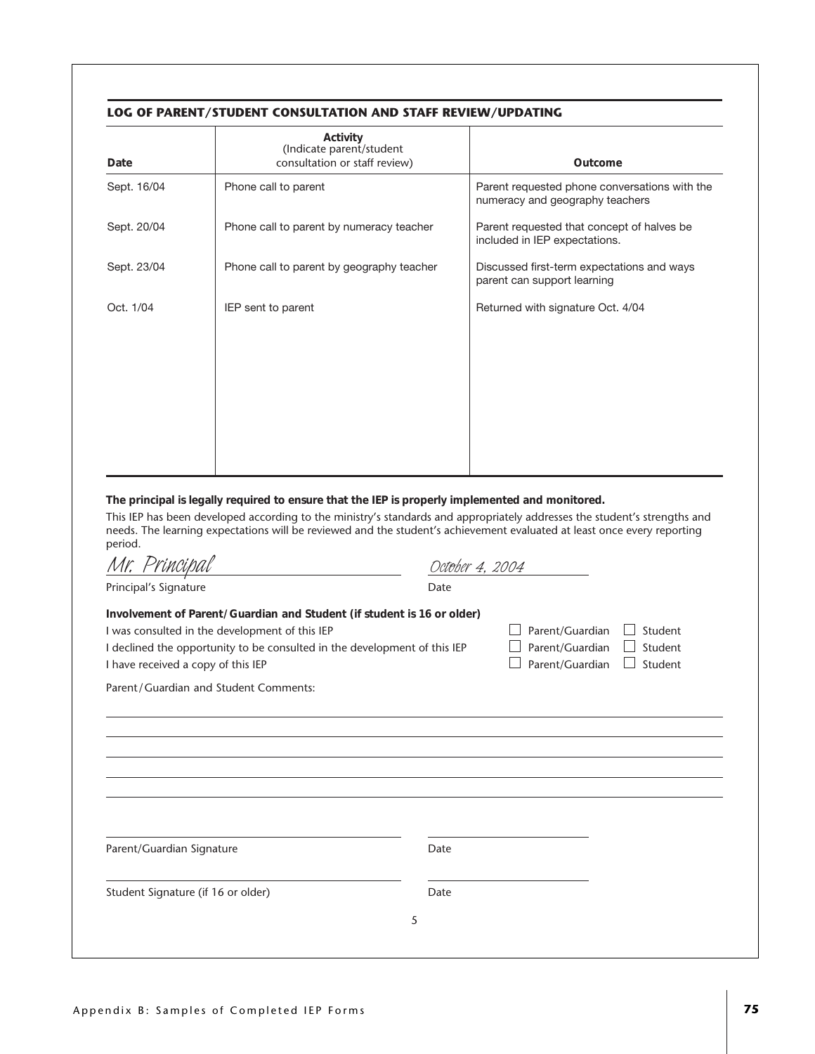## LOG OF PARENT/STUDENT CONSULTATION AND STAFF REVIEW/UPDATING

| Date | Activity (Indicate parent/student consultation or staff review) | Outcome |
|---|---|---|
| Sept. 16/04 | Phone call to parent | Parent requested phone conversations with the numeracy and geography teachers |
| Sept. 20/04 | Phone call to parent by numeracy teacher | Parent requested that concept of halves be included in IEP expectations. |
| Sept. 23/04 | Phone call to parent by geography teacher | Discussed first-term expectations and ways parent can support learning |
| Oct. 1/04 | IEP sent to parent | Returned with signature Oct. 4/04 |

**The principal is legally required to ensure that the IEP is properly implemented and monitored.**

This IEP has been developed according to the ministry's standards and appropriately addresses the student's strengths and needs. The learning expectations will be reviewed and the student's achievement evaluated at least once every reporting period.

*Mr. Principal* — *October 4, 2004*

Principal's Signature — Date

**Involvement of Parent/Guardian and Student (if student is 16 or older)**

I was consulted in the development of this IEP ☐ Parent/Guardian ☐ Student

I declined the opportunity to be consulted in the development of this IEP ☐ Parent/Guardian ☐ Student

I have received a copy of this IEP ☐ Parent/Guardian ☐ Student

Parent/Guardian and Student Comments:

Parent/Guardian Signature — Date

Student Signature (if 16 or older) — Date

5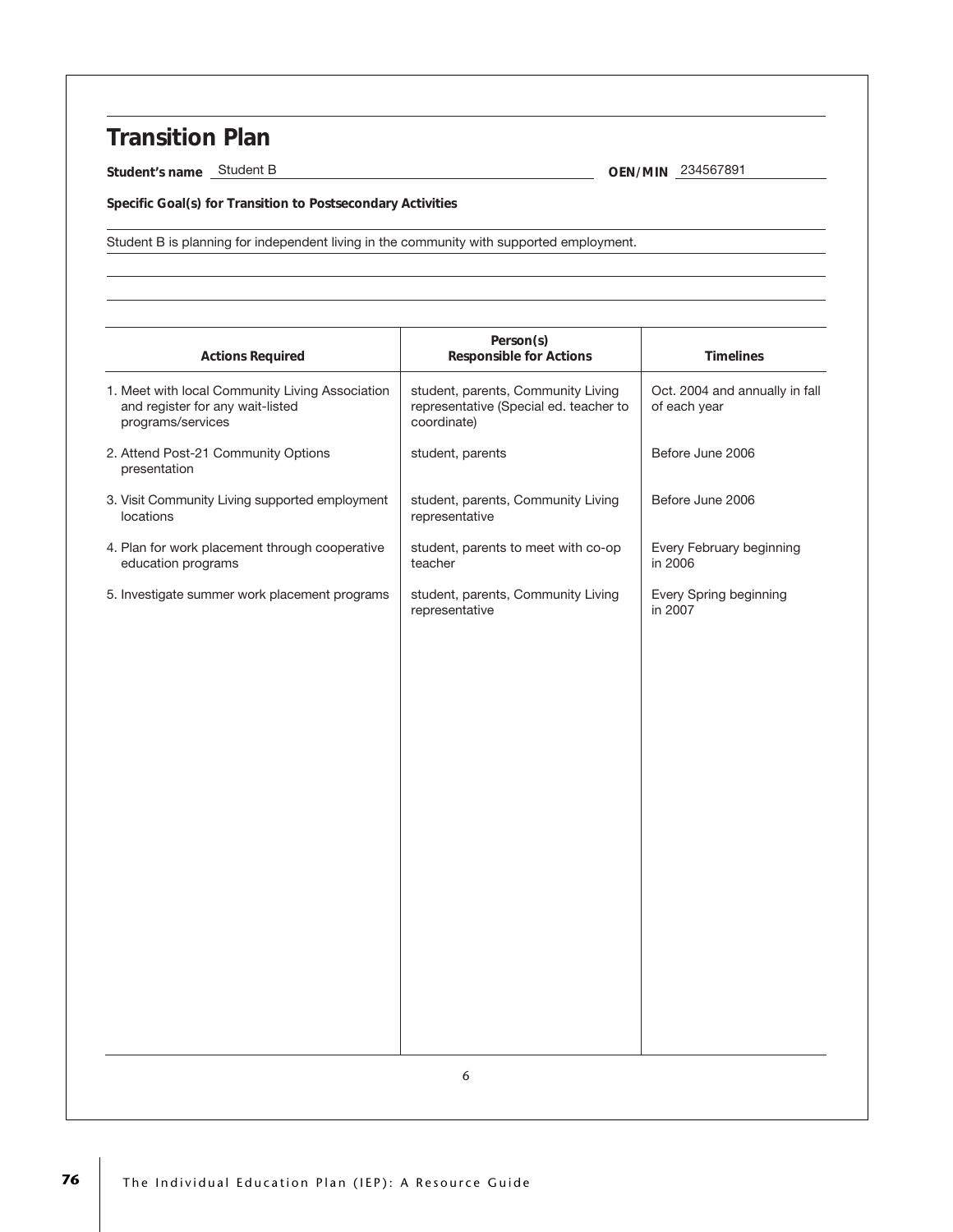# Transition Plan

**Student's name** Student B **OEN/MIN** 234567891

**Specific Goal(s) for Transition to Postsecondary Activities**

Student B is planning for independent living in the community with supported employment.

| Actions Required | Person(s) Responsible for Actions | Timelines |
|---|---|---|
| 1. Meet with local Community Living Association and register for any wait-listed programs/services | student, parents, Community Living representative (Special ed. teacher to coordinate) | Oct. 2004 and annually in fall of each year |
| 2. Attend Post-21 Community Options presentation | student, parents | Before June 2006 |
| 3. Visit Community Living supported employment locations | student, parents, Community Living representative | Before June 2006 |
| 4. Plan for work placement through cooperative education programs | student, parents to meet with co-op teacher | Every February beginning in 2006 |
| 5. Investigate summer work placement programs | student, parents, Community Living representative | Every Spring beginning in 2007 |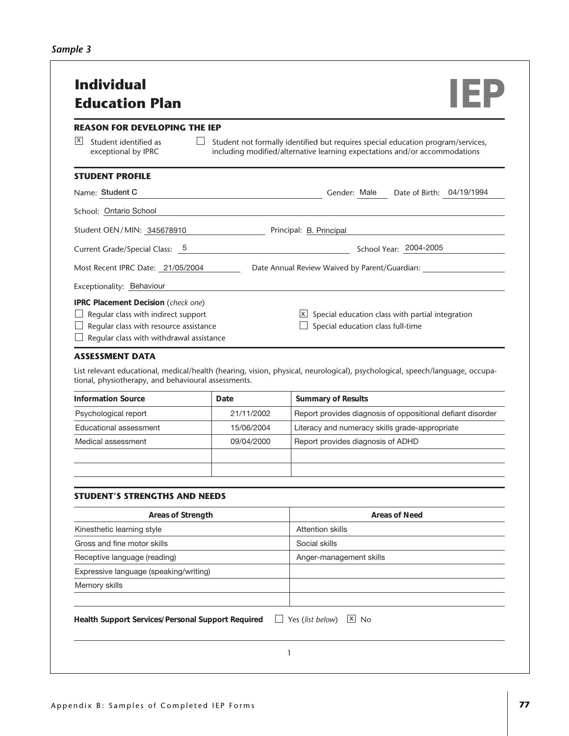*Sample 3*

# Individual Education Plan

**IEP**

## REASON FOR DEVELOPING THE IEP

[X] Student identified as exceptional by IPRC

[ ] Student not formally identified but requires special education program/services, including modified/alternative learning expectations and/or accommodations

## STUDENT PROFILE

Name: Student C    Gender: Male    Date of Birth: 04/19/1994

School: Ontario School

Student OEN/MIN: 345678910    Principal: B. Principal

Current Grade/Special Class: 5    School Year: 2004-2005

Most Recent IPRC Date: 21/05/2004    Date Annual Review Waived by Parent/Guardian:

Exceptionality: Behaviour

**IPRC Placement Decision** (*check one*)

[ ] Regular class with indirect support
[ ] Regular class with resource assistance
[ ] Regular class with withdrawal assistance
[X] Special education class with partial integration
[ ] Special education class full-time

## ASSESSMENT DATA

List relevant educational, medical/health (hearing, vision, physical, neurological), psychological, speech/language, occupational, physiotherapy, and behavioural assessments.

| Information Source | Date | Summary of Results |
|---|---|---|
| Psychological report | 21/11/2002 | Report provides diagnosis of oppositional defiant disorder |
| Educational assessment | 15/06/2004 | Literacy and numeracy skills grade-appropriate |
| Medical assessment | 09/04/2000 | Report provides diagnosis of ADHD |
| | | |
| | | |

## STUDENT'S STRENGTHS AND NEEDS

| Areas of Strength | Areas of Need |
|---|---|
| Kinesthetic learning style | Attention skills |
| Gross and fine motor skills | Social skills |
| Receptive language (reading) | Anger-management skills |
| Expressive language (speaking/writing) | |
| Memory skills | |
| | |

**Health Support Services/Personal Support Required** [ ] Yes (*list below*) [X] No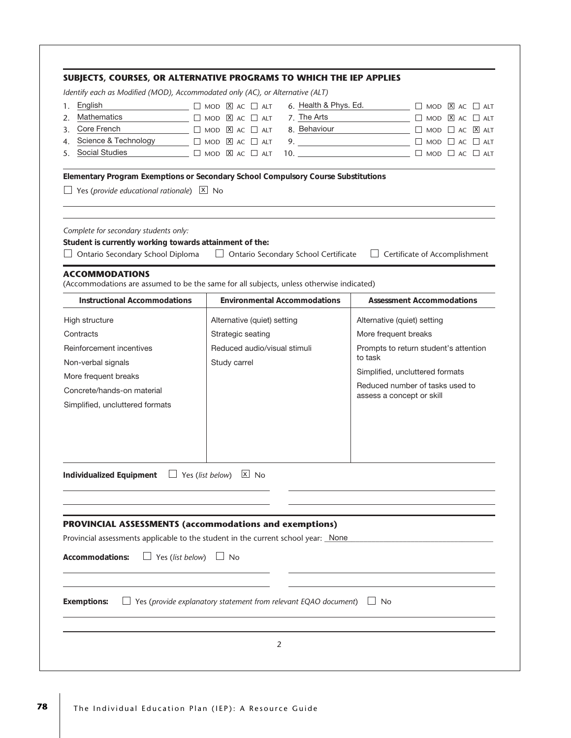## SUBJECTS, COURSES, OR ALTERNATIVE PROGRAMS TO WHICH THE IEP APPLIES

*Identify each as Modified (MOD), Accommodated only (AC), or Alternative (ALT)*

| | Subject | MOD | AC | ALT |
|---|---|---|---|---|
| 1. | English | ☐ | ☒ | ☐ |
| 2. | Mathematics | ☐ | ☒ | ☐ |
| 3. | Core French | ☐ | ☒ | ☐ |
| 4. | Science & Technology | ☐ | ☒ | ☐ |
| 5. | Social Studies | ☐ | ☒ | ☐ |
| 6. | Health & Phys. Ed. | ☐ | ☒ | ☐ |
| 7. | The Arts | ☐ | ☒ | ☐ |
| 8. | Behaviour | ☐ | ☐ | ☒ |
| 9. | | ☐ | ☐ | ☐ |
| 10. | | ☐ | ☐ | ☐ |

**Elementary Program Exemptions or Secondary School Compulsory Course Substitutions**

☐ Yes (*provide educational rationale*) ☒ No

*Complete for secondary students only:*

**Student is currently working towards attainment of the:**

☐ Ontario Secondary School Diploma ☐ Ontario Secondary School Certificate ☐ Certificate of Accomplishment

## ACCOMMODATIONS

(Accommodations are assumed to be the same for all subjects, unless otherwise indicated)

| Instructional Accommodations | Environmental Accommodations | Assessment Accommodations |
|---|---|---|
| High structure | Alternative (quiet) setting | Alternative (quiet) setting |
| Contracts | Strategic seating | More frequent breaks |
| Reinforcement incentives | Reduced audio/visual stimuli | Prompts to return student's attention to task |
| Non-verbal signals | Study carrel | Simplified, uncluttered formats |
| More frequent breaks | | Reduced number of tasks used to assess a concept or skill |
| Concrete/hands-on material | | |
| Simplified, uncluttered formats | | |

**Individualized Equipment** ☐ Yes (*list below*) ☒ No

## PROVINCIAL ASSESSMENTS (accommodations and exemptions)

Provincial assessments applicable to the student in the current school year: None

**Accommodations:** ☐ Yes (*list below*) ☐ No

**Exemptions:** ☐ Yes (*provide explanatory statement from relevant EQAO document*) ☐ No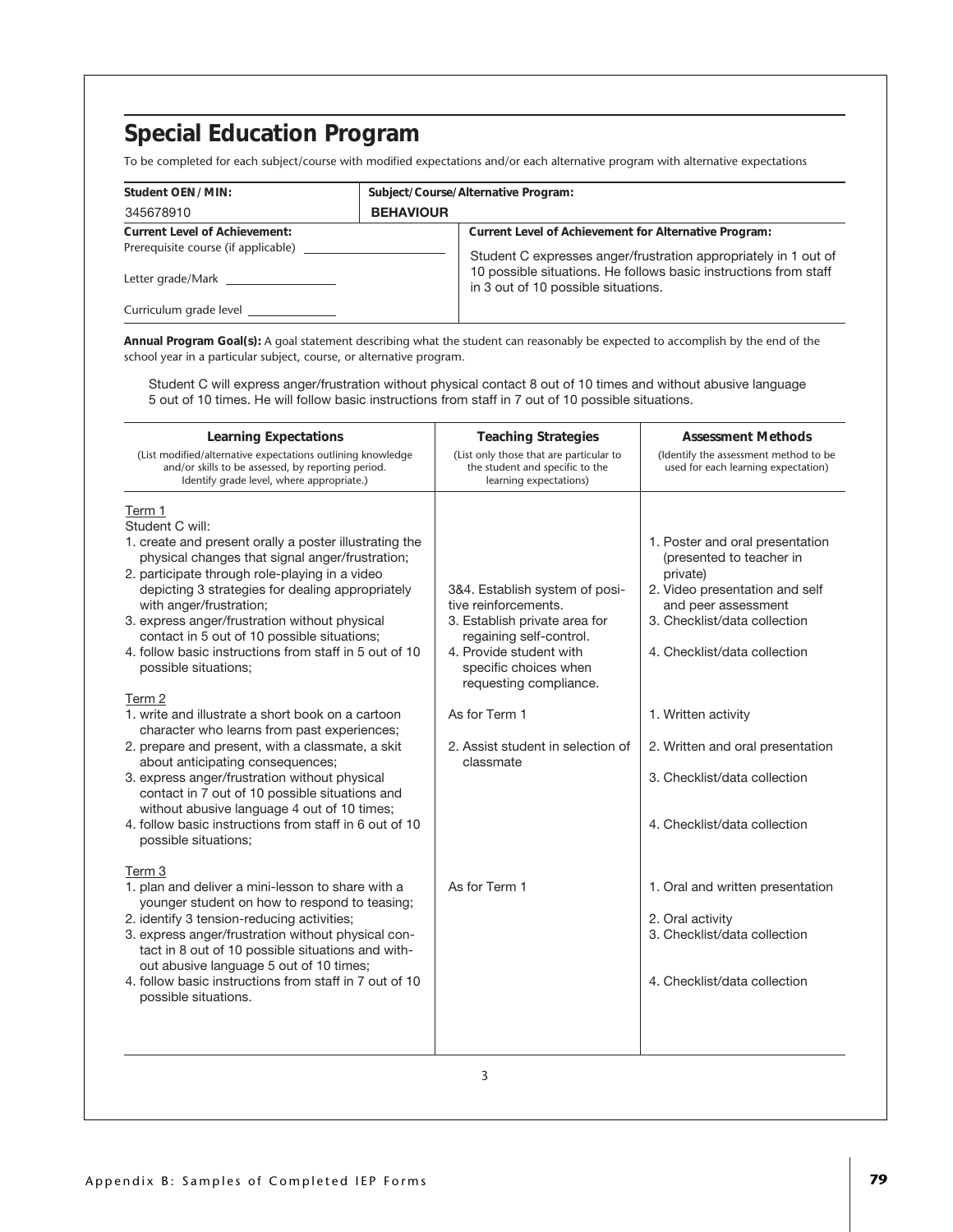## Special Education Program

To be completed for each subject/course with modified expectations and/or each alternative program with alternative expectations

| **Student OEN/MIN:** | **Subject/Course/Alternative Program:** |
|---|---|
| 345678910 | **BEHAVIOUR** |

| **Current Level of Achievement:** | **Current Level of Achievement for Alternative Program:** |
|---|---|
| Prerequisite course (if applicable) ______ <br> Letter grade/Mark ______ <br> Curriculum grade level ______ | Student C expresses anger/frustration appropriately in 1 out of 10 possible situations. He follows basic instructions from staff in 3 out of 10 possible situations. |

**Annual Program Goal(s):** A goal statement describing what the student can reasonably be expected to accomplish by the end of the school year in a particular subject, course, or alternative program.

Student C will express anger/frustration without physical contact 8 out of 10 times and without abusive language 5 out of 10 times. He will follow basic instructions from staff in 7 out of 10 possible situations.

| **Learning Expectations**<br>(List modified/alternative expectations outlining knowledge and/or skills to be assessed, by reporting period. Identify grade level, where appropriate.) | **Teaching Strategies**<br>(List only those that are particular to the student and specific to the learning expectations) | **Assessment Methods**<br>(Identify the assessment method to be used for each learning expectation) |
|---|---|---|
| Term 1<br>Student C will:<br>1. create and present orally a poster illustrating the physical changes that signal anger/frustration;<br>2. participate through role-playing in a video depicting 3 strategies for dealing appropriately with anger/frustration;<br>3. express anger/frustration without physical contact in 5 out of 10 possible situations;<br>4. follow basic instructions from staff in 5 out of 10 possible situations; | 3&4. Establish system of positive reinforcements.<br>3. Establish private area for regaining self-control.<br>4. Provide student with specific choices when requesting compliance. | 1. Poster and oral presentation (presented to teacher in private)<br>2. Video presentation and self and peer assessment<br>3. Checklist/data collection<br>4. Checklist/data collection |
| Term 2<br>1. write and illustrate a short book on a cartoon character who learns from past experiences;<br>2. prepare and present, with a classmate, a skit about anticipating consequences;<br>3. express anger/frustration without physical contact in 7 out of 10 possible situations and without abusive language 4 out of 10 times;<br>4. follow basic instructions from staff in 6 out of 10 possible situations; | As for Term 1<br>2. Assist student in selection of classmate | 1. Written activity<br>2. Written and oral presentation<br>3. Checklist/data collection<br>4. Checklist/data collection |
| Term 3<br>1. plan and deliver a mini-lesson to share with a younger student on how to respond to teasing;<br>2. identify 3 tension-reducing activities;<br>3. express anger/frustration without physical contact in 8 out of 10 possible situations and without abusive language 5 out of 10 times;<br>4. follow basic instructions from staff in 7 out of 10 possible situations. | As for Term 1 | 1. Oral and written presentation<br>2. Oral activity<br>3. Checklist/data collection<br>4. Checklist/data collection |

3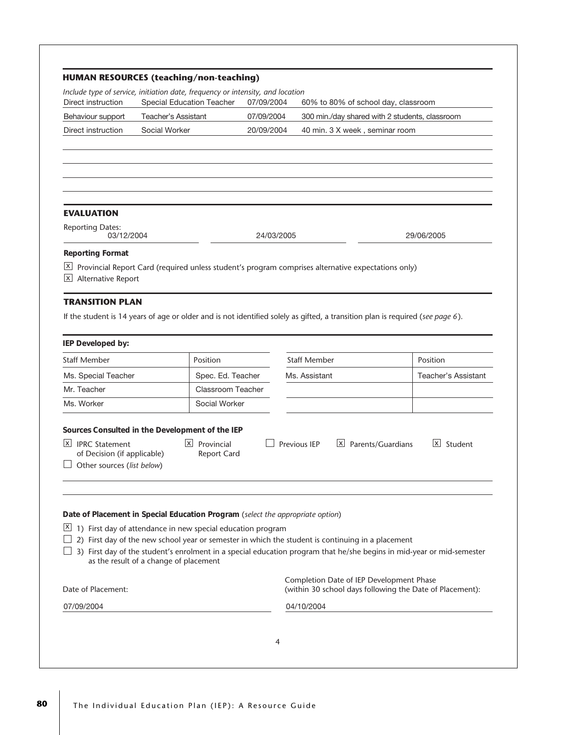## HUMAN RESOURCES (teaching/non-teaching)

*Include type of service, initiation date, frequency or intensity, and location*

| | | | |
|---|---|---|---|
| Direct instruction | Special Education Teacher | 07/09/2004 | 60% to 80% of school day, classroom |
| Behaviour support | Teacher's Assistant | 07/09/2004 | 300 min./day shared with 2 students, classroom |
| Direct instruction | Social Worker | 20/09/2004 | 40 min. 3 X week , seminar room |

## EVALUATION

Reporting Dates:

| | | |
|---|---|---|
| 03/12/2004 | 24/03/2005 | 29/06/2005 |

**Reporting Format**

[X] Provincial Report Card (required unless student's program comprises alternative expectations only)

[X] Alternative Report

## TRANSITION PLAN

If the student is 14 years of age or older and is not identified solely as gifted, a transition plan is required (*see page 6*).

### IEP Developed by:

| Staff Member | Position | Staff Member | Position |
|---|---|---|---|
| Ms. Special Teacher | Spec. Ed. Teacher | Ms. Assistant | Teacher's Assistant |
| Mr. Teacher | Classroom Teacher | | |
| Ms. Worker | Social Worker | | |

**Sources Consulted in the Development of the IEP**

[X] IPRC Statement of Decision (if applicable)
[X] Provincial Report Card
[ ] Previous IEP
[X] Parents/Guardians
[X] Student
[ ] Other sources (*list below*)

**Date of Placement in Special Education Program** (*select the appropriate option*)

[X] 1) First day of attendance in new special education program

[ ] 2) First day of the new school year or semester in which the student is continuing in a placement

[ ] 3) First day of the student's enrolment in a special education program that he/she begins in mid-year or mid-semester as the result of a change of placement

Date of Placement: 07/09/2004

Completion Date of IEP Development Phase (within 30 school days following the Date of Placement): 04/10/2004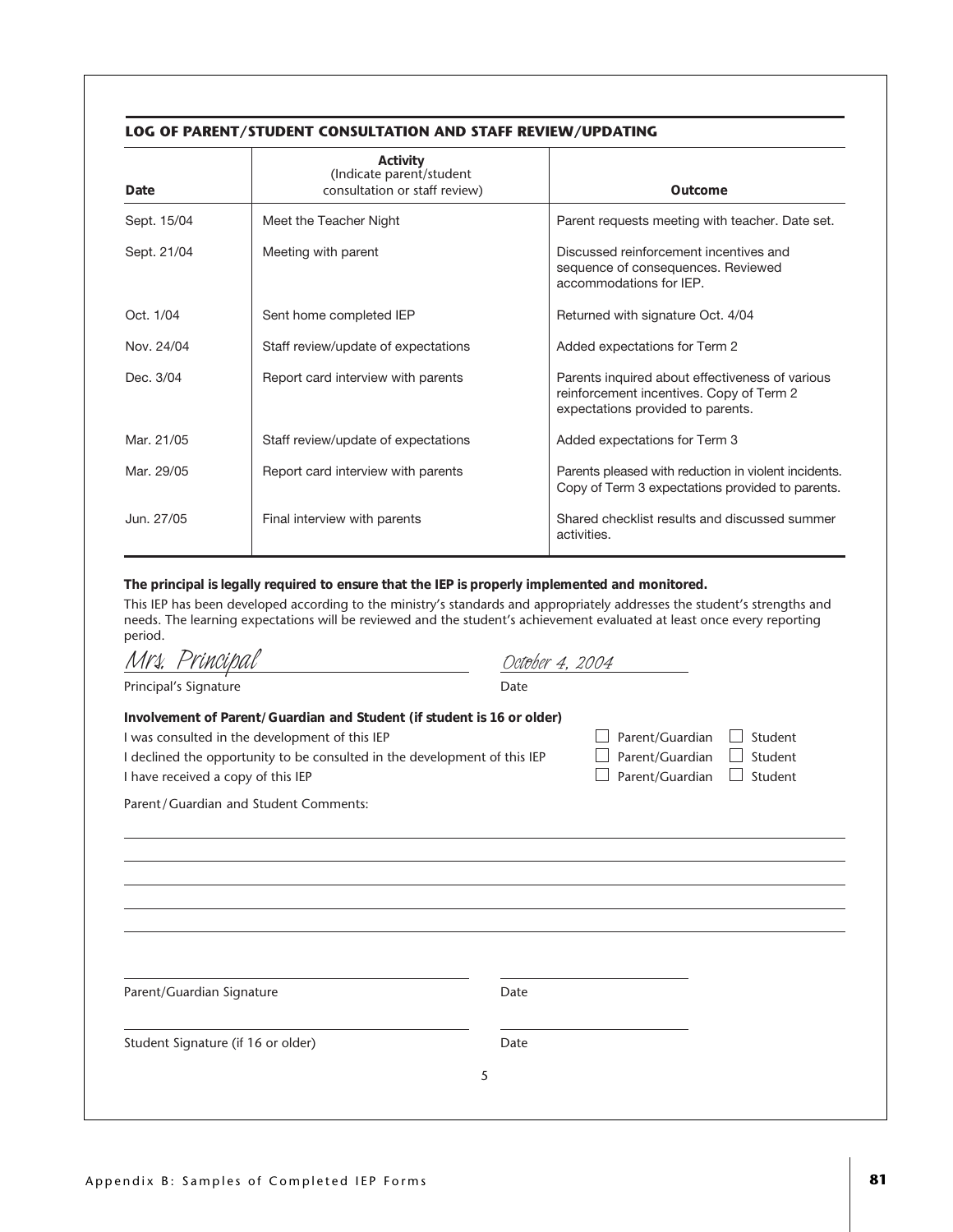## LOG OF PARENT/STUDENT CONSULTATION AND STAFF REVIEW/UPDATING

| Date | Activity (Indicate parent/student consultation or staff review) | Outcome |
|---|---|---|
| Sept. 15/04 | Meet the Teacher Night | Parent requests meeting with teacher. Date set. |
| Sept. 21/04 | Meeting with parent | Discussed reinforcement incentives and sequence of consequences. Reviewed accommodations for IEP. |
| Oct. 1/04 | Sent home completed IEP | Returned with signature Oct. 4/04 |
| Nov. 24/04 | Staff review/update of expectations | Added expectations for Term 2 |
| Dec. 3/04 | Report card interview with parents | Parents inquired about effectiveness of various reinforcement incentives. Copy of Term 2 expectations provided to parents. |
| Mar. 21/05 | Staff review/update of expectations | Added expectations for Term 3 |
| Mar. 29/05 | Report card interview with parents | Parents pleased with reduction in violent incidents. Copy of Term 3 expectations provided to parents. |
| Jun. 27/05 | Final interview with parents | Shared checklist results and discussed summer activities. |

**The principal is legally required to ensure that the IEP is properly implemented and monitored.**

This IEP has been developed according to the ministry's standards and appropriately addresses the student's strengths and needs. The learning expectations will be reviewed and the student's achievement evaluated at least once every reporting period.

*Mrs. Principal* &nbsp;&nbsp;&nbsp;&nbsp; *October 4, 2004*

Principal's Signature &nbsp;&nbsp;&nbsp;&nbsp; Date

**Involvement of Parent/Guardian and Student (if student is 16 or older)**

I was consulted in the development of this IEP &nbsp;&nbsp; ☐ Parent/Guardian &nbsp; ☐ Student

I declined the opportunity to be consulted in the development of this IEP &nbsp;&nbsp; ☐ Parent/Guardian &nbsp; ☐ Student

I have received a copy of this IEP &nbsp;&nbsp; ☐ Parent/Guardian &nbsp; ☐ Student

Parent/Guardian and Student Comments:

Parent/Guardian Signature &nbsp;&nbsp;&nbsp;&nbsp; Date

Student Signature (if 16 or older) &nbsp;&nbsp;&nbsp;&nbsp; Date

5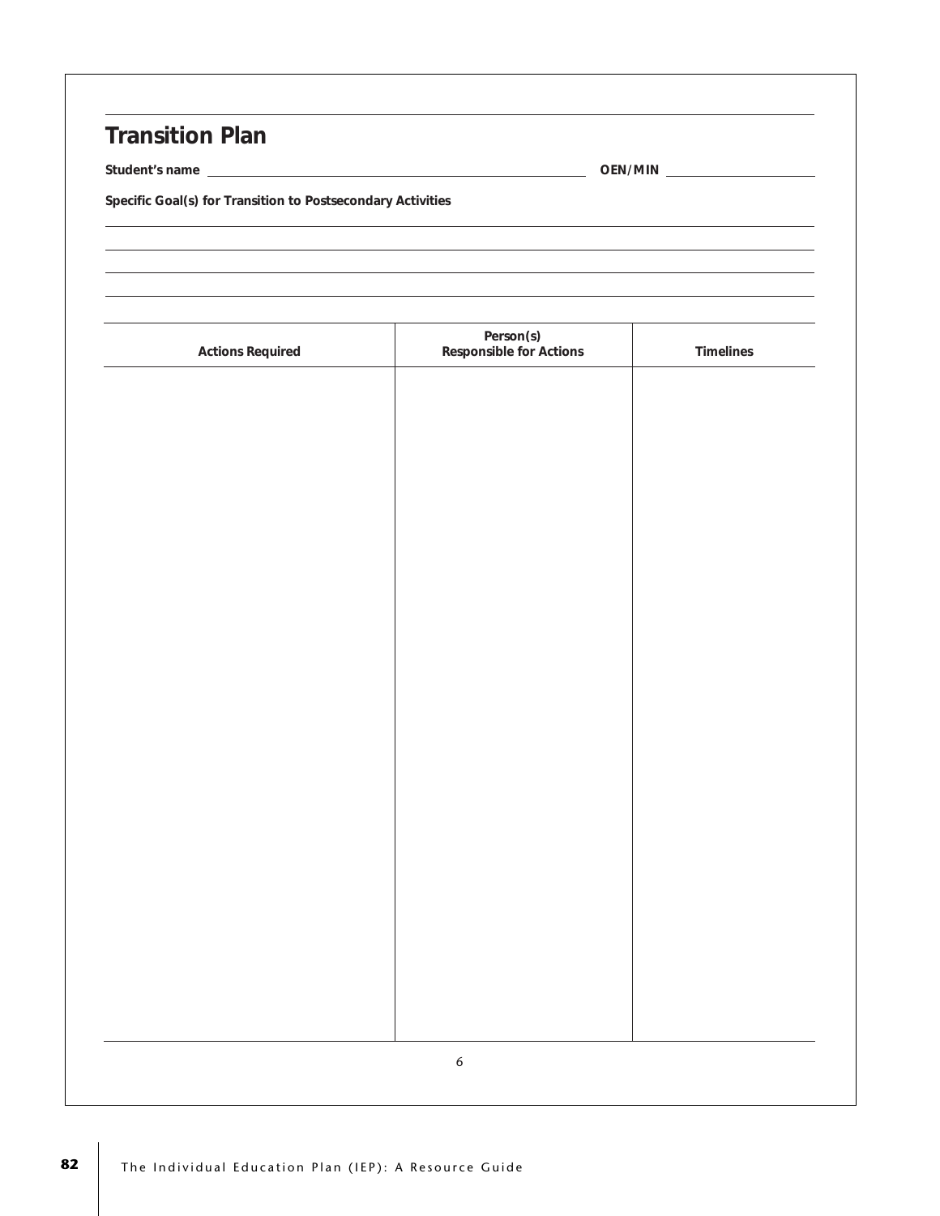## Transition Plan

**Student's name** ______________________ **OEN/MIN** ______________

**Specific Goal(s) for Transition to Postsecondary Activities**

| Actions Required | Person(s) Responsible for Actions | Timelines |
| --- | --- | --- |
| | | |

6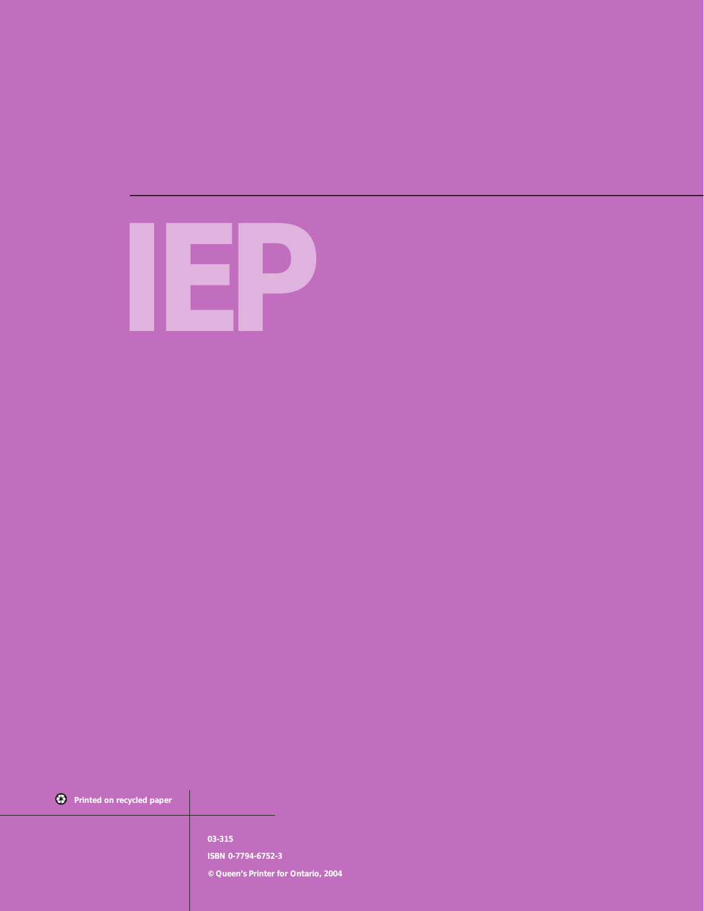# IEP

Printed on recycled paper

03-315

ISBN 0-7794-6752-3

© Queen's Printer for Ontario, 2004